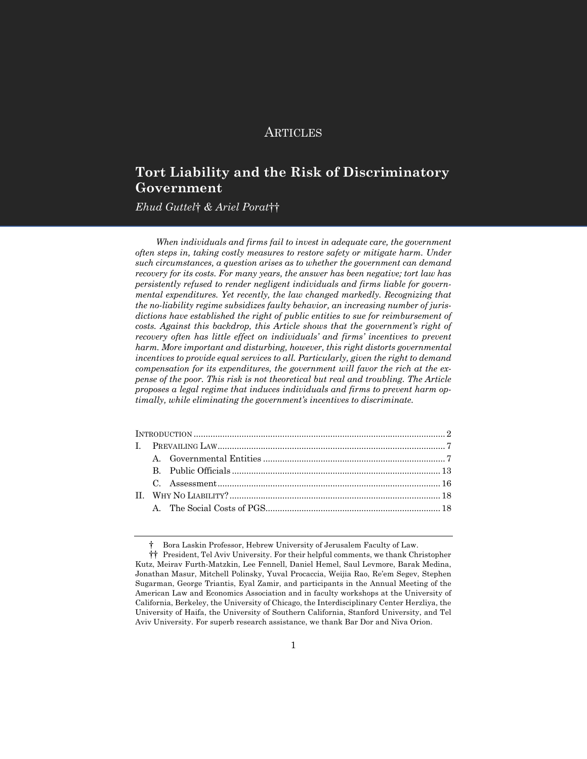ARTICLES

# Tort Liability and the Risk of Discriminatory Government

*Ehud Guttel† & Ariel Porat††*

*When individuals and firms fail to invest in adequate care, the government often steps in, taking costly measures to restore safety or mitigate harm. Under such circumstances, a question arises as to whether the government can demand recovery for its costs. For many years, the answer has been negative; tort law has persistently refused to render negligent individuals and firms liable for governmental expenditures. Yet recently, the law changed markedly. Recognizing that the no-liability regime subsidizes faulty behavior, an increasing number of jurisdictions have established the right of public entities to sue for reimbursement of costs. Against this backdrop, this Article shows that the government's right of recovery often has little effect on individuals' and firms' incentives to prevent harm. More important and disturbing, however, this right distorts governmental incentives to provide equal services to all. Particularly, given the right to demand compensation for its expenditures, the government will favor the rich at the expense of the poor. This risk is not theoretical but real and troubling. The Article proposes a legal regime that induces individuals and firms to prevent harm optimally, while eliminating the government's incentives to discriminate.*

INTRODUCTION .......... 2
I. PREVAILING LAW .......... 7
  A. Governmental Entities .......... 7
  B. Public Officials .......... 13
  C. Assessment .......... 16
II. WHY NO LIABILITY? .......... 18
  A. The Social Costs of PGS .......... 18

---

† Bora Laskin Professor, Hebrew University of Jerusalem Faculty of Law.

†† President, Tel Aviv University. For their helpful comments, we thank Christopher Kutz, Meirav Furth-Matzkin, Lee Fennell, Daniel Hemel, Saul Levmore, Barak Medina, Jonathan Masur, Mitchell Polinsky, Yuval Procaccia, Weijia Rao, Re'em Segev, Stephen Sugarman, George Triantis, Eyal Zamir, and participants in the Annual Meeting of the American Law and Economics Association and in faculty workshops at the University of California, Berkeley, the University of Chicago, the Interdisciplinary Center Herzliya, the University of Haifa, the University of Southern California, Stanford University, and Tel Aviv University. For superb research assistance, we thank Bar Dor and Niva Orion.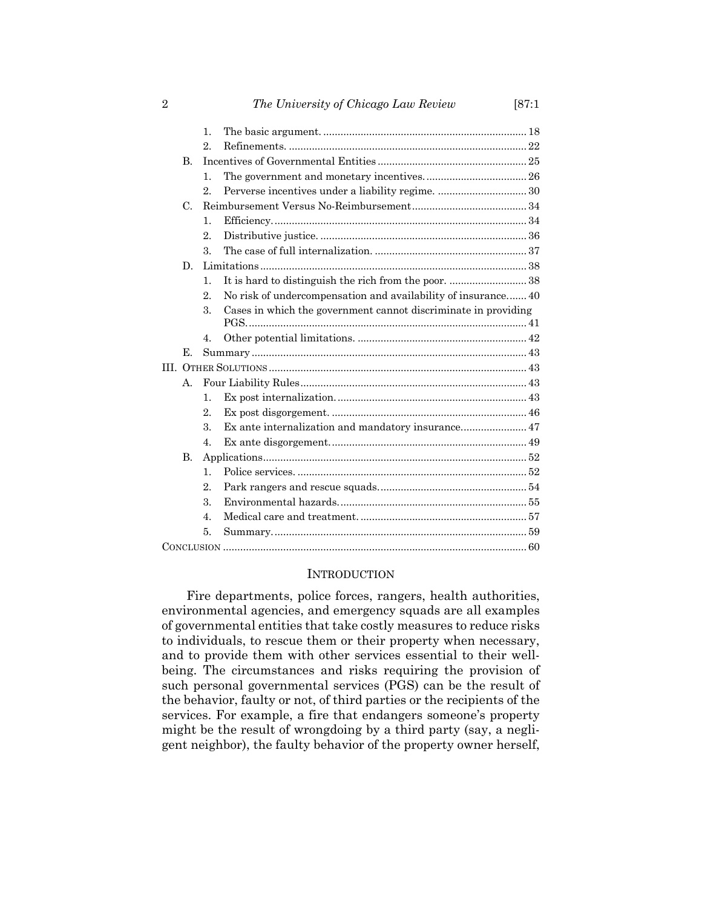- 1. The basic argument. ........................................................................ 18
- 2. Refinements. ................................................................................... 22

B. Incentives of Governmental Entities ..................................................... 25

- 1. The government and monetary incentives. .................................... 26
- 2. Perverse incentives under a liability regime. ................................ 30

C. Reimbursement Versus No-Reimbursement......................................... 34

- 1. Efficiency. ........................................................................................ 34
- 2. Distributive justice. ........................................................................ 36
- 3. The case of full internalization. ...................................................... 37

D. Limitations ............................................................................................. 38

- 1. It is hard to distinguish the rich from the poor. ............................ 38
- 2. No risk of undercompensation and availability of insurance. ...... 40
- 3. Cases in which the government cannot discriminate in providing PGS. ................................................................................................ 41
- 4. Other potential limitations. ............................................................ 42

E. Summary ................................................................................................ 43

III. OTHER SOLUTIONS ........................................................................................ 43

A. Four Liability Rules ............................................................................... 43

- 1. Ex post internalization. .................................................................. 43
- 2. Ex post disgorgement. .................................................................... 46
- 3. Ex ante internalization and mandatory insurance. ...................... 47
- 4. Ex ante disgorgement. .................................................................... 49

B. Applications ........................................................................................... 52

- 1. Police services. ................................................................................ 52
- 2. Park rangers and rescue squads. .................................................... 54
- 3. Environmental hazards. .................................................................. 55
- 4. Medical care and treatment. ........................................................... 57
- 5. Summary. ........................................................................................ 59

CONCLUSION ......................................................................................................... 60

## INTRODUCTION

Fire departments, police forces, rangers, health authorities, environmental agencies, and emergency squads are all examples of governmental entities that take costly measures to reduce risks to individuals, to rescue them or their property when necessary, and to provide them with other services essential to their well-being. The circumstances and risks requiring the provision of such personal governmental services (PGS) can be the result of the behavior, faulty or not, of third parties or the recipients of the services. For example, a fire that endangers someone's property might be the result of wrongdoing by a third party (say, a negligent neighbor), the faulty behavior of the property owner herself,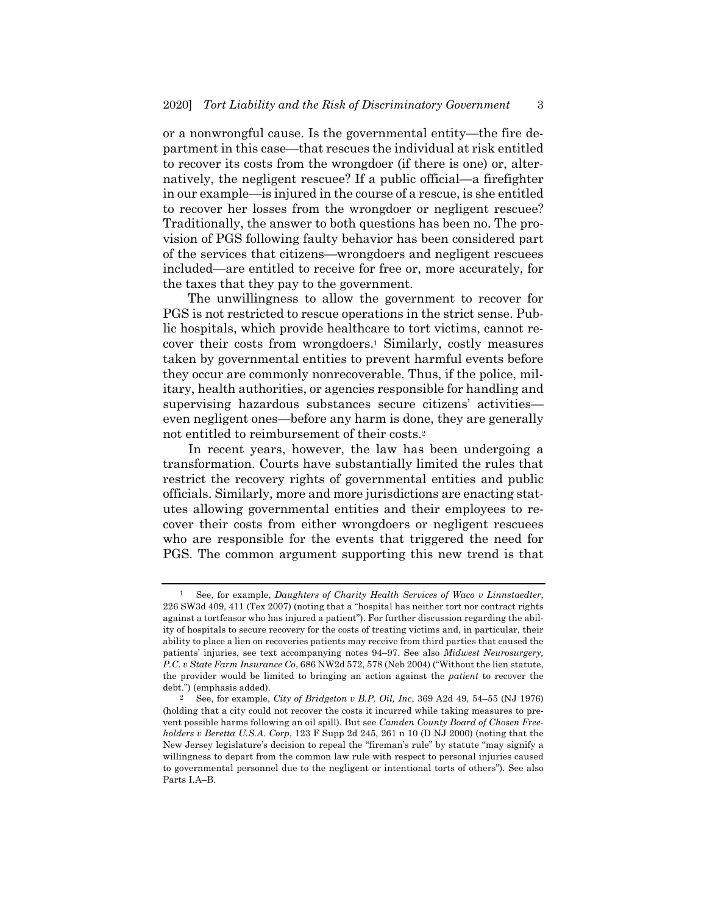or a nonwrongful cause. Is the governmental entity—the fire department in this case—that rescues the individual at risk entitled to recover its costs from the wrongdoer (if there is one) or, alternatively, the negligent rescuee? If a public official—a firefighter in our example—is injured in the course of a rescue, is she entitled to recover her losses from the wrongdoer or negligent rescuee? Traditionally, the answer to both questions has been no. The provision of PGS following faulty behavior has been considered part of the services that citizens—wrongdoers and negligent rescuees included—are entitled to receive for free or, more accurately, for the taxes that they pay to the government.

The unwillingness to allow the government to recover for PGS is not restricted to rescue operations in the strict sense. Public hospitals, which provide healthcare to tort victims, cannot recover their costs from wrongdoers.[1] Similarly, costly measures taken by governmental entities to prevent harmful events before they occur are commonly nonrecoverable. Thus, if the police, military, health authorities, or agencies responsible for handling and supervising hazardous substances secure citizens' activities—even negligent ones—before any harm is done, they are generally not entitled to reimbursement of their costs.[2]

In recent years, however, the law has been undergoing a transformation. Courts have substantially limited the rules that restrict the recovery rights of governmental entities and public officials. Similarly, more and more jurisdictions are enacting statutes allowing governmental entities and their employees to recover their costs from either wrongdoers or negligent rescuees who are responsible for the events that triggered the need for PGS. The common argument supporting this new trend is that

---

[1] See, for example, *Daughters of Charity Health Services of Waco v Linnstaedter*, 226 SW3d 409, 411 (Tex 2007) (noting that a "hospital has neither tort nor contract rights against a tortfeasor who has injured a patient"). For further discussion regarding the ability of hospitals to secure recovery for the costs of treating victims and, in particular, their ability to place a lien on recoveries patients may receive from third parties that caused the patients' injuries, see text accompanying notes 94–97. See also *Midwest Neurosurgery, P.C. v State Farm Insurance Co*, 686 NW2d 572, 578 (Neb 2004) ("Without the lien statute, the provider would be limited to bringing an action against the *patient* to recover the debt.") (emphasis added).

[2] See, for example, *City of Bridgeton v B.P. Oil, Inc*, 369 A2d 49, 54–55 (NJ 1976) (holding that a city could not recover the costs it incurred while taking measures to prevent possible harms following an oil spill). But see *Camden County Board of Chosen Freeholders v Beretta U.S.A. Corp*, 123 F Supp 2d 245, 261 n 10 (D NJ 2000) (noting that the New Jersey legislature's decision to repeal the "fireman's rule" by statute "may signify a willingness to depart from the common law rule with respect to personal injuries caused to governmental personnel due to the negligent or intentional torts of others"). See also Parts I.A–B.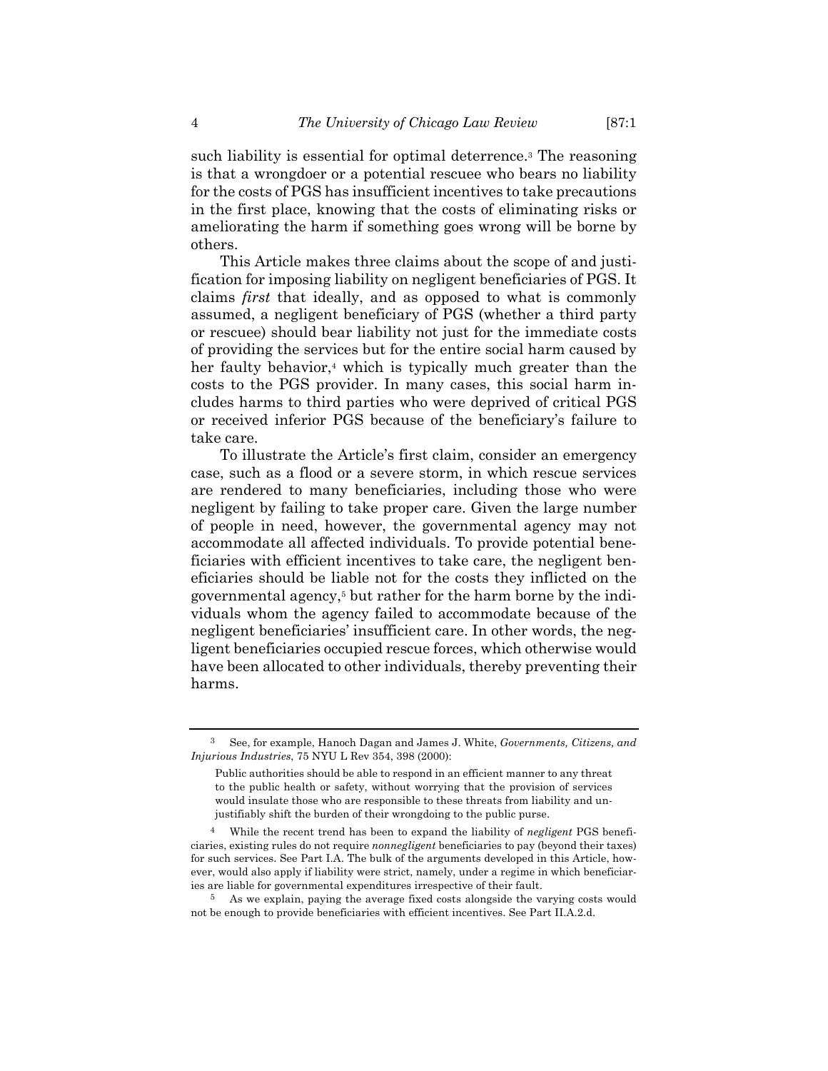such liability is essential for optimal deterrence.[3] The reasoning is that a wrongdoer or a potential rescuee who bears no liability for the costs of PGS has insufficient incentives to take precautions in the first place, knowing that the costs of eliminating risks or ameliorating the harm if something goes wrong will be borne by others.

This Article makes three claims about the scope of and justification for imposing liability on negligent beneficiaries of PGS. It claims *first* that ideally, and as opposed to what is commonly assumed, a negligent beneficiary of PGS (whether a third party or rescuee) should bear liability not just for the immediate costs of providing the services but for the entire social harm caused by her faulty behavior,[4] which is typically much greater than the costs to the PGS provider. In many cases, this social harm includes harms to third parties who were deprived of critical PGS or received inferior PGS because of the beneficiary's failure to take care.

To illustrate the Article's first claim, consider an emergency case, such as a flood or a severe storm, in which rescue services are rendered to many beneficiaries, including those who were negligent by failing to take proper care. Given the large number of people in need, however, the governmental agency may not accommodate all affected individuals. To provide potential beneficiaries with efficient incentives to take care, the negligent beneficiaries should be liable not for the costs they inflicted on the governmental agency,[5] but rather for the harm borne by the individuals whom the agency failed to accommodate because of the negligent beneficiaries' insufficient care. In other words, the negligent beneficiaries occupied rescue forces, which otherwise would have been allocated to other individuals, thereby preventing their harms.

---

[3] See, for example, Hanoch Dagan and James J. White, *Governments, Citizens, and Injurious Industries*, 75 NYU L Rev 354, 398 (2000):

> Public authorities should be able to respond in an efficient manner to any threat to the public health or safety, without worrying that the provision of services would insulate those who are responsible to these threats from liability and unjustifiably shift the burden of their wrongdoing to the public purse.

[4] While the recent trend has been to expand the liability of *negligent* PGS beneficiaries, existing rules do not require *nonnegligent* beneficiaries to pay (beyond their taxes) for such services. See Part I.A. The bulk of the arguments developed in this Article, however, would also apply if liability were strict, namely, under a regime in which beneficiaries are liable for governmental expenditures irrespective of their fault.

[5] As we explain, paying the average fixed costs alongside the varying costs would not be enough to provide beneficiaries with efficient incentives. See Part II.A.2.d.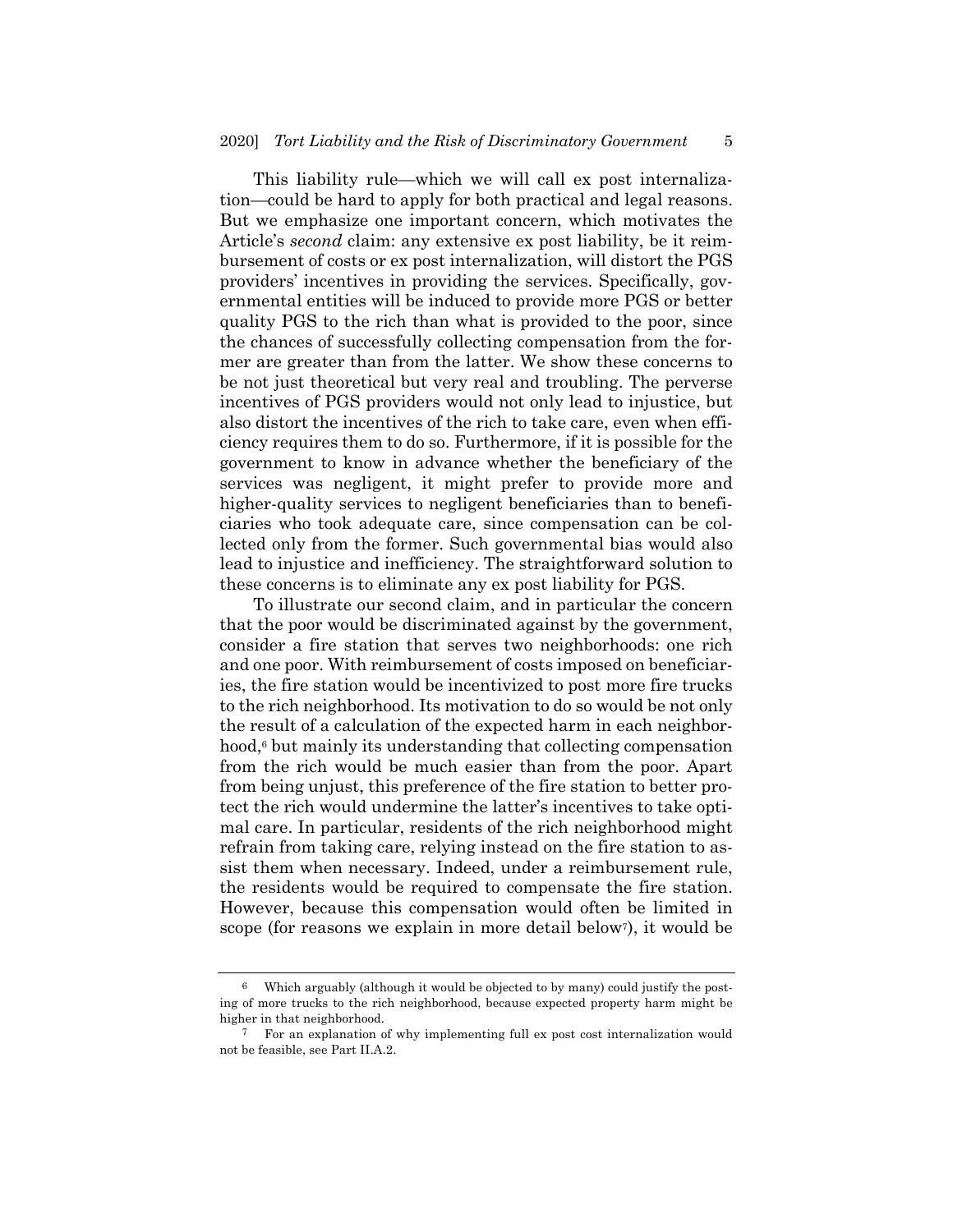This liability rule—which we will call ex post internalization—could be hard to apply for both practical and legal reasons. But we emphasize one important concern, which motivates the Article's *second* claim: any extensive ex post liability, be it reimbursement of costs or ex post internalization, will distort the PGS providers' incentives in providing the services. Specifically, governmental entities will be induced to provide more PGS or better quality PGS to the rich than what is provided to the poor, since the chances of successfully collecting compensation from the former are greater than from the latter. We show these concerns to be not just theoretical but very real and troubling. The perverse incentives of PGS providers would not only lead to injustice, but also distort the incentives of the rich to take care, even when efficiency requires them to do so. Furthermore, if it is possible for the government to know in advance whether the beneficiary of the services was negligent, it might prefer to provide more and higher-quality services to negligent beneficiaries than to beneficiaries who took adequate care, since compensation can be collected only from the former. Such governmental bias would also lead to injustice and inefficiency. The straightforward solution to these concerns is to eliminate any ex post liability for PGS.

To illustrate our second claim, and in particular the concern that the poor would be discriminated against by the government, consider a fire station that serves two neighborhoods: one rich and one poor. With reimbursement of costs imposed on beneficiaries, the fire station would be incentivized to post more fire trucks to the rich neighborhood. Its motivation to do so would be not only the result of a calculation of the expected harm in each neighborhood,[6] but mainly its understanding that collecting compensation from the rich would be much easier than from the poor. Apart from being unjust, this preference of the fire station to better protect the rich would undermine the latter's incentives to take optimal care. In particular, residents of the rich neighborhood might refrain from taking care, relying instead on the fire station to assist them when necessary. Indeed, under a reimbursement rule, the residents would be required to compensate the fire station. However, because this compensation would often be limited in scope (for reasons we explain in more detail below[7]), it would be

---

[6] Which arguably (although it would be objected to by many) could justify the posting of more trucks to the rich neighborhood, because expected property harm might be higher in that neighborhood.

[7] For an explanation of why implementing full ex post cost internalization would not be feasible, see Part II.A.2.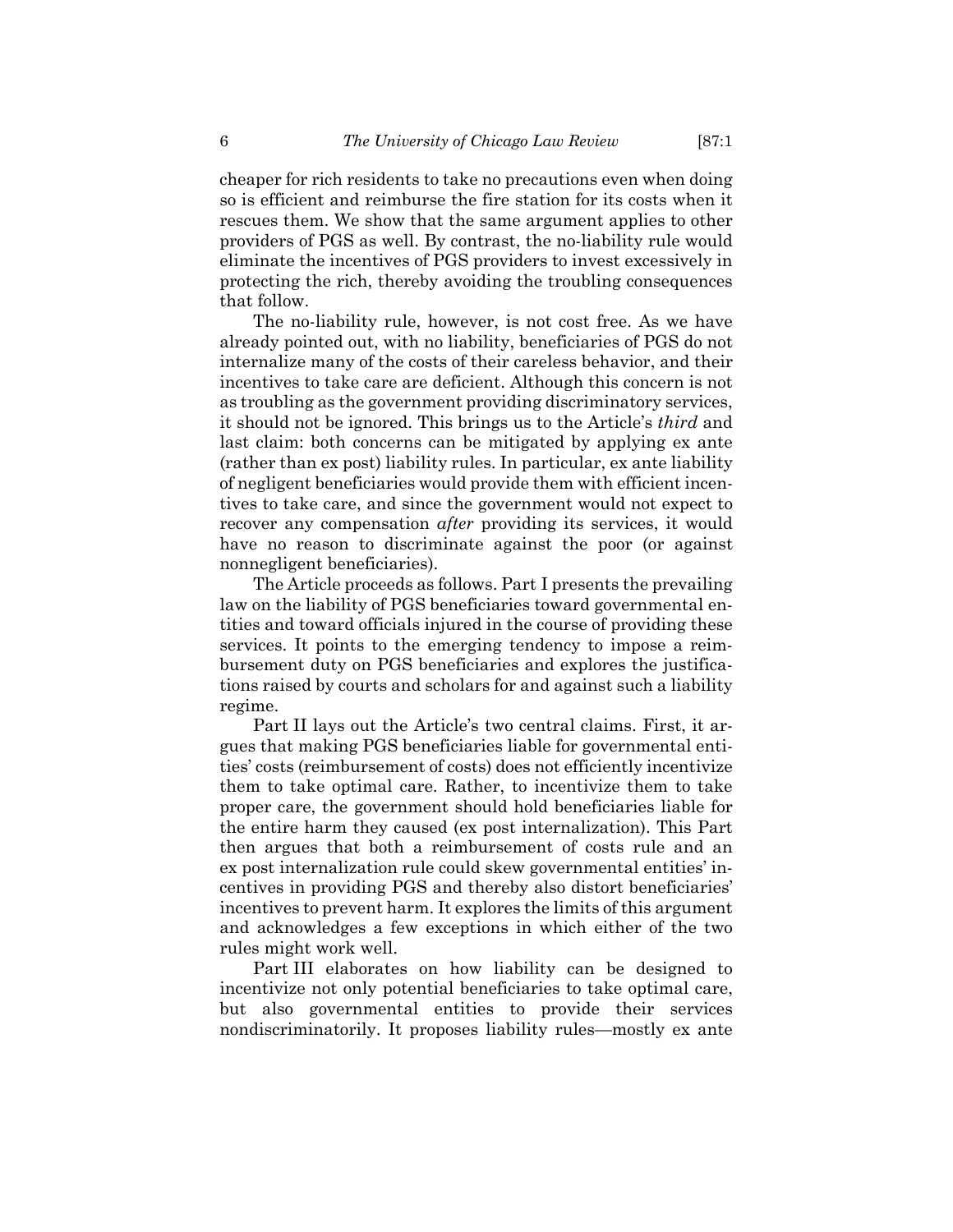cheaper for rich residents to take no precautions even when doing so is efficient and reimburse the fire station for its costs when it rescues them. We show that the same argument applies to other providers of PGS as well. By contrast, the no-liability rule would eliminate the incentives of PGS providers to invest excessively in protecting the rich, thereby avoiding the troubling consequences that follow.

The no-liability rule, however, is not cost free. As we have already pointed out, with no liability, beneficiaries of PGS do not internalize many of the costs of their careless behavior, and their incentives to take care are deficient. Although this concern is not as troubling as the government providing discriminatory services, it should not be ignored. This brings us to the Article's *third* and last claim: both concerns can be mitigated by applying ex ante (rather than ex post) liability rules. In particular, ex ante liability of negligent beneficiaries would provide them with efficient incentives to take care, and since the government would not expect to recover any compensation *after* providing its services, it would have no reason to discriminate against the poor (or against nonnegligent beneficiaries).

The Article proceeds as follows. Part I presents the prevailing law on the liability of PGS beneficiaries toward governmental entities and toward officials injured in the course of providing these services. It points to the emerging tendency to impose a reimbursement duty on PGS beneficiaries and explores the justifications raised by courts and scholars for and against such a liability regime.

Part II lays out the Article's two central claims. First, it argues that making PGS beneficiaries liable for governmental entities' costs (reimbursement of costs) does not efficiently incentivize them to take optimal care. Rather, to incentivize them to take proper care, the government should hold beneficiaries liable for the entire harm they caused (ex post internalization). This Part then argues that both a reimbursement of costs rule and an ex post internalization rule could skew governmental entities' incentives in providing PGS and thereby also distort beneficiaries' incentives to prevent harm. It explores the limits of this argument and acknowledges a few exceptions in which either of the two rules might work well.

Part III elaborates on how liability can be designed to incentivize not only potential beneficiaries to take optimal care, but also governmental entities to provide their services nondiscriminatorily. It proposes liability rules—mostly ex ante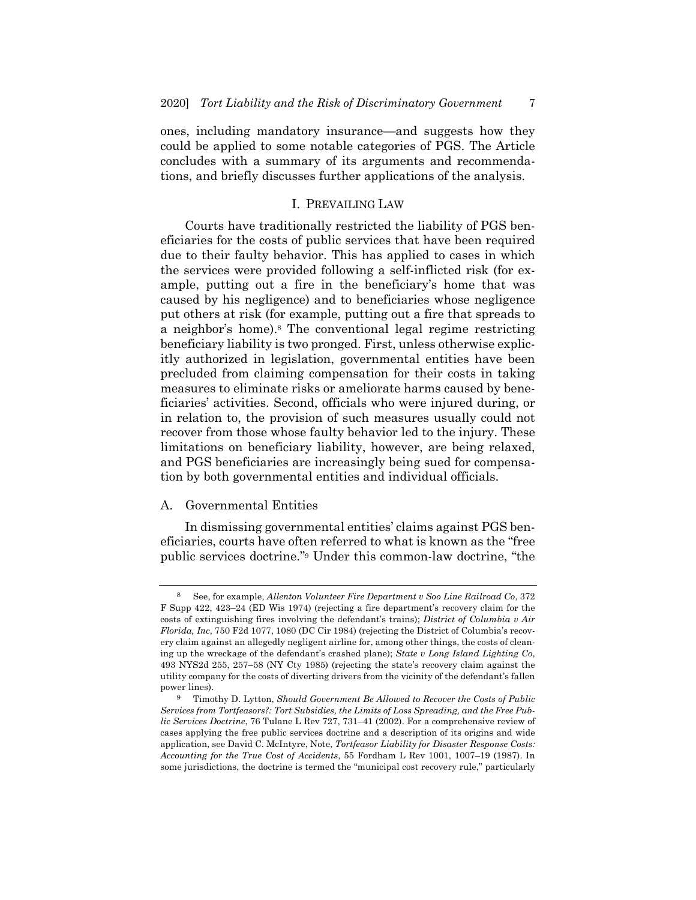ones, including mandatory insurance—and suggests how they could be applied to some notable categories of PGS. The Article concludes with a summary of its arguments and recommendations, and briefly discusses further applications of the analysis.

## I. PREVAILING LAW

Courts have traditionally restricted the liability of PGS beneficiaries for the costs of public services that have been required due to their faulty behavior. This has applied to cases in which the services were provided following a self-inflicted risk (for example, putting out a fire in the beneficiary's home that was caused by his negligence) and to beneficiaries whose negligence put others at risk (for example, putting out a fire that spreads to a neighbor's home).[8] The conventional legal regime restricting beneficiary liability is two pronged. First, unless otherwise explicitly authorized in legislation, governmental entities have been precluded from claiming compensation for their costs in taking measures to eliminate risks or ameliorate harms caused by beneficiaries' activities. Second, officials who were injured during, or in relation to, the provision of such measures usually could not recover from those whose faulty behavior led to the injury. These limitations on beneficiary liability, however, are being relaxed, and PGS beneficiaries are increasingly being sued for compensation by both governmental entities and individual officials.

### A. Governmental Entities

In dismissing governmental entities' claims against PGS beneficiaries, courts have often referred to what is known as the "free public services doctrine."[9] Under this common-law doctrine, "the

---

[8] See, for example, *Allenton Volunteer Fire Department v Soo Line Railroad Co*, 372 F Supp 422, 423–24 (ED Wis 1974) (rejecting a fire department's recovery claim for the costs of extinguishing fires involving the defendant's trains); *District of Columbia v Air Florida, Inc*, 750 F2d 1077, 1080 (DC Cir 1984) (rejecting the District of Columbia's recovery claim against an allegedly negligent airline for, among other things, the costs of cleaning up the wreckage of the defendant's crashed plane); *State v Long Island Lighting Co*, 493 NYS2d 255, 257–58 (NY Cty 1985) (rejecting the state's recovery claim against the utility company for the costs of diverting drivers from the vicinity of the defendant's fallen power lines).

[9] Timothy D. Lytton, *Should Government Be Allowed to Recover the Costs of Public Services from Tortfeasors?: Tort Subsidies, the Limits of Loss Spreading, and the Free Public Services Doctrine*, 76 Tulane L Rev 727, 731–41 (2002). For a comprehensive review of cases applying the free public services doctrine and a description of its origins and wide application, see David C. McIntyre, Note, *Tortfeasor Liability for Disaster Response Costs: Accounting for the True Cost of Accidents*, 55 Fordham L Rev 1001, 1007–19 (1987). In some jurisdictions, the doctrine is termed the "municipal cost recovery rule," particularly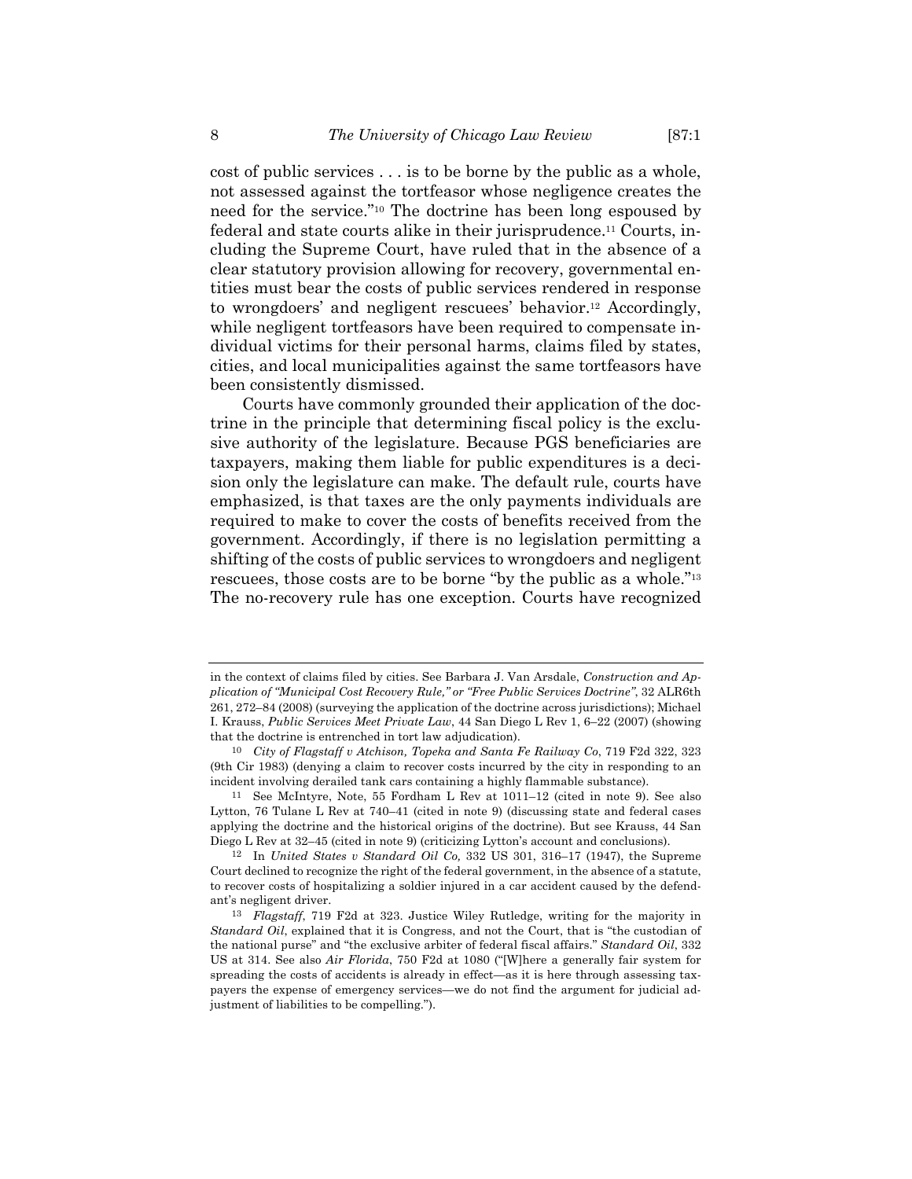cost of public services . . . is to be borne by the public as a whole, not assessed against the tortfeasor whose negligence creates the need for the service."[10] The doctrine has been long espoused by federal and state courts alike in their jurisprudence.[11] Courts, including the Supreme Court, have ruled that in the absence of a clear statutory provision allowing for recovery, governmental entities must bear the costs of public services rendered in response to wrongdoers' and negligent rescuees' behavior.[12] Accordingly, while negligent tortfeasors have been required to compensate individual victims for their personal harms, claims filed by states, cities, and local municipalities against the same tortfeasors have been consistently dismissed.

Courts have commonly grounded their application of the doctrine in the principle that determining fiscal policy is the exclusive authority of the legislature. Because PGS beneficiaries are taxpayers, making them liable for public expenditures is a decision only the legislature can make. The default rule, courts have emphasized, is that taxes are the only payments individuals are required to make to cover the costs of benefits received from the government. Accordingly, if there is no legislation permitting a shifting of the costs of public services to wrongdoers and negligent rescuees, those costs are to be borne "by the public as a whole."[13] The no-recovery rule has one exception. Courts have recognized

---

in the context of claims filed by cities. See Barbara J. Van Arsdale, *Construction and Application of "Municipal Cost Recovery Rule," or "Free Public Services Doctrine"*, 32 ALR6th 261, 272–84 (2008) (surveying the application of the doctrine across jurisdictions); Michael I. Krauss, *Public Services Meet Private Law*, 44 San Diego L Rev 1, 6–22 (2007) (showing that the doctrine is entrenched in tort law adjudication).

[10] *City of Flagstaff v Atchison, Topeka and Santa Fe Railway Co*, 719 F2d 322, 323 (9th Cir 1983) (denying a claim to recover costs incurred by the city in responding to an incident involving derailed tank cars containing a highly flammable substance).

[11] See McIntyre, Note, 55 Fordham L Rev at 1011–12 (cited in note 9). See also Lytton, 76 Tulane L Rev at 740–41 (cited in note 9) (discussing state and federal cases applying the doctrine and the historical origins of the doctrine). But see Krauss, 44 San Diego L Rev at 32–45 (cited in note 9) (criticizing Lytton's account and conclusions).

[12] In *United States v Standard Oil Co,* 332 US 301, 316–17 (1947), the Supreme Court declined to recognize the right of the federal government, in the absence of a statute, to recover costs of hospitalizing a soldier injured in a car accident caused by the defendant's negligent driver.

[13] *Flagstaff*, 719 F2d at 323. Justice Wiley Rutledge, writing for the majority in *Standard Oil*, explained that it is Congress, and not the Court, that is "the custodian of the national purse" and "the exclusive arbiter of federal fiscal affairs." *Standard Oil*, 332 US at 314. See also *Air Florida*, 750 F2d at 1080 ("[W]here a generally fair system for spreading the costs of accidents is already in effect—as it is here through assessing taxpayers the expense of emergency services—we do not find the argument for judicial adjustment of liabilities to be compelling.").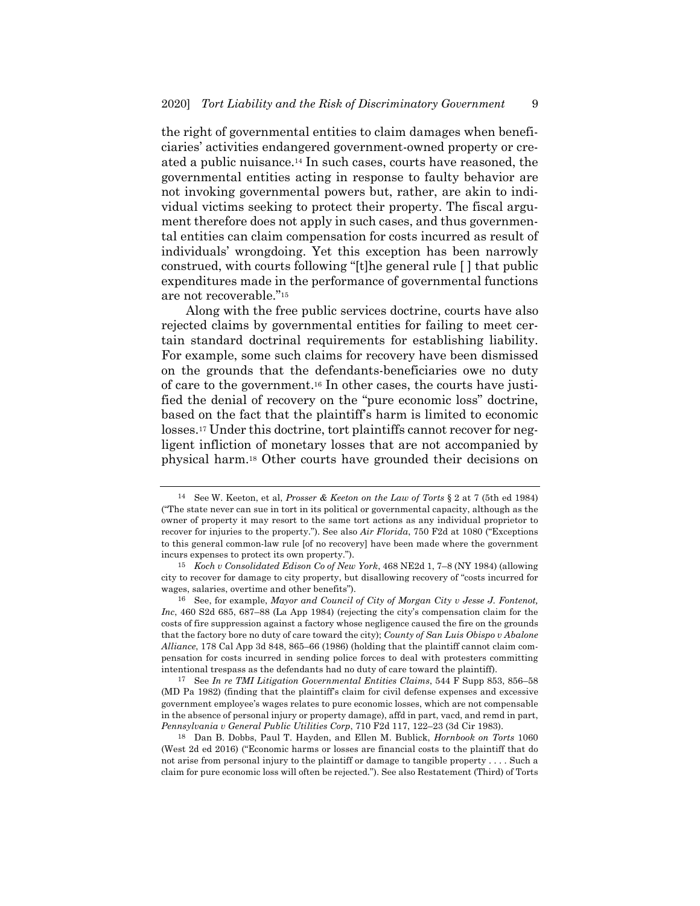the right of governmental entities to claim damages when beneficiaries' activities endangered government-owned property or created a public nuisance.[14] In such cases, courts have reasoned, the governmental entities acting in response to faulty behavior are not invoking governmental powers but, rather, are akin to individual victims seeking to protect their property. The fiscal argument therefore does not apply in such cases, and thus governmental entities can claim compensation for costs incurred as result of individuals' wrongdoing. Yet this exception has been narrowly construed, with courts following "[t]he general rule [ ] that public expenditures made in the performance of governmental functions are not recoverable."[15]

Along with the free public services doctrine, courts have also rejected claims by governmental entities for failing to meet certain standard doctrinal requirements for establishing liability. For example, some such claims for recovery have been dismissed on the grounds that the defendants-beneficiaries owe no duty of care to the government.[16] In other cases, the courts have justified the denial of recovery on the "pure economic loss" doctrine, based on the fact that the plaintiff's harm is limited to economic losses.[17] Under this doctrine, tort plaintiffs cannot recover for negligent infliction of monetary losses that are not accompanied by physical harm.[18] Other courts have grounded their decisions on

---

[14] See W. Keeton, et al, *Prosser & Keeton on the Law of Torts* § 2 at 7 (5th ed 1984) ("The state never can sue in tort in its political or governmental capacity, although as the owner of property it may resort to the same tort actions as any individual proprietor to recover for injuries to the property."). See also *Air Florida*, 750 F2d at 1080 ("Exceptions to this general common-law rule [of no recovery] have been made where the government incurs expenses to protect its own property.").

[15] *Koch v Consolidated Edison Co of New York*, 468 NE2d 1, 7–8 (NY 1984) (allowing city to recover for damage to city property, but disallowing recovery of "costs incurred for wages, salaries, overtime and other benefits").

[16] See, for example, *Mayor and Council of City of Morgan City v Jesse J. Fontenot, Inc*, 460 S2d 685, 687–88 (La App 1984) (rejecting the city's compensation claim for the costs of fire suppression against a factory whose negligence caused the fire on the grounds that the factory bore no duty of care toward the city); *County of San Luis Obispo v Abalone Alliance*, 178 Cal App 3d 848, 865–66 (1986) (holding that the plaintiff cannot claim compensation for costs incurred in sending police forces to deal with protesters committing intentional trespass as the defendants had no duty of care toward the plaintiff).

[17] See *In re TMI Litigation Governmental Entities Claims*, 544 F Supp 853, 856–58 (MD Pa 1982) (finding that the plaintiff's claim for civil defense expenses and excessive government employee's wages relates to pure economic losses, which are not compensable in the absence of personal injury or property damage), affd in part, vacd, and remd in part, *Pennsylvania v General Public Utilities Corp*, 710 F2d 117, 122–23 (3d Cir 1983).

[18] Dan B. Dobbs, Paul T. Hayden, and Ellen M. Bublick, *Hornbook on Torts* 1060 (West 2d ed 2016) ("Economic harms or losses are financial costs to the plaintiff that do not arise from personal injury to the plaintiff or damage to tangible property . . . . Such a claim for pure economic loss will often be rejected."). See also Restatement (Third) of Torts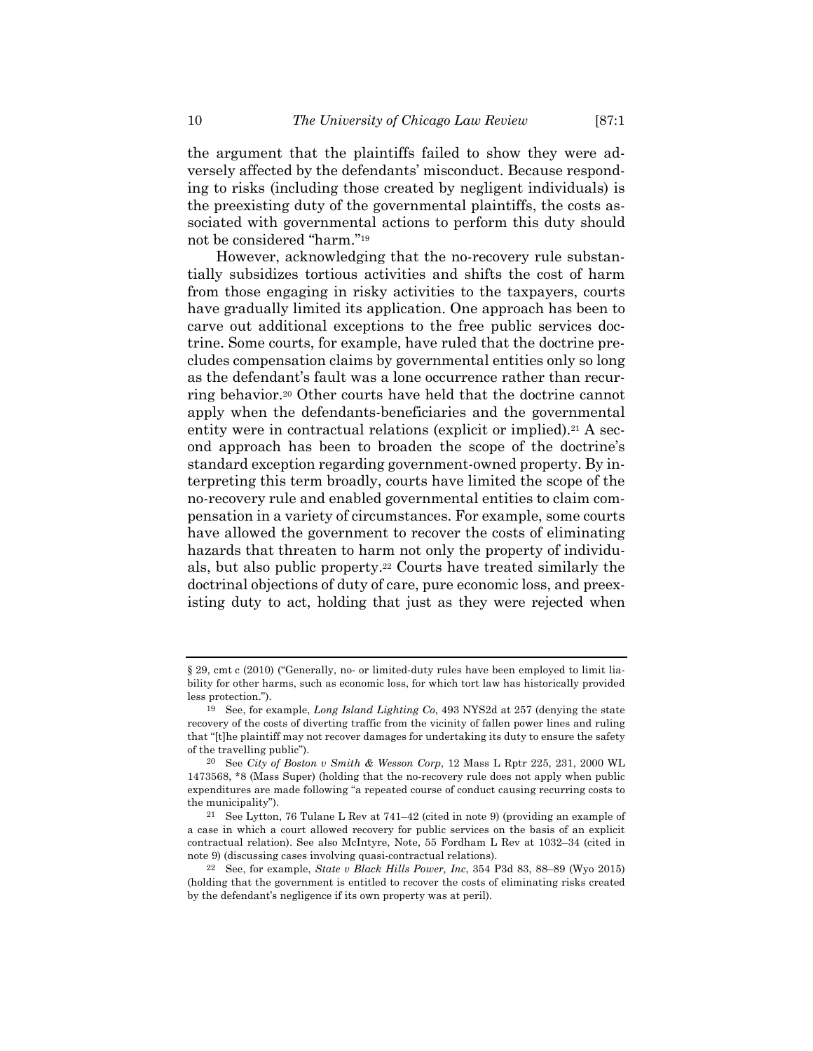the argument that the plaintiffs failed to show they were adversely affected by the defendants' misconduct. Because responding to risks (including those created by negligent individuals) is the preexisting duty of the governmental plaintiffs, the costs associated with governmental actions to perform this duty should not be considered "harm."[19]

However, acknowledging that the no-recovery rule substantially subsidizes tortious activities and shifts the cost of harm from those engaging in risky activities to the taxpayers, courts have gradually limited its application. One approach has been to carve out additional exceptions to the free public services doctrine. Some courts, for example, have ruled that the doctrine precludes compensation claims by governmental entities only so long as the defendant's fault was a lone occurrence rather than recurring behavior.[20] Other courts have held that the doctrine cannot apply when the defendants-beneficiaries and the governmental entity were in contractual relations (explicit or implied).[21] A second approach has been to broaden the scope of the doctrine's standard exception regarding government-owned property. By interpreting this term broadly, courts have limited the scope of the no-recovery rule and enabled governmental entities to claim compensation in a variety of circumstances. For example, some courts have allowed the government to recover the costs of eliminating hazards that threaten to harm not only the property of individuals, but also public property.[22] Courts have treated similarly the doctrinal objections of duty of care, pure economic loss, and preexisting duty to act, holding that just as they were rejected when

---

§ 29, cmt c (2010) ("Generally, no- or limited-duty rules have been employed to limit liability for other harms, such as economic loss, for which tort law has historically provided less protection.").

[19] See, for example, *Long Island Lighting Co*, 493 NYS2d at 257 (denying the state recovery of the costs of diverting traffic from the vicinity of fallen power lines and ruling that "[t]he plaintiff may not recover damages for undertaking its duty to ensure the safety of the travelling public").

[20] See *City of Boston v Smith & Wesson Corp*, 12 Mass L Rptr 225, 231, 2000 WL 1473568, *8 (Mass Super) (holding that the no-recovery rule does not apply when public expenditures are made following "a repeated course of conduct causing recurring costs to the municipality").

[21] See Lytton, 76 Tulane L Rev at 741–42 (cited in note 9) (providing an example of a case in which a court allowed recovery for public services on the basis of an explicit contractual relation). See also McIntyre, Note, 55 Fordham L Rev at 1032–34 (cited in note 9) (discussing cases involving quasi-contractual relations).

[22] See, for example, *State v Black Hills Power, Inc*, 354 P3d 83, 88–89 (Wyo 2015) (holding that the government is entitled to recover the costs of eliminating risks created by the defendant's negligence if its own property was at peril).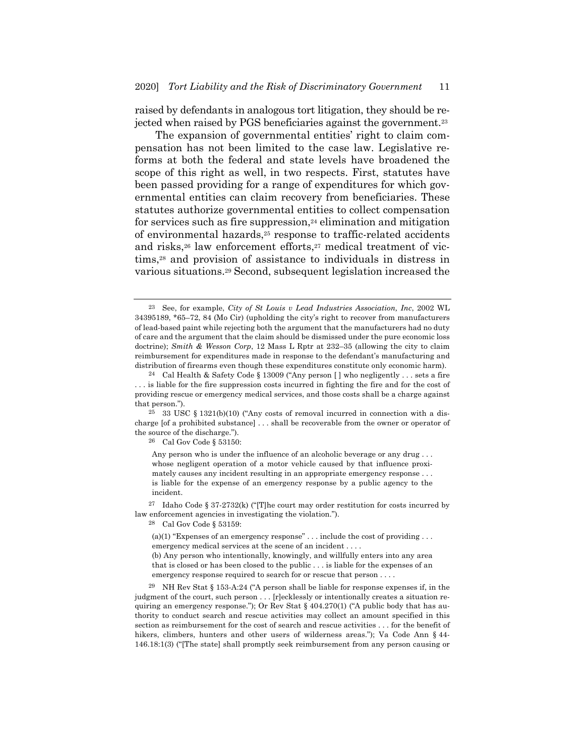raised by defendants in analogous tort litigation, they should be rejected when raised by PGS beneficiaries against the government.[23]

The expansion of governmental entities' right to claim compensation has not been limited to the case law. Legislative reforms at both the federal and state levels have broadened the scope of this right as well, in two respects. First, statutes have been passed providing for a range of expenditures for which governmental entities can claim recovery from beneficiaries. These statutes authorize governmental entities to collect compensation for services such as fire suppression,[24] elimination and mitigation of environmental hazards,[25] response to traffic-related accidents and risks,[26] law enforcement efforts,[27] medical treatment of victims,[28] and provision of assistance to individuals in distress in various situations.[29] Second, subsequent legislation increased the

---

[23] See, for example, *City of St Louis v Lead Industries Association, Inc*, 2002 WL 34395189, *65–72, 84 (Mo Cir) (upholding the city's right to recover from manufacturers of lead-based paint while rejecting both the argument that the manufacturers had no duty of care and the argument that the claim should be dismissed under the pure economic loss doctrine); *Smith & Wesson Corp*, 12 Mass L Rptr at 232–35 (allowing the city to claim reimbursement for expenditures made in response to the defendant's manufacturing and distribution of firearms even though these expenditures constitute only economic harm).

[24] Cal Health & Safety Code § 13009 ("Any person [ ] who negligently . . . sets a fire . . . is liable for the fire suppression costs incurred in fighting the fire and for the cost of providing rescue or emergency medical services, and those costs shall be a charge against that person.").

[25] 33 USC § 1321(b)(10) ("Any costs of removal incurred in connection with a discharge [of a prohibited substance] . . . shall be recoverable from the owner or operator of the source of the discharge.").

[26] Cal Gov Code § 53150:

> Any person who is under the influence of an alcoholic beverage or any drug . . . whose negligent operation of a motor vehicle caused by that influence proximately causes any incident resulting in an appropriate emergency response . . . is liable for the expense of an emergency response by a public agency to the incident.

[27] Idaho Code § 37-2732(k) ("[T]he court may order restitution for costs incurred by law enforcement agencies in investigating the violation.").

[28] Cal Gov Code § 53159:

> (a)(1) "Expenses of an emergency response" . . . include the cost of providing . . . emergency medical services at the scene of an incident . . . .
>
> (b) Any person who intentionally, knowingly, and willfully enters into any area that is closed or has been closed to the public . . . is liable for the expenses of an emergency response required to search for or rescue that person . . . .

[29] NH Rev Stat § 153-A:24 ("A person shall be liable for response expenses if, in the judgment of the court, such person . . . [r]ecklessly or intentionally creates a situation requiring an emergency response."); Or Rev Stat § 404.270(1) ("A public body that has authority to conduct search and rescue activities may collect an amount specified in this section as reimbursement for the cost of search and rescue activities . . . for the benefit of hikers, climbers, hunters and other users of wilderness areas."); Va Code Ann § 44-146.18:1(3) ("[The state] shall promptly seek reimbursement from any person causing or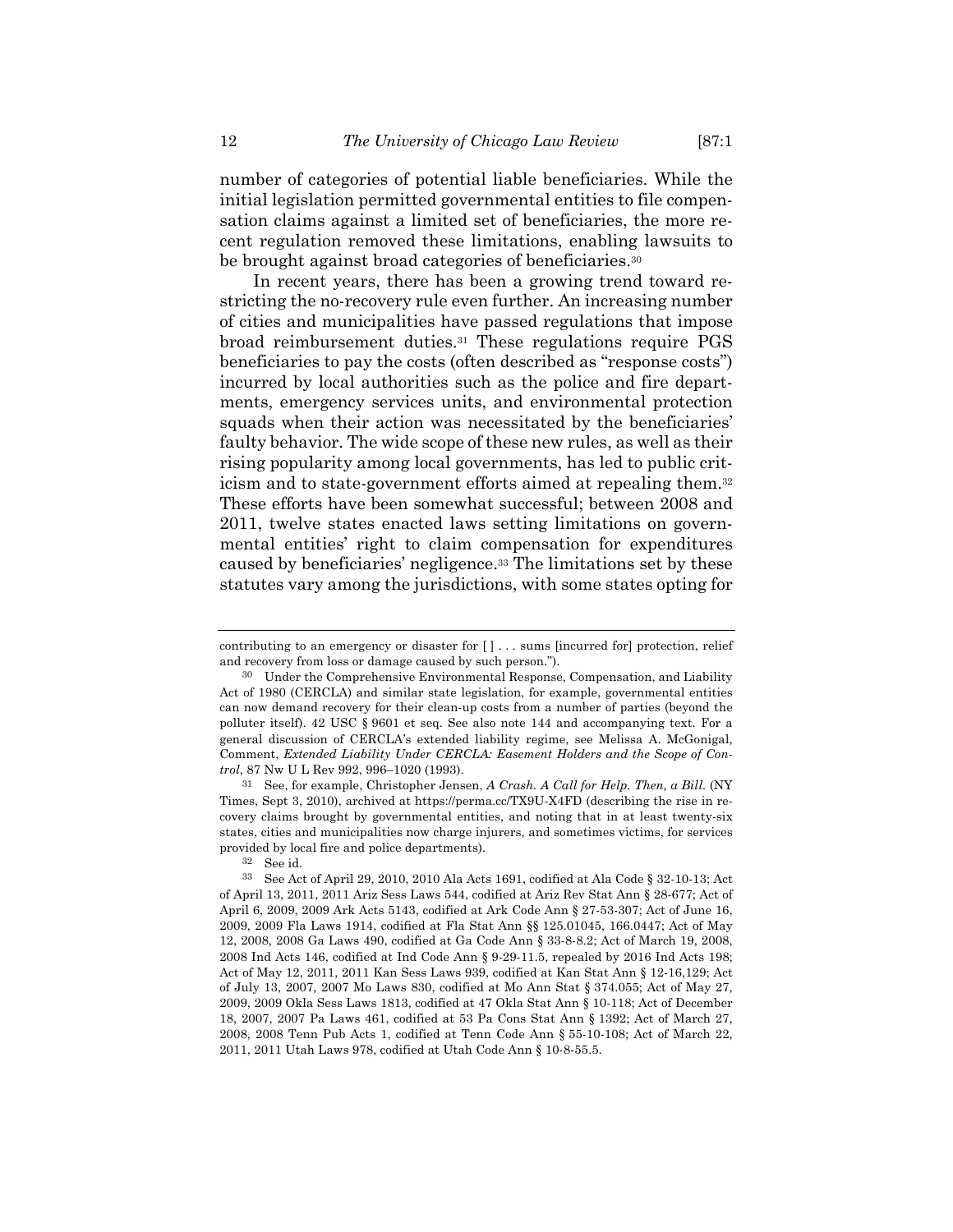number of categories of potential liable beneficiaries. While the initial legislation permitted governmental entities to file compensation claims against a limited set of beneficiaries, the more recent regulation removed these limitations, enabling lawsuits to be brought against broad categories of beneficiaries.[30]

In recent years, there has been a growing trend toward restricting the no-recovery rule even further. An increasing number of cities and municipalities have passed regulations that impose broad reimbursement duties.[31] These regulations require PGS beneficiaries to pay the costs (often described as "response costs") incurred by local authorities such as the police and fire departments, emergency services units, and environmental protection squads when their action was necessitated by the beneficiaries' faulty behavior. The wide scope of these new rules, as well as their rising popularity among local governments, has led to public criticism and to state-government efforts aimed at repealing them.[32] These efforts have been somewhat successful; between 2008 and 2011, twelve states enacted laws setting limitations on governmental entities' right to claim compensation for expenditures caused by beneficiaries' negligence.[33] The limitations set by these statutes vary among the jurisdictions, with some states opting for

---

contributing to an emergency or disaster for [ ] . . . sums [incurred for] protection, relief and recovery from loss or damage caused by such person.").

[30] Under the Comprehensive Environmental Response, Compensation, and Liability Act of 1980 (CERCLA) and similar state legislation, for example, governmental entities can now demand recovery for their clean-up costs from a number of parties (beyond the polluter itself). 42 USC § 9601 et seq. See also note 144 and accompanying text. For a general discussion of CERCLA's extended liability regime, see Melissa A. McGonigal, Comment, *Extended Liability Under CERCLA: Easement Holders and the Scope of Control*, 87 Nw U L Rev 992, 996–1020 (1993).

[31] See, for example, Christopher Jensen, *A Crash. A Call for Help. Then, a Bill.* (NY Times, Sept 3, 2010), archived at https://perma.cc/TX9U-X4FD (describing the rise in recovery claims brought by governmental entities, and noting that in at least twenty-six states, cities and municipalities now charge injurers, and sometimes victims, for services provided by local fire and police departments).

[32] See id.

[33] See Act of April 29, 2010, 2010 Ala Acts 1691, codified at Ala Code § 32-10-13; Act of April 13, 2011, 2011 Ariz Sess Laws 544, codified at Ariz Rev Stat Ann § 28-677; Act of April 6, 2009, 2009 Ark Acts 5143, codified at Ark Code Ann § 27-53-307; Act of June 16, 2009, 2009 Fla Laws 1914, codified at Fla Stat Ann §§ 125.01045, 166.0447; Act of May 12, 2008, 2008 Ga Laws 490, codified at Ga Code Ann § 33-8-8.2; Act of March 19, 2008, 2008 Ind Acts 146, codified at Ind Code Ann § 9-29-11.5, repealed by 2016 Ind Acts 198; Act of May 12, 2011, 2011 Kan Sess Laws 939, codified at Kan Stat Ann § 12-16,129; Act of July 13, 2007, 2007 Mo Laws 830, codified at Mo Ann Stat § 374.055; Act of May 27, 2009, 2009 Okla Sess Laws 1813, codified at 47 Okla Stat Ann § 10-118; Act of December 18, 2007, 2007 Pa Laws 461, codified at 53 Pa Cons Stat Ann § 1392; Act of March 27, 2008, 2008 Tenn Pub Acts 1, codified at Tenn Code Ann § 55-10-108; Act of March 22, 2011, 2011 Utah Laws 978, codified at Utah Code Ann § 10-8-55.5.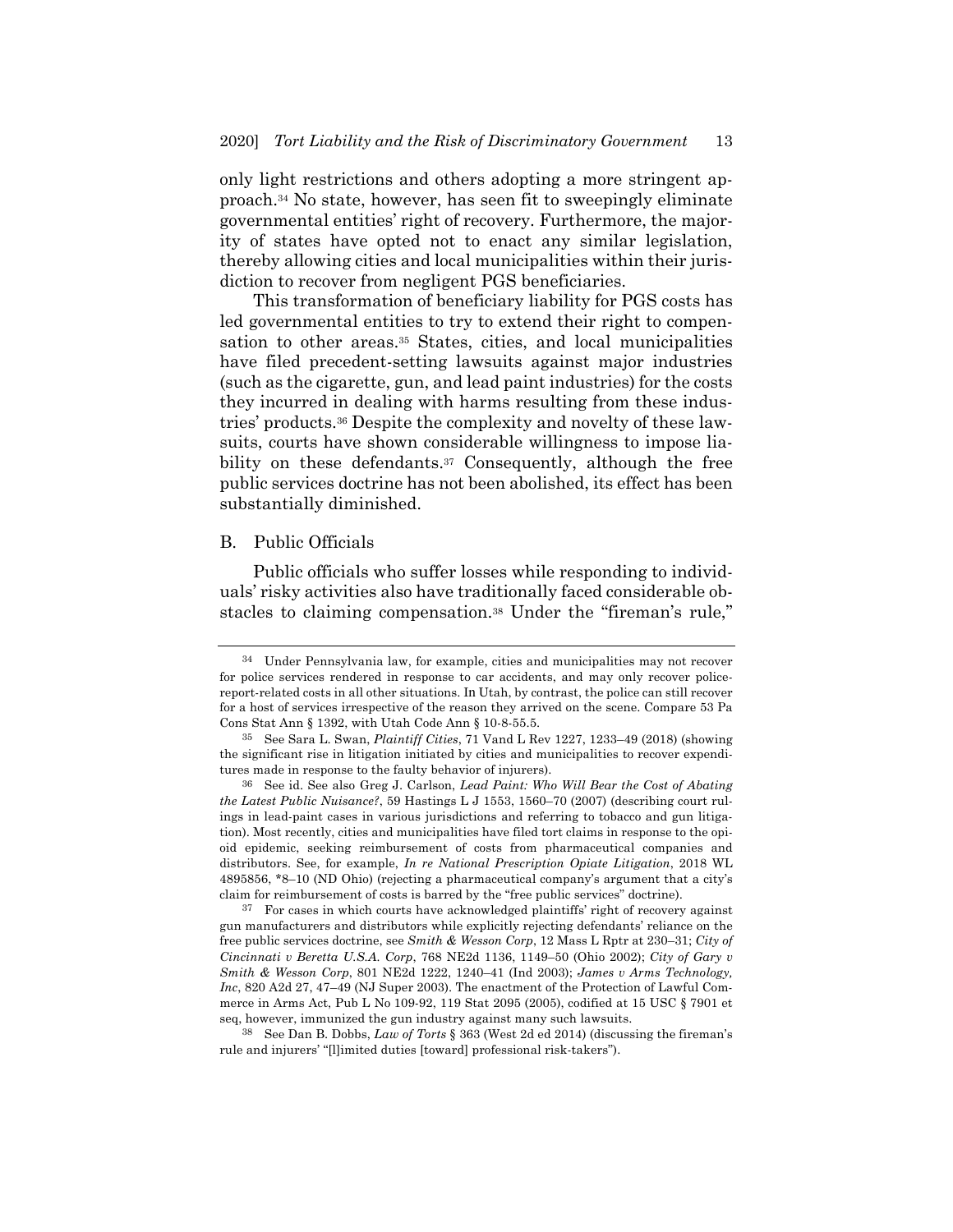only light restrictions and others adopting a more stringent approach.[34] No state, however, has seen fit to sweepingly eliminate governmental entities' right of recovery. Furthermore, the majority of states have opted not to enact any similar legislation, thereby allowing cities and local municipalities within their jurisdiction to recover from negligent PGS beneficiaries.

This transformation of beneficiary liability for PGS costs has led governmental entities to try to extend their right to compensation to other areas.[35] States, cities, and local municipalities have filed precedent-setting lawsuits against major industries (such as the cigarette, gun, and lead paint industries) for the costs they incurred in dealing with harms resulting from these industries' products.[36] Despite the complexity and novelty of these lawsuits, courts have shown considerable willingness to impose liability on these defendants.[37] Consequently, although the free public services doctrine has not been abolished, its effect has been substantially diminished.

### B. Public Officials

Public officials who suffer losses while responding to individuals' risky activities also have traditionally faced considerable obstacles to claiming compensation.[38] Under the "fireman's rule,"

---

[34] Under Pennsylvania law, for example, cities and municipalities may not recover for police services rendered in response to car accidents, and may only recover police-report-related costs in all other situations. In Utah, by contrast, the police can still recover for a host of services irrespective of the reason they arrived on the scene. Compare 53 Pa Cons Stat Ann § 1392, with Utah Code Ann § 10-8-55.5.

[35] See Sara L. Swan, *Plaintiff Cities*, 71 Vand L Rev 1227, 1233–49 (2018) (showing the significant rise in litigation initiated by cities and municipalities to recover expenditures made in response to the faulty behavior of injurers).

[36] See id. See also Greg J. Carlson, *Lead Paint: Who Will Bear the Cost of Abating the Latest Public Nuisance?*, 59 Hastings L J 1553, 1560–70 (2007) (describing court rulings in lead-paint cases in various jurisdictions and referring to tobacco and gun litigation). Most recently, cities and municipalities have filed tort claims in response to the opioid epidemic, seeking reimbursement of costs from pharmaceutical companies and distributors. See, for example, *In re National Prescription Opiate Litigation*, 2018 WL 4895856, *8–10 (ND Ohio) (rejecting a pharmaceutical company's argument that a city's claim for reimbursement of costs is barred by the "free public services" doctrine).

[37] For cases in which courts have acknowledged plaintiffs' right of recovery against gun manufacturers and distributors while explicitly rejecting defendants' reliance on the free public services doctrine, see *Smith & Wesson Corp*, 12 Mass L Rptr at 230–31; *City of Cincinnati v Beretta U.S.A. Corp*, 768 NE2d 1136, 1149–50 (Ohio 2002); *City of Gary v Smith & Wesson Corp*, 801 NE2d 1222, 1240–41 (Ind 2003); *James v Arms Technology, Inc*, 820 A2d 27, 47–49 (NJ Super 2003). The enactment of the Protection of Lawful Commerce in Arms Act, Pub L No 109-92, 119 Stat 2095 (2005), codified at 15 USC § 7901 et seq, however, immunized the gun industry against many such lawsuits.

[38] See Dan B. Dobbs, *Law of Torts* § 363 (West 2d ed 2014) (discussing the fireman's rule and injurers' "[l]imited duties [toward] professional risk-takers").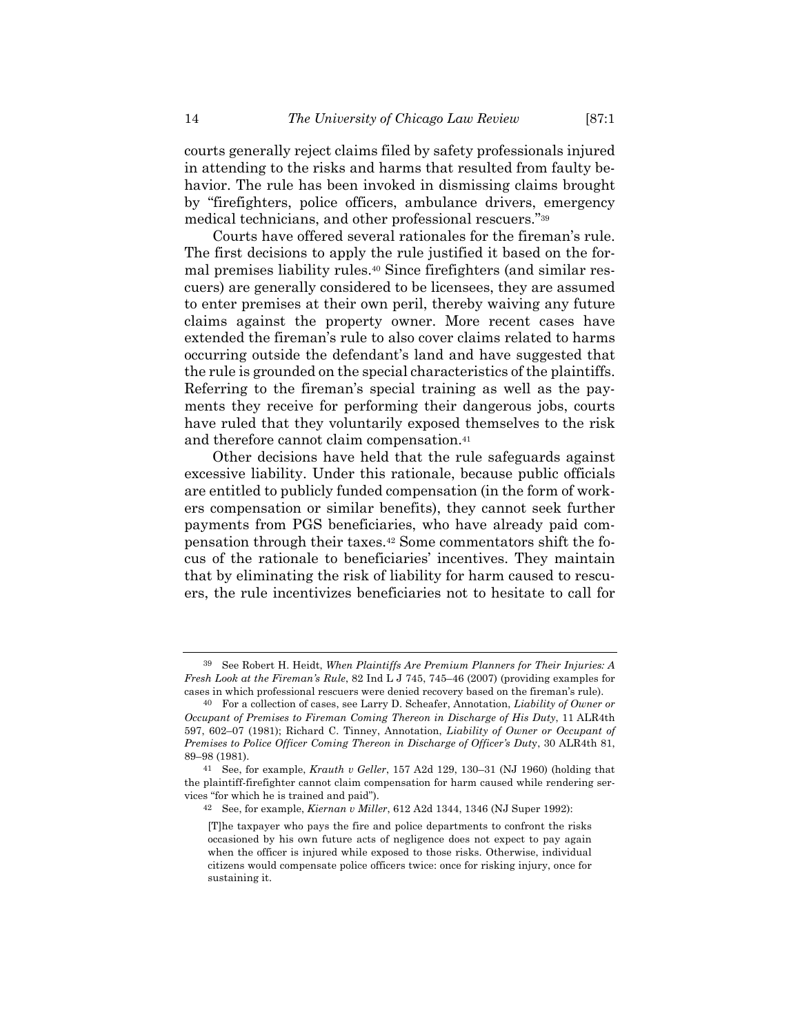courts generally reject claims filed by safety professionals injured in attending to the risks and harms that resulted from faulty behavior. The rule has been invoked in dismissing claims brought by "firefighters, police officers, ambulance drivers, emergency medical technicians, and other professional rescuers."[39]

Courts have offered several rationales for the fireman's rule. The first decisions to apply the rule justified it based on the formal premises liability rules.[40] Since firefighters (and similar rescuers) are generally considered to be licensees, they are assumed to enter premises at their own peril, thereby waiving any future claims against the property owner. More recent cases have extended the fireman's rule to also cover claims related to harms occurring outside the defendant's land and have suggested that the rule is grounded on the special characteristics of the plaintiffs. Referring to the fireman's special training as well as the payments they receive for performing their dangerous jobs, courts have ruled that they voluntarily exposed themselves to the risk and therefore cannot claim compensation.[41]

Other decisions have held that the rule safeguards against excessive liability. Under this rationale, because public officials are entitled to publicly funded compensation (in the form of workers compensation or similar benefits), they cannot seek further payments from PGS beneficiaries, who have already paid compensation through their taxes.[42] Some commentators shift the focus of the rationale to beneficiaries' incentives. They maintain that by eliminating the risk of liability for harm caused to rescuers, the rule incentivizes beneficiaries not to hesitate to call for

---

[39] See Robert H. Heidt, *When Plaintiffs Are Premium Planners for Their Injuries: A Fresh Look at the Fireman's Rule*, 82 Ind L J 745, 745–46 (2007) (providing examples for cases in which professional rescuers were denied recovery based on the fireman's rule).

[40] For a collection of cases, see Larry D. Scheafer, Annotation, *Liability of Owner or Occupant of Premises to Fireman Coming Thereon in Discharge of His Duty*, 11 ALR4th 597, 602–07 (1981); Richard C. Tinney, Annotation, *Liability of Owner or Occupant of Premises to Police Officer Coming Thereon in Discharge of Officer's Duty*, 30 ALR4th 81, 89–98 (1981).

[41] See, for example, *Krauth v Geller*, 157 A2d 129, 130–31 (NJ 1960) (holding that the plaintiff-firefighter cannot claim compensation for harm caused while rendering services "for which he is trained and paid").

[42] See, for example, *Kiernan v Miller*, 612 A2d 1344, 1346 (NJ Super 1992):

> [T]he taxpayer who pays the fire and police departments to confront the risks occasioned by his own future acts of negligence does not expect to pay again when the officer is injured while exposed to those risks. Otherwise, individual citizens would compensate police officers twice: once for risking injury, once for sustaining it.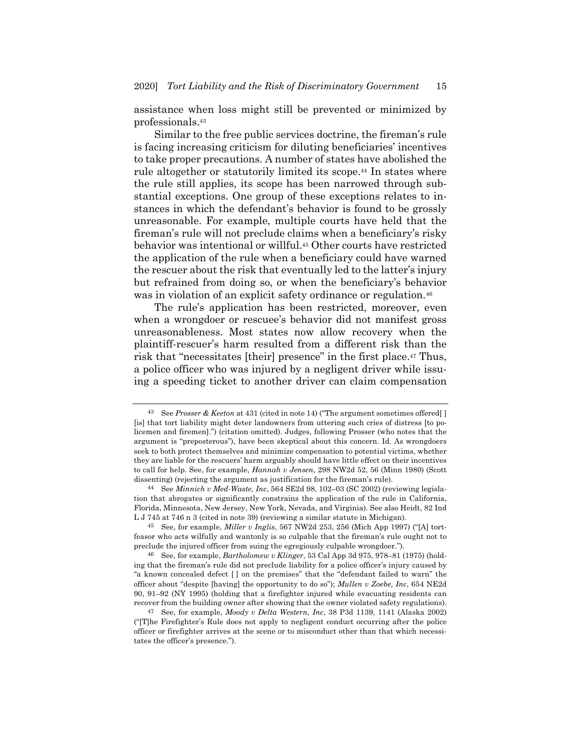assistance when loss might still be prevented or minimized by professionals.[43]

Similar to the free public services doctrine, the fireman's rule is facing increasing criticism for diluting beneficiaries' incentives to take proper precautions. A number of states have abolished the rule altogether or statutorily limited its scope.[44] In states where the rule still applies, its scope has been narrowed through substantial exceptions. One group of these exceptions relates to instances in which the defendant's behavior is found to be grossly unreasonable. For example, multiple courts have held that the fireman's rule will not preclude claims when a beneficiary's risky behavior was intentional or willful.[45] Other courts have restricted the application of the rule when a beneficiary could have warned the rescuer about the risk that eventually led to the latter's injury but refrained from doing so, or when the beneficiary's behavior was in violation of an explicit safety ordinance or regulation.[46]

The rule's application has been restricted, moreover, even when a wrongdoer or rescuee's behavior did not manifest gross unreasonableness. Most states now allow recovery when the plaintiff-rescuer's harm resulted from a different risk than the risk that "necessitates [their] presence" in the first place.[47] Thus, a police officer who was injured by a negligent driver while issuing a speeding ticket to another driver can claim compensation

---

[43] See *Prosser & Keeton* at 431 (cited in note 14) ("The argument sometimes offered[ ] [is] that tort liability might deter landowners from uttering such cries of distress [to policemen and firemen].") (citation omitted). Judges, following Prosser (who notes that the argument is "preposterous"), have been skeptical about this concern. Id. As wrongdoers seek to both protect themselves and minimize compensation to potential victims, whether they are liable for the rescuers' harm arguably should have little effect on their incentives to call for help. See, for example, *Hannah v Jensen*, 298 NW2d 52, 56 (Minn 1980) (Scott dissenting) (rejecting the argument as justification for the fireman's rule).

[44] See *Minnich v Med-Waste, Inc*, 564 SE2d 98, 102–03 (SC 2002) (reviewing legislation that abrogates or significantly constrains the application of the rule in California, Florida, Minnesota, New Jersey, New York, Nevada, and Virginia). See also Heidt, 82 Ind L J 745 at 746 n 3 (cited in note 39) (reviewing a similar statute in Michigan).

[45] See, for example, *Miller v Inglis*, 567 NW2d 253, 256 (Mich App 1997) ("[A] tortfeasor who acts wilfully and wantonly is so culpable that the fireman's rule ought not to preclude the injured officer from suing the egregiously culpable wrongdoer.").

[46] See, for example, *Bartholomew v Klinger*, 53 Cal App 3d 975, 978–81 (1975) (holding that the fireman's rule did not preclude liability for a police officer's injury caused by "a known concealed defect [ ] on the premises" that the "defendant failed to warn" the officer about "despite [having] the opportunity to do so"); *Mullen v Zoebe, Inc*, 654 NE2d 90, 91–92 (NY 1995) (holding that a firefighter injured while evacuating residents can recover from the building owner after showing that the owner violated safety regulations).

[47] See, for example, *Moody v Delta Western, Inc*, 38 P3d 1139, 1141 (Alaska 2002) ("[T]he Firefighter's Rule does not apply to negligent conduct occurring after the police officer or firefighter arrives at the scene or to misconduct other than that which necessitates the officer's presence.").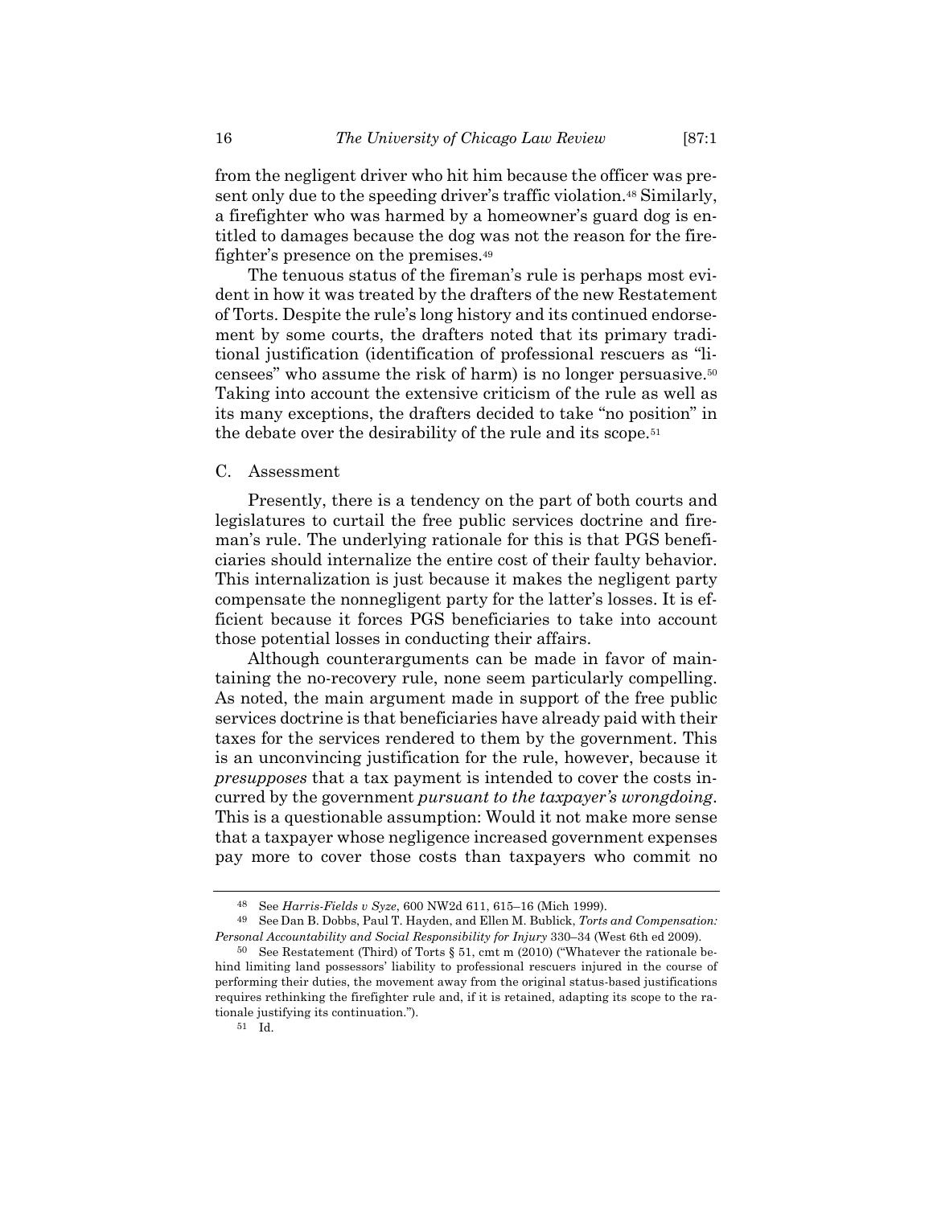from the negligent driver who hit him because the officer was present only due to the speeding driver's traffic violation.[48] Similarly, a firefighter who was harmed by a homeowner's guard dog is entitled to damages because the dog was not the reason for the firefighter's presence on the premises.[49]

The tenuous status of the fireman's rule is perhaps most evident in how it was treated by the drafters of the new Restatement of Torts. Despite the rule's long history and its continued endorsement by some courts, the drafters noted that its primary traditional justification (identification of professional rescuers as "licensees" who assume the risk of harm) is no longer persuasive.[50] Taking into account the extensive criticism of the rule as well as its many exceptions, the drafters decided to take "no position" in the debate over the desirability of the rule and its scope.[51]

### C. Assessment

Presently, there is a tendency on the part of both courts and legislatures to curtail the free public services doctrine and fireman's rule. The underlying rationale for this is that PGS beneficiaries should internalize the entire cost of their faulty behavior. This internalization is just because it makes the negligent party compensate the nonnegligent party for the latter's losses. It is efficient because it forces PGS beneficiaries to take into account those potential losses in conducting their affairs.

Although counterarguments can be made in favor of maintaining the no-recovery rule, none seem particularly compelling. As noted, the main argument made in support of the free public services doctrine is that beneficiaries have already paid with their taxes for the services rendered to them by the government. This is an unconvincing justification for the rule, however, because it *presupposes* that a tax payment is intended to cover the costs incurred by the government *pursuant to the taxpayer's wrongdoing*. This is a questionable assumption: Would it not make more sense that a taxpayer whose negligence increased government expenses pay more to cover those costs than taxpayers who commit no

---

[48] See *Harris-Fields v Syze*, 600 NW2d 611, 615–16 (Mich 1999).

[49] See Dan B. Dobbs, Paul T. Hayden, and Ellen M. Bublick, *Torts and Compensation: Personal Accountability and Social Responsibility for Injury* 330–34 (West 6th ed 2009).

[50] See Restatement (Third) of Torts § 51, cmt m (2010) ("Whatever the rationale behind limiting land possessors' liability to professional rescuers injured in the course of performing their duties, the movement away from the original status-based justifications requires rethinking the firefighter rule and, if it is retained, adapting its scope to the rationale justifying its continuation.").

[51] Id.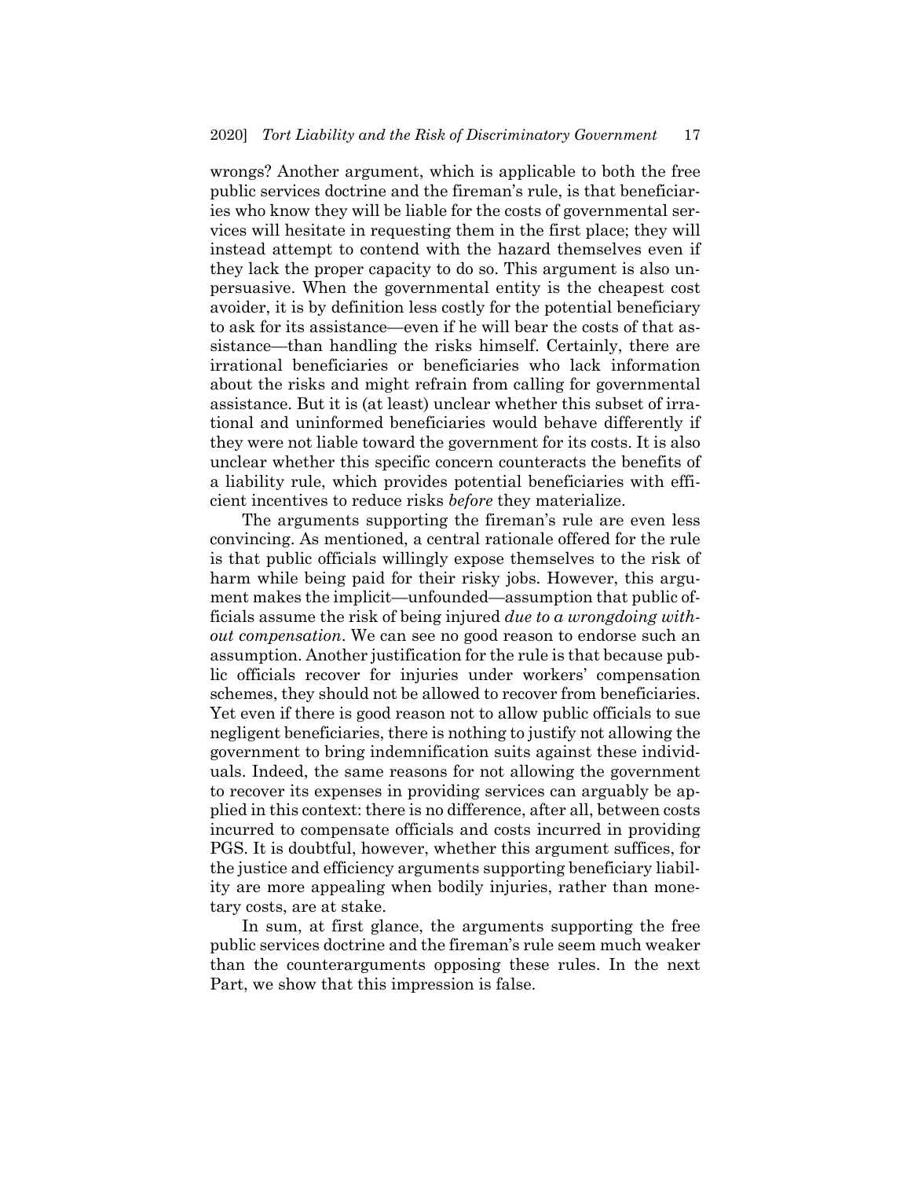wrongs? Another argument, which is applicable to both the free public services doctrine and the fireman's rule, is that beneficiaries who know they will be liable for the costs of governmental services will hesitate in requesting them in the first place; they will instead attempt to contend with the hazard themselves even if they lack the proper capacity to do so. This argument is also unpersuasive. When the governmental entity is the cheapest cost avoider, it is by definition less costly for the potential beneficiary to ask for its assistance—even if he will bear the costs of that assistance—than handling the risks himself. Certainly, there are irrational beneficiaries or beneficiaries who lack information about the risks and might refrain from calling for governmental assistance. But it is (at least) unclear whether this subset of irrational and uninformed beneficiaries would behave differently if they were not liable toward the government for its costs. It is also unclear whether this specific concern counteracts the benefits of a liability rule, which provides potential beneficiaries with efficient incentives to reduce risks *before* they materialize.

The arguments supporting the fireman's rule are even less convincing. As mentioned, a central rationale offered for the rule is that public officials willingly expose themselves to the risk of harm while being paid for their risky jobs. However, this argument makes the implicit—unfounded—assumption that public officials assume the risk of being injured *due to a wrongdoing without compensation*. We can see no good reason to endorse such an assumption. Another justification for the rule is that because public officials recover for injuries under workers' compensation schemes, they should not be allowed to recover from beneficiaries. Yet even if there is good reason not to allow public officials to sue negligent beneficiaries, there is nothing to justify not allowing the government to bring indemnification suits against these individuals. Indeed, the same reasons for not allowing the government to recover its expenses in providing services can arguably be applied in this context: there is no difference, after all, between costs incurred to compensate officials and costs incurred in providing PGS. It is doubtful, however, whether this argument suffices, for the justice and efficiency arguments supporting beneficiary liability are more appealing when bodily injuries, rather than monetary costs, are at stake.

In sum, at first glance, the arguments supporting the free public services doctrine and the fireman's rule seem much weaker than the counterarguments opposing these rules. In the next Part, we show that this impression is false.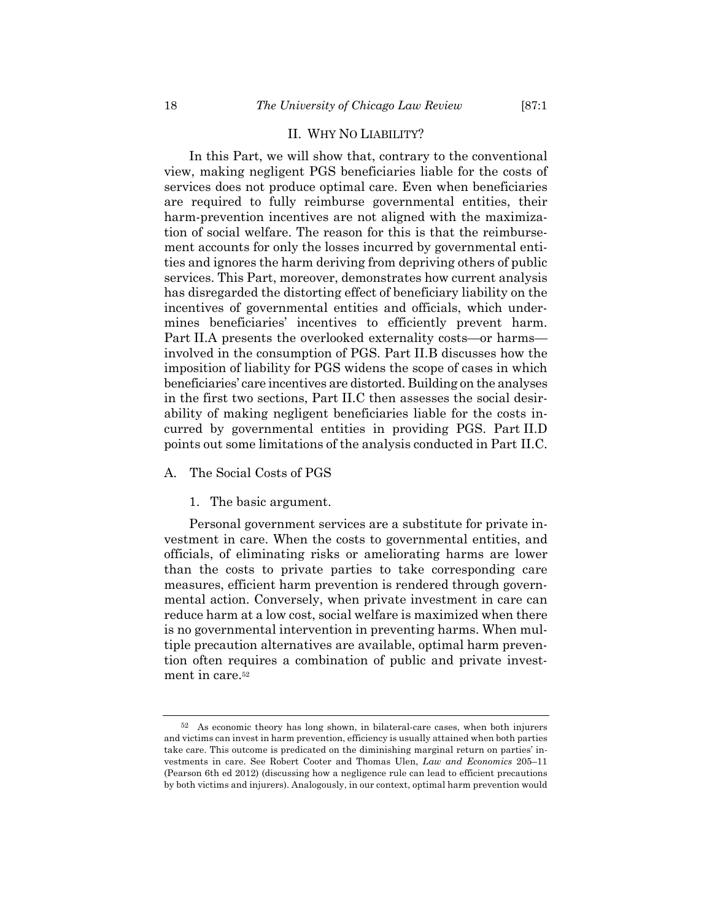## II. Why No Liability?

In this Part, we will show that, contrary to the conventional view, making negligent PGS beneficiaries liable for the costs of services does not produce optimal care. Even when beneficiaries are required to fully reimburse governmental entities, their harm-prevention incentives are not aligned with the maximization of social welfare. The reason for this is that the reimbursement accounts for only the losses incurred by governmental entities and ignores the harm deriving from depriving others of public services. This Part, moreover, demonstrates how current analysis has disregarded the distorting effect of beneficiary liability on the incentives of governmental entities and officials, which undermines beneficiaries' incentives to efficiently prevent harm. Part II.A presents the overlooked externality costs—or harms—involved in the consumption of PGS. Part II.B discusses how the imposition of liability for PGS widens the scope of cases in which beneficiaries' care incentives are distorted. Building on the analyses in the first two sections, Part II.C then assesses the social desirability of making negligent beneficiaries liable for the costs incurred by governmental entities in providing PGS. Part II.D points out some limitations of the analysis conducted in Part II.C.

### A. The Social Costs of PGS

#### 1. The basic argument.

Personal government services are a substitute for private investment in care. When the costs to governmental entities, and officials, of eliminating risks or ameliorating harms are lower than the costs to private parties to take corresponding care measures, efficient harm prevention is rendered through governmental action. Conversely, when private investment in care can reduce harm at a low cost, social welfare is maximized when there is no governmental intervention in preventing harms. When multiple precaution alternatives are available, optimal harm prevention often requires a combination of public and private investment in care.[52]

---

[52] As economic theory has long shown, in bilateral-care cases, when both injurers and victims can invest in harm prevention, efficiency is usually attained when both parties take care. This outcome is predicated on the diminishing marginal return on parties' investments in care. See Robert Cooter and Thomas Ulen, *Law and Economics* 205–11 (Pearson 6th ed 2012) (discussing how a negligence rule can lead to efficient precautions by both victims and injurers). Analogously, in our context, optimal harm prevention would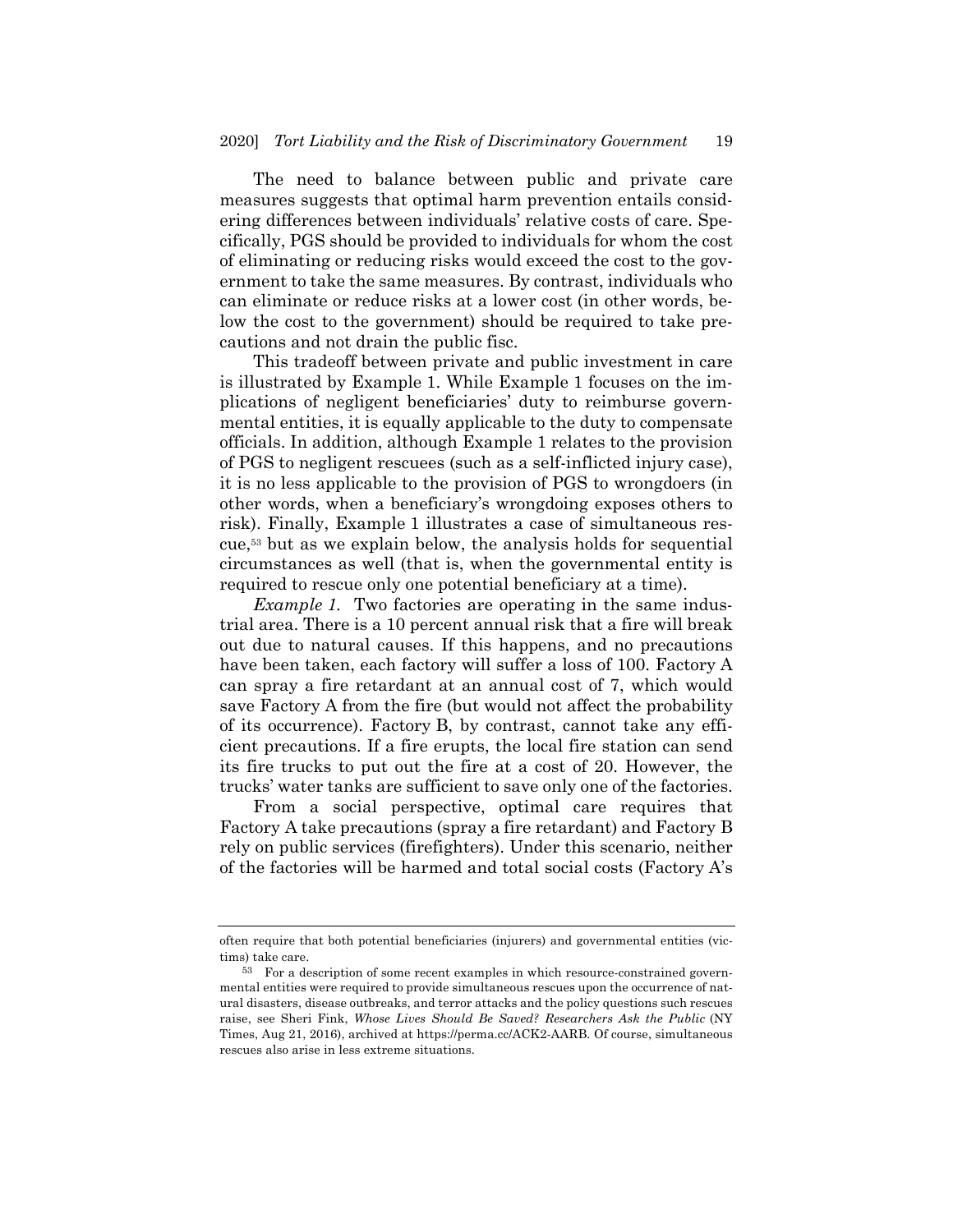The need to balance between public and private care measures suggests that optimal harm prevention entails considering differences between individuals' relative costs of care. Specifically, PGS should be provided to individuals for whom the cost of eliminating or reducing risks would exceed the cost to the government to take the same measures. By contrast, individuals who can eliminate or reduce risks at a lower cost (in other words, below the cost to the government) should be required to take precautions and not drain the public fisc.

This tradeoff between private and public investment in care is illustrated by Example 1. While Example 1 focuses on the implications of negligent beneficiaries' duty to reimburse governmental entities, it is equally applicable to the duty to compensate officials. In addition, although Example 1 relates to the provision of PGS to negligent rescuees (such as a self-inflicted injury case), it is no less applicable to the provision of PGS to wrongdoers (in other words, when a beneficiary's wrongdoing exposes others to risk). Finally, Example 1 illustrates a case of simultaneous rescue,[53] but as we explain below, the analysis holds for sequential circumstances as well (that is, when the governmental entity is required to rescue only one potential beneficiary at a time).

*Example 1.* Two factories are operating in the same industrial area. There is a 10 percent annual risk that a fire will break out due to natural causes. If this happens, and no precautions have been taken, each factory will suffer a loss of 100. Factory A can spray a fire retardant at an annual cost of 7, which would save Factory A from the fire (but would not affect the probability of its occurrence). Factory B, by contrast, cannot take any efficient precautions. If a fire erupts, the local fire station can send its fire trucks to put out the fire at a cost of 20. However, the trucks' water tanks are sufficient to save only one of the factories.

From a social perspective, optimal care requires that Factory A take precautions (spray a fire retardant) and Factory B rely on public services (firefighters). Under this scenario, neither of the factories will be harmed and total social costs (Factory A's

---

often require that both potential beneficiaries (injurers) and governmental entities (victims) take care.

[53] For a description of some recent examples in which resource-constrained governmental entities were required to provide simultaneous rescues upon the occurrence of natural disasters, disease outbreaks, and terror attacks and the policy questions such rescues raise, see Sheri Fink, *Whose Lives Should Be Saved? Researchers Ask the Public* (NY Times, Aug 21, 2016), archived at https://perma.cc/ACK2-AARB. Of course, simultaneous rescues also arise in less extreme situations.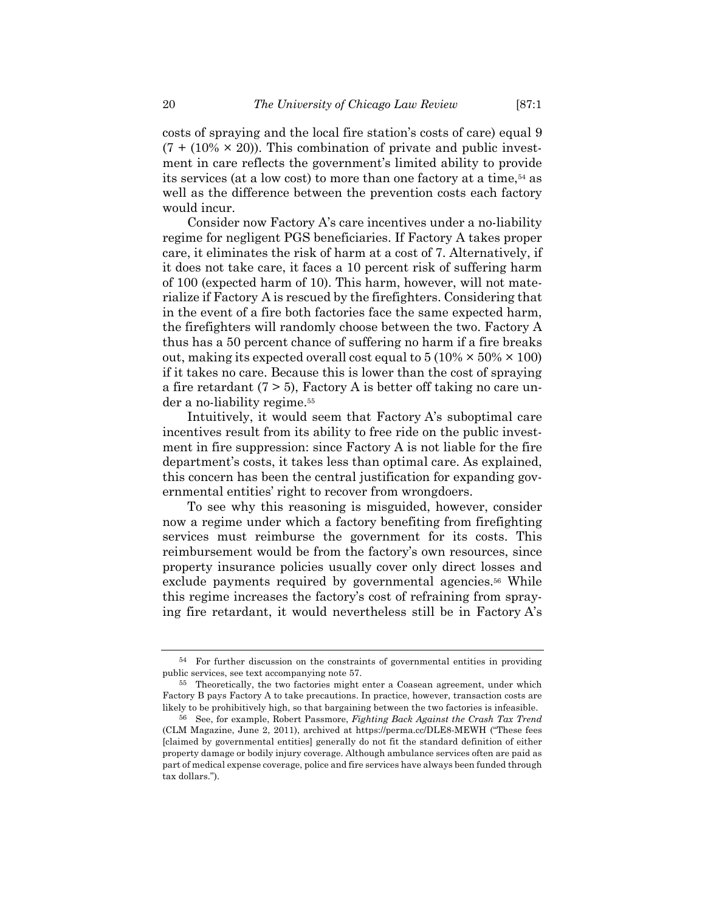costs of spraying and the local fire station's costs of care) equal 9 $(7 + (10\% \times 20))$. This combination of private and public investment in care reflects the government's limited ability to provide its services (at a low cost) to more than one factory at a time,[54] as well as the difference between the prevention costs each factory would incur.

Consider now Factory A's care incentives under a no-liability regime for negligent PGS beneficiaries. If Factory A takes proper care, it eliminates the risk of harm at a cost of 7. Alternatively, if it does not take care, it faces a 10 percent risk of suffering harm of 100 (expected harm of 10). This harm, however, will not materialize if Factory A is rescued by the firefighters. Considering that in the event of a fire both factories face the same expected harm, the firefighters will randomly choose between the two. Factory A thus has a 50 percent chance of suffering no harm if a fire breaks out, making its expected overall cost equal to 5 $(10\% \times 50\% \times 100)$ if it takes no care. Because this is lower than the cost of spraying a fire retardant $(7 > 5)$, Factory A is better off taking no care under a no-liability regime.[55]

Intuitively, it would seem that Factory A's suboptimal care incentives result from its ability to free ride on the public investment in fire suppression: since Factory A is not liable for the fire department's costs, it takes less than optimal care. As explained, this concern has been the central justification for expanding governmental entities' right to recover from wrongdoers.

To see why this reasoning is misguided, however, consider now a regime under which a factory benefiting from firefighting services must reimburse the government for its costs. This reimbursement would be from the factory's own resources, since property insurance policies usually cover only direct losses and exclude payments required by governmental agencies.[56] While this regime increases the factory's cost of refraining from spraying fire retardant, it would nevertheless still be in Factory A's

---

[54] For further discussion on the constraints of governmental entities in providing public services, see text accompanying note 57.

[55] Theoretically, the two factories might enter a Coasean agreement, under which Factory B pays Factory A to take precautions. In practice, however, transaction costs are likely to be prohibitively high, so that bargaining between the two factories is infeasible.

[56] See, for example, Robert Passmore, *Fighting Back Against the Crash Tax Trend* (CLM Magazine, June 2, 2011), archived at https://perma.cc/DLE8-MEWH ("These fees [claimed by governmental entities] generally do not fit the standard definition of either property damage or bodily injury coverage. Although ambulance services often are paid as part of medical expense coverage, police and fire services have always been funded through tax dollars.").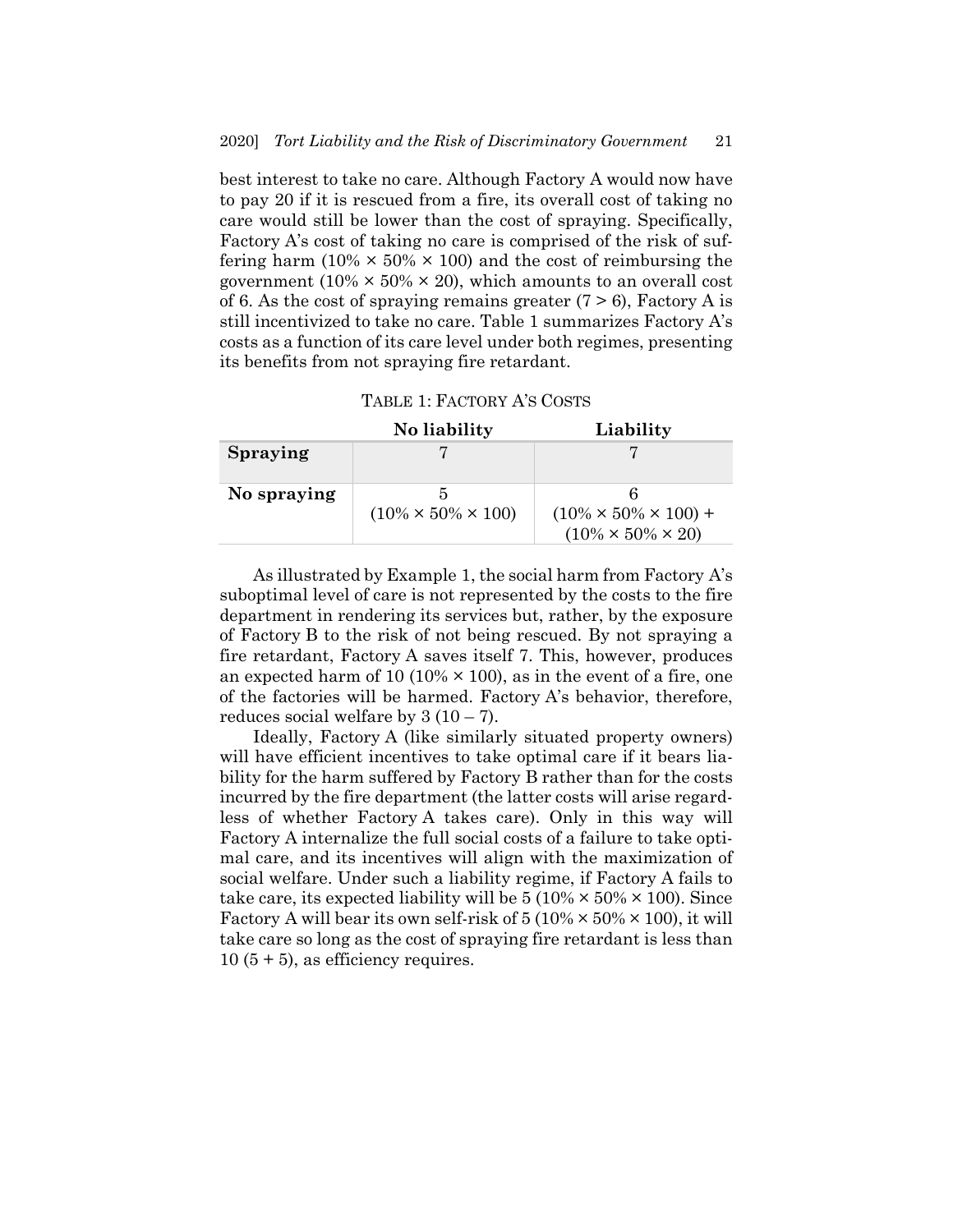best interest to take no care. Although Factory A would now have to pay 20 if it is rescued from a fire, its overall cost of taking no care would still be lower than the cost of spraying. Specifically, Factory A's cost of taking no care is comprised of the risk of suffering harm (10% × 50% × 100) and the cost of reimbursing the government (10% × 50% × 20), which amounts to an overall cost of 6. As the cost of spraying remains greater (7 > 6), Factory A is still incentivized to take no care. Table 1 summarizes Factory A's costs as a function of its care level under both regimes, presenting its benefits from not spraying fire retardant.

TABLE 1: FACTORY A'S COSTS

| | **No liability** | **Liability** |
|---|---|---|
| **Spraying** | 7 | 7 |
| **No spraying** | 5 (10% × 50% × 100) | 6 (10% × 50% × 100) + (10% × 50% × 20) |

As illustrated by Example 1, the social harm from Factory A's suboptimal level of care is not represented by the costs to the fire department in rendering its services but, rather, by the exposure of Factory B to the risk of not being rescued. By not spraying a fire retardant, Factory A saves itself 7. This, however, produces an expected harm of 10 (10% × 100), as in the event of a fire, one of the factories will be harmed. Factory A's behavior, therefore, reduces social welfare by 3 (10 – 7).

Ideally, Factory A (like similarly situated property owners) will have efficient incentives to take optimal care if it bears liability for the harm suffered by Factory B rather than for the costs incurred by the fire department (the latter costs will arise regardless of whether Factory A takes care). Only in this way will Factory A internalize the full social costs of a failure to take optimal care, and its incentives will align with the maximization of social welfare. Under such a liability regime, if Factory A fails to take care, its expected liability will be 5 (10% × 50% × 100). Since Factory A will bear its own self-risk of 5 (10% × 50% × 100), it will take care so long as the cost of spraying fire retardant is less than 10 (5 + 5), as efficiency requires.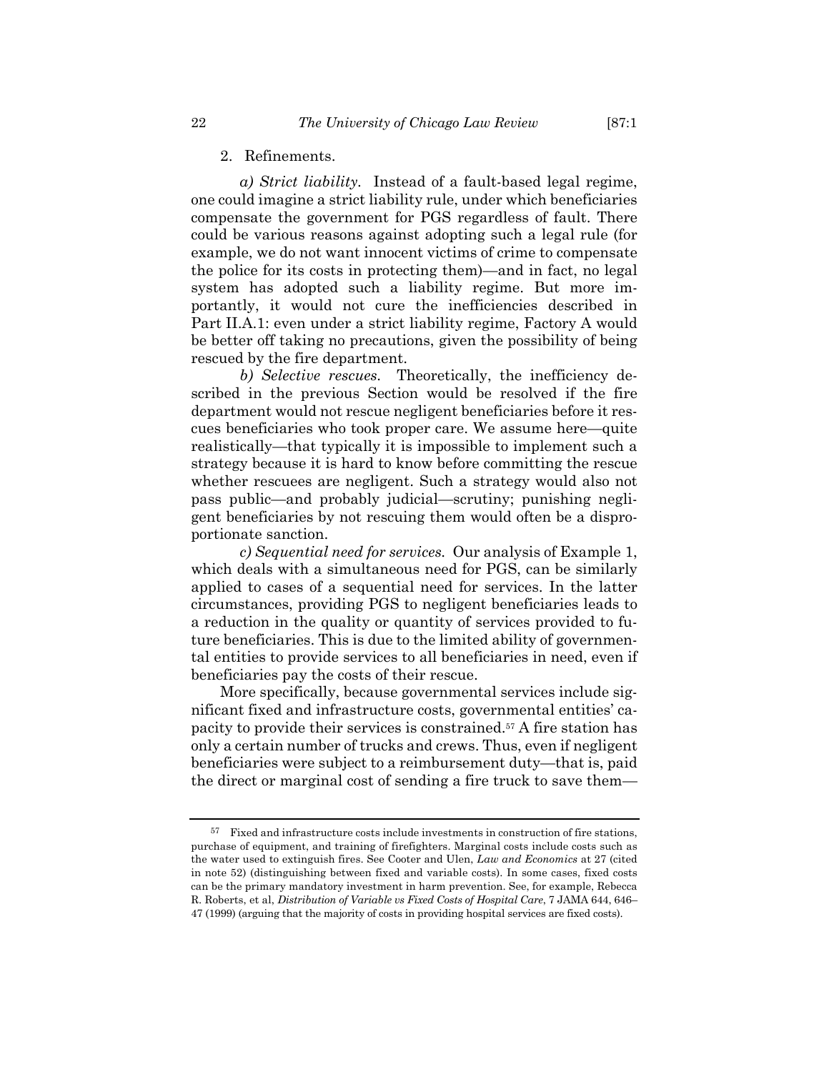2. Refinements.

*a) Strict liability.* Instead of a fault-based legal regime, one could imagine a strict liability rule, under which beneficiaries compensate the government for PGS regardless of fault. There could be various reasons against adopting such a legal rule (for example, we do not want innocent victims of crime to compensate the police for its costs in protecting them)—and in fact, no legal system has adopted such a liability regime. But more importantly, it would not cure the inefficiencies described in Part II.A.1: even under a strict liability regime, Factory A would be better off taking no precautions, given the possibility of being rescued by the fire department.

*b) Selective rescues.* Theoretically, the inefficiency described in the previous Section would be resolved if the fire department would not rescue negligent beneficiaries before it rescues beneficiaries who took proper care. We assume here—quite realistically—that typically it is impossible to implement such a strategy because it is hard to know before committing the rescue whether rescuees are negligent. Such a strategy would also not pass public—and probably judicial—scrutiny; punishing negligent beneficiaries by not rescuing them would often be a disproportionate sanction.

*c) Sequential need for services.* Our analysis of Example 1, which deals with a simultaneous need for PGS, can be similarly applied to cases of a sequential need for services. In the latter circumstances, providing PGS to negligent beneficiaries leads to a reduction in the quality or quantity of services provided to future beneficiaries. This is due to the limited ability of governmental entities to provide services to all beneficiaries in need, even if beneficiaries pay the costs of their rescue.

More specifically, because governmental services include significant fixed and infrastructure costs, governmental entities' capacity to provide their services is constrained.[57] A fire station has only a certain number of trucks and crews. Thus, even if negligent beneficiaries were subject to a reimbursement duty—that is, paid the direct or marginal cost of sending a fire truck to save them—

---

[57] Fixed and infrastructure costs include investments in construction of fire stations, purchase of equipment, and training of firefighters. Marginal costs include costs such as the water used to extinguish fires. See Cooter and Ulen, *Law and Economics* at 27 (cited in note 52) (distinguishing between fixed and variable costs). In some cases, fixed costs can be the primary mandatory investment in harm prevention. See, for example, Rebecca R. Roberts, et al, *Distribution of Variable vs Fixed Costs of Hospital Care*, 7 JAMA 644, 646–47 (1999) (arguing that the majority of costs in providing hospital services are fixed costs).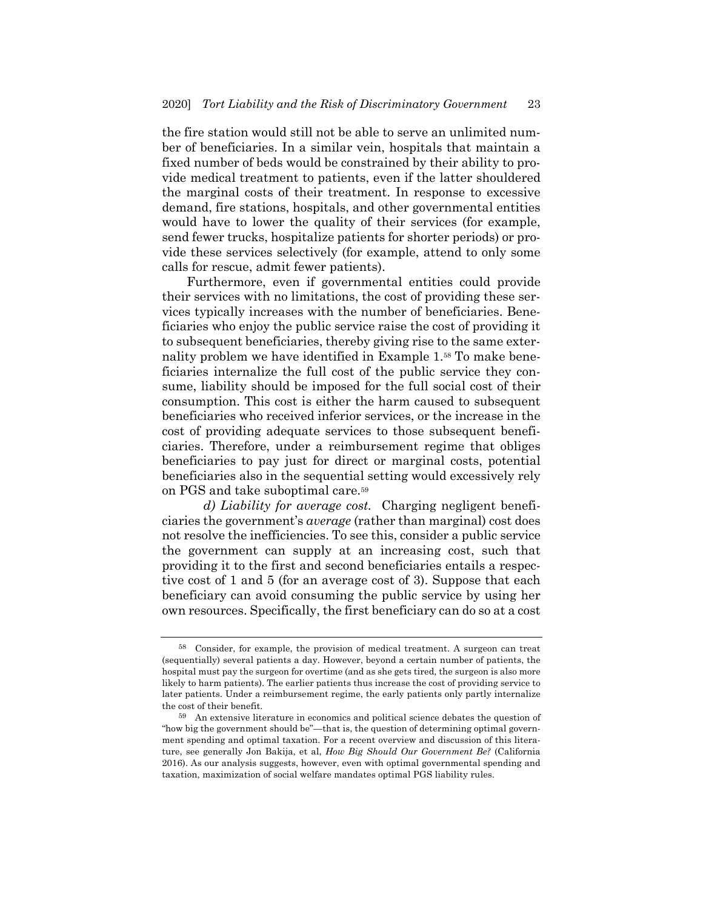the fire station would still not be able to serve an unlimited number of beneficiaries. In a similar vein, hospitals that maintain a fixed number of beds would be constrained by their ability to provide medical treatment to patients, even if the latter shouldered the marginal costs of their treatment. In response to excessive demand, fire stations, hospitals, and other governmental entities would have to lower the quality of their services (for example, send fewer trucks, hospitalize patients for shorter periods) or provide these services selectively (for example, attend to only some calls for rescue, admit fewer patients).

Furthermore, even if governmental entities could provide their services with no limitations, the cost of providing these services typically increases with the number of beneficiaries. Beneficiaries who enjoy the public service raise the cost of providing it to subsequent beneficiaries, thereby giving rise to the same externality problem we have identified in Example 1.[58] To make beneficiaries internalize the full cost of the public service they consume, liability should be imposed for the full social cost of their consumption. This cost is either the harm caused to subsequent beneficiaries who received inferior services, or the increase in the cost of providing adequate services to those subsequent beneficiaries. Therefore, under a reimbursement regime that obliges beneficiaries to pay just for direct or marginal costs, potential beneficiaries also in the sequential setting would excessively rely on PGS and take suboptimal care.[59]

*d) Liability for average cost.* Charging negligent beneficiaries the government's *average* (rather than marginal) cost does not resolve the inefficiencies. To see this, consider a public service the government can supply at an increasing cost, such that providing it to the first and second beneficiaries entails a respective cost of 1 and 5 (for an average cost of 3). Suppose that each beneficiary can avoid consuming the public service by using her own resources. Specifically, the first beneficiary can do so at a cost

---

[58] Consider, for example, the provision of medical treatment. A surgeon can treat (sequentially) several patients a day. However, beyond a certain number of patients, the hospital must pay the surgeon for overtime (and as she gets tired, the surgeon is also more likely to harm patients). The earlier patients thus increase the cost of providing service to later patients. Under a reimbursement regime, the early patients only partly internalize the cost of their benefit.

[59] An extensive literature in economics and political science debates the question of "how big the government should be"—that is, the question of determining optimal government spending and optimal taxation. For a recent overview and discussion of this literature, see generally Jon Bakija, et al, *How Big Should Our Government Be?* (California 2016). As our analysis suggests, however, even with optimal governmental spending and taxation, maximization of social welfare mandates optimal PGS liability rules.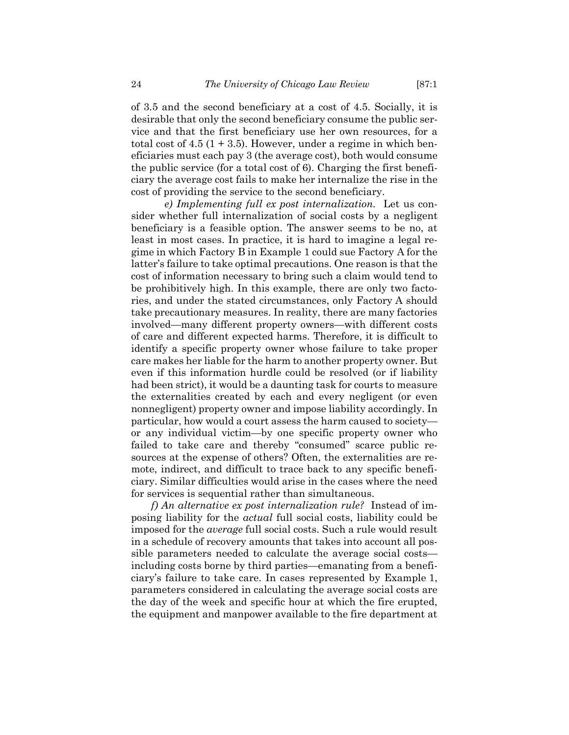of 3.5 and the second beneficiary at a cost of 4.5. Socially, it is desirable that only the second beneficiary consume the public service and that the first beneficiary use her own resources, for a total cost of 4.5 (1 + 3.5). However, under a regime in which beneficiaries must each pay 3 (the average cost), both would consume the public service (for a total cost of 6). Charging the first beneficiary the average cost fails to make her internalize the rise in the cost of providing the service to the second beneficiary.

*e) Implementing full ex post internalization.* Let us consider whether full internalization of social costs by a negligent beneficiary is a feasible option. The answer seems to be no, at least in most cases. In practice, it is hard to imagine a legal regime in which Factory B in Example 1 could sue Factory A for the latter's failure to take optimal precautions. One reason is that the cost of information necessary to bring such a claim would tend to be prohibitively high. In this example, there are only two factories, and under the stated circumstances, only Factory A should take precautionary measures. In reality, there are many factories involved—many different property owners—with different costs of care and different expected harms. Therefore, it is difficult to identify a specific property owner whose failure to take proper care makes her liable for the harm to another property owner. But even if this information hurdle could be resolved (or if liability had been strict), it would be a daunting task for courts to measure the externalities created by each and every negligent (or even nonnegligent) property owner and impose liability accordingly. In particular, how would a court assess the harm caused to society—or any individual victim—by one specific property owner who failed to take care and thereby "consumed" scarce public resources at the expense of others? Often, the externalities are remote, indirect, and difficult to trace back to any specific beneficiary. Similar difficulties would arise in the cases where the need for services is sequential rather than simultaneous.

*f) An alternative ex post internalization rule?* Instead of imposing liability for the *actual* full social costs, liability could be imposed for the *average* full social costs. Such a rule would result in a schedule of recovery amounts that takes into account all possible parameters needed to calculate the average social costs—including costs borne by third parties—emanating from a beneficiary's failure to take care. In cases represented by Example 1, parameters considered in calculating the average social costs are the day of the week and specific hour at which the fire erupted, the equipment and manpower available to the fire department at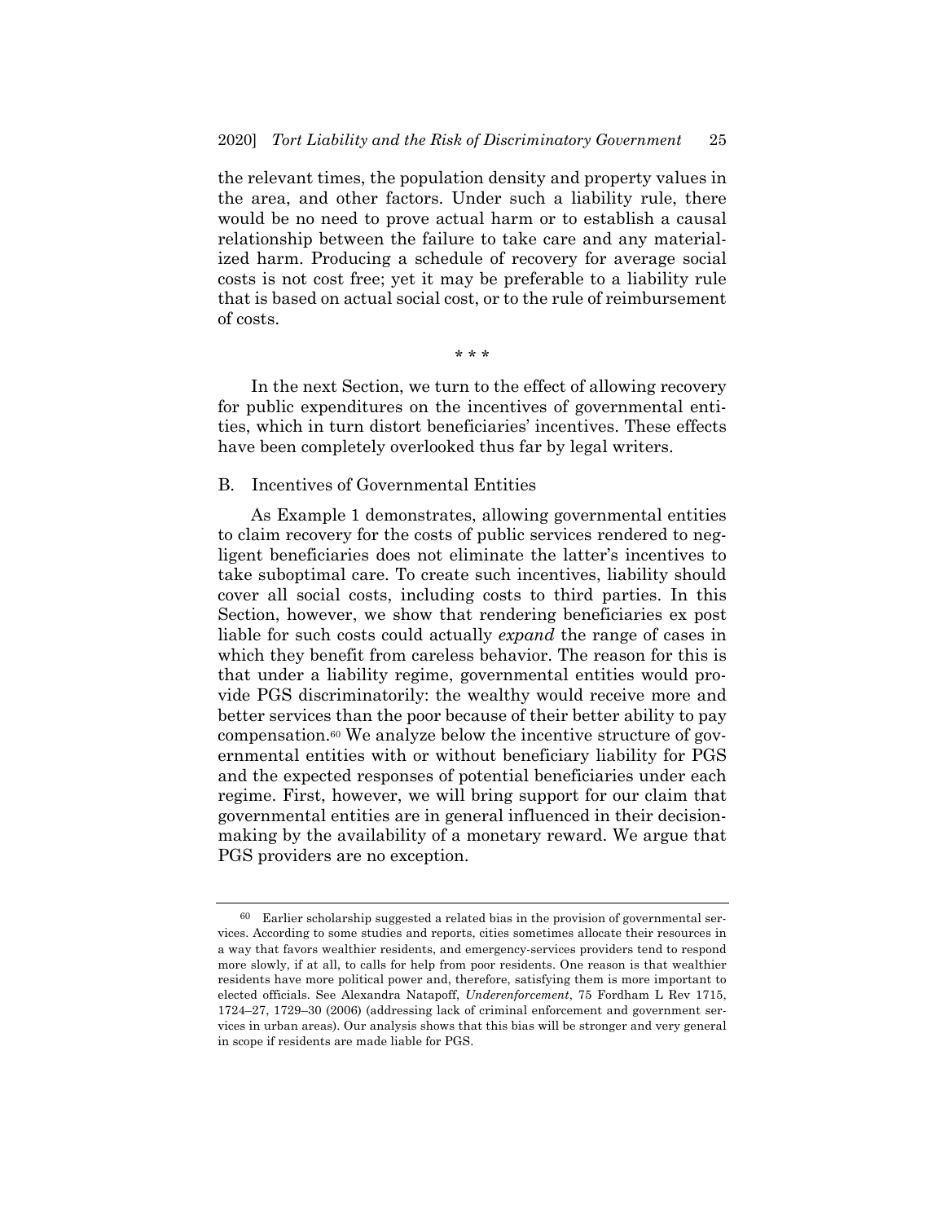the relevant times, the population density and property values in the area, and other factors. Under such a liability rule, there would be no need to prove actual harm or to establish a causal relationship between the failure to take care and any materialized harm. Producing a schedule of recovery for average social costs is not cost free; yet it may be preferable to a liability rule that is based on actual social cost, or to the rule of reimbursement of costs.

\* \* \*

In the next Section, we turn to the effect of allowing recovery for public expenditures on the incentives of governmental entities, which in turn distort beneficiaries' incentives. These effects have been completely overlooked thus far by legal writers.

### B. Incentives of Governmental Entities

As Example 1 demonstrates, allowing governmental entities to claim recovery for the costs of public services rendered to negligent beneficiaries does not eliminate the latter's incentives to take suboptimal care. To create such incentives, liability should cover all social costs, including costs to third parties. In this Section, however, we show that rendering beneficiaries ex post liable for such costs could actually *expand* the range of cases in which they benefit from careless behavior. The reason for this is that under a liability regime, governmental entities would provide PGS discriminatorily: the wealthy would receive more and better services than the poor because of their better ability to pay compensation.[60] We analyze below the incentive structure of governmental entities with or without beneficiary liability for PGS and the expected responses of potential beneficiaries under each regime. First, however, we will bring support for our claim that governmental entities are in general influenced in their decision-making by the availability of a monetary reward. We argue that PGS providers are no exception.

---

[60] Earlier scholarship suggested a related bias in the provision of governmental services. According to some studies and reports, cities sometimes allocate their resources in a way that favors wealthier residents, and emergency-services providers tend to respond more slowly, if at all, to calls for help from poor residents. One reason is that wealthier residents have more political power and, therefore, satisfying them is more important to elected officials. See Alexandra Natapoff, *Underenforcement*, 75 Fordham L Rev 1715, 1724–27, 1729–30 (2006) (addressing lack of criminal enforcement and government services in urban areas). Our analysis shows that this bias will be stronger and very general in scope if residents are made liable for PGS.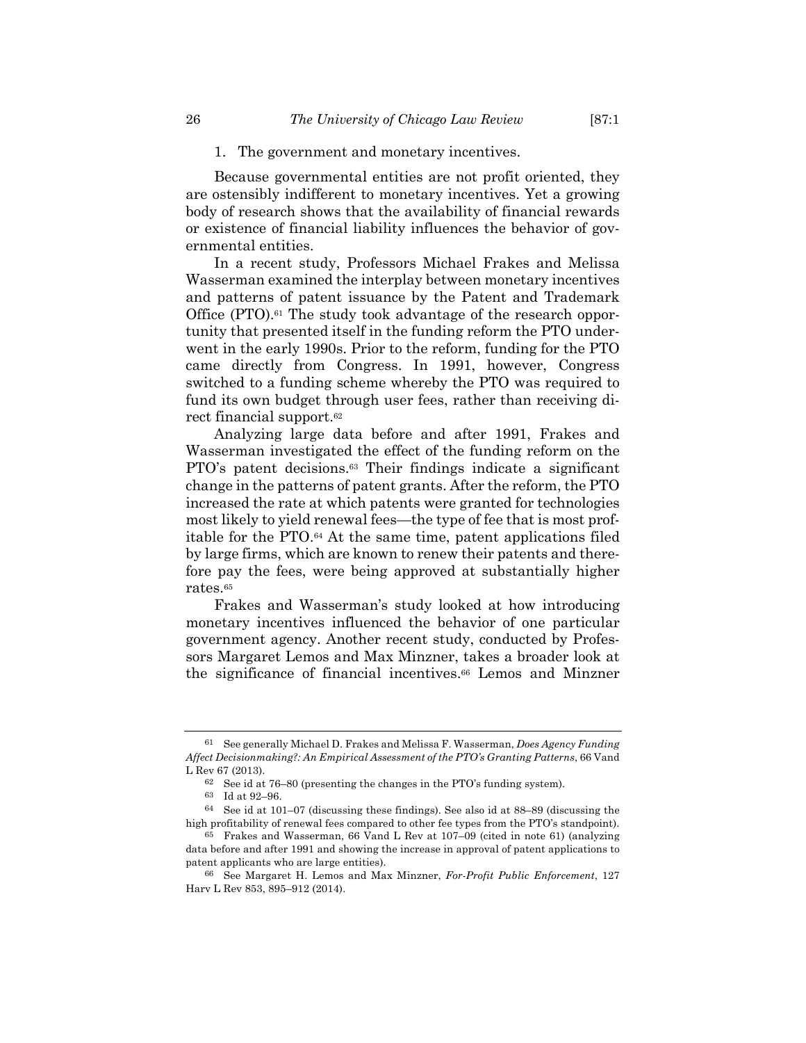1. The government and monetary incentives.

Because governmental entities are not profit oriented, they are ostensibly indifferent to monetary incentives. Yet a growing body of research shows that the availability of financial rewards or existence of financial liability influences the behavior of governmental entities.

In a recent study, Professors Michael Frakes and Melissa Wasserman examined the interplay between monetary incentives and patterns of patent issuance by the Patent and Trademark Office (PTO).[61] The study took advantage of the research opportunity that presented itself in the funding reform the PTO underwent in the early 1990s. Prior to the reform, funding for the PTO came directly from Congress. In 1991, however, Congress switched to a funding scheme whereby the PTO was required to fund its own budget through user fees, rather than receiving direct financial support.[62]

Analyzing large data before and after 1991, Frakes and Wasserman investigated the effect of the funding reform on the PTO's patent decisions.[63] Their findings indicate a significant change in the patterns of patent grants. After the reform, the PTO increased the rate at which patents were granted for technologies most likely to yield renewal fees—the type of fee that is most profitable for the PTO.[64] At the same time, patent applications filed by large firms, which are known to renew their patents and therefore pay the fees, were being approved at substantially higher rates.[65]

Frakes and Wasserman's study looked at how introducing monetary incentives influenced the behavior of one particular government agency. Another recent study, conducted by Professors Margaret Lemos and Max Minzner, takes a broader look at the significance of financial incentives.[66] Lemos and Minzner

---

[61] See generally Michael D. Frakes and Melissa F. Wasserman, *Does Agency Funding Affect Decisionmaking?: An Empirical Assessment of the PTO's Granting Patterns*, 66 Vand L Rev 67 (2013).

[62] See id at 76–80 (presenting the changes in the PTO's funding system).

[63] Id at 92–96.

[64] See id at 101–07 (discussing these findings). See also id at 88–89 (discussing the high profitability of renewal fees compared to other fee types from the PTO's standpoint).

[65] Frakes and Wasserman, 66 Vand L Rev at 107–09 (cited in note 61) (analyzing data before and after 1991 and showing the increase in approval of patent applications to patent applicants who are large entities).

[66] See Margaret H. Lemos and Max Minzner, *For-Profit Public Enforcement*, 127 Harv L Rev 853, 895–912 (2014).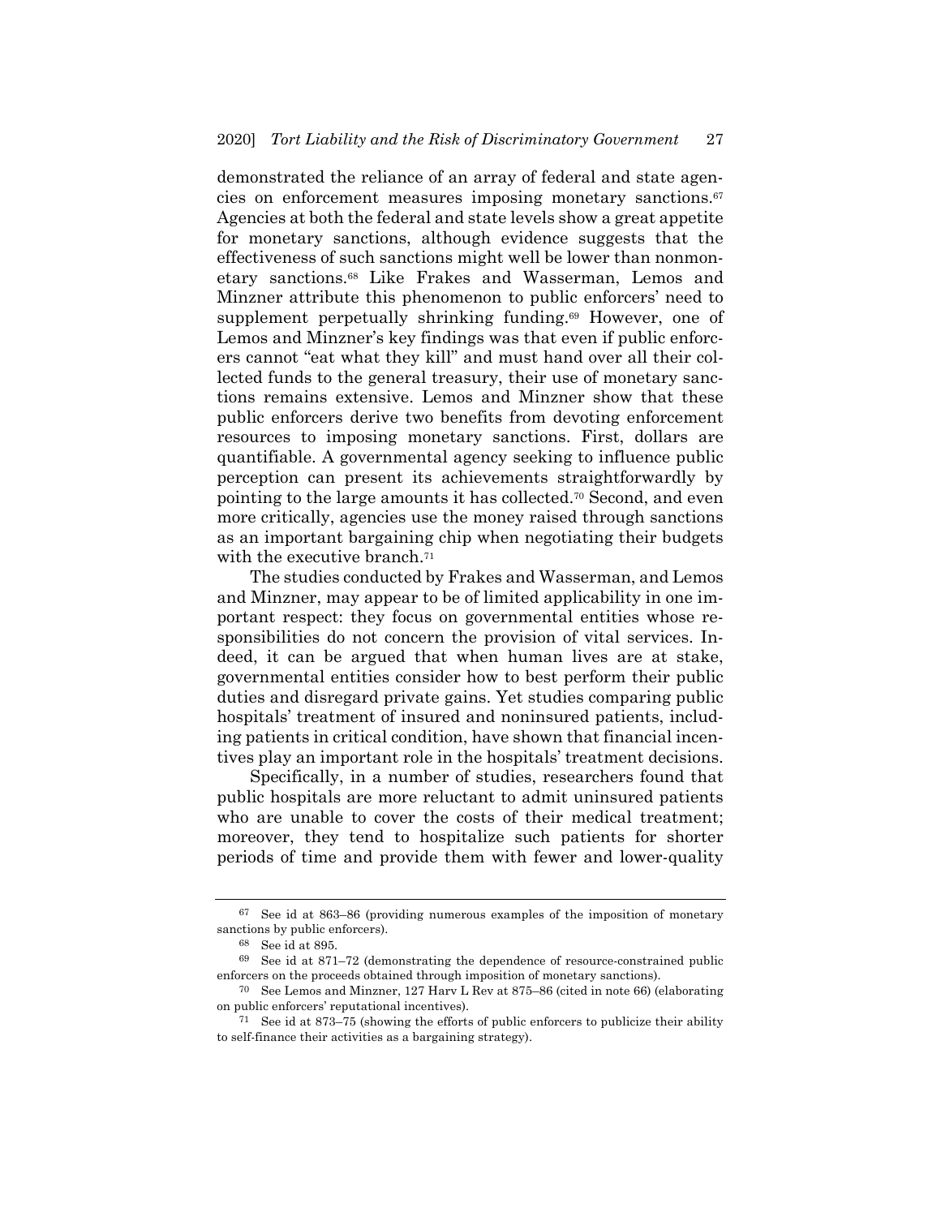demonstrated the reliance of an array of federal and state agencies on enforcement measures imposing monetary sanctions.[67] Agencies at both the federal and state levels show a great appetite for monetary sanctions, although evidence suggests that the effectiveness of such sanctions might well be lower than nonmonetary sanctions.[68] Like Frakes and Wasserman, Lemos and Minzner attribute this phenomenon to public enforcers' need to supplement perpetually shrinking funding.[69] However, one of Lemos and Minzner's key findings was that even if public enforcers cannot "eat what they kill" and must hand over all their collected funds to the general treasury, their use of monetary sanctions remains extensive. Lemos and Minzner show that these public enforcers derive two benefits from devoting enforcement resources to imposing monetary sanctions. First, dollars are quantifiable. A governmental agency seeking to influence public perception can present its achievements straightforwardly by pointing to the large amounts it has collected.[70] Second, and even more critically, agencies use the money raised through sanctions as an important bargaining chip when negotiating their budgets with the executive branch.[71]

The studies conducted by Frakes and Wasserman, and Lemos and Minzner, may appear to be of limited applicability in one important respect: they focus on governmental entities whose responsibilities do not concern the provision of vital services. Indeed, it can be argued that when human lives are at stake, governmental entities consider how to best perform their public duties and disregard private gains. Yet studies comparing public hospitals' treatment of insured and noninsured patients, including patients in critical condition, have shown that financial incentives play an important role in the hospitals' treatment decisions.

Specifically, in a number of studies, researchers found that public hospitals are more reluctant to admit uninsured patients who are unable to cover the costs of their medical treatment; moreover, they tend to hospitalize such patients for shorter periods of time and provide them with fewer and lower-quality

---

67 See id at 863–86 (providing numerous examples of the imposition of monetary sanctions by public enforcers).

68 See id at 895.

69 See id at 871–72 (demonstrating the dependence of resource-constrained public enforcers on the proceeds obtained through imposition of monetary sanctions).

70 See Lemos and Minzner, 127 Harv L Rev at 875–86 (cited in note 66) (elaborating on public enforcers' reputational incentives).

71 See id at 873–75 (showing the efforts of public enforcers to publicize their ability to self-finance their activities as a bargaining strategy).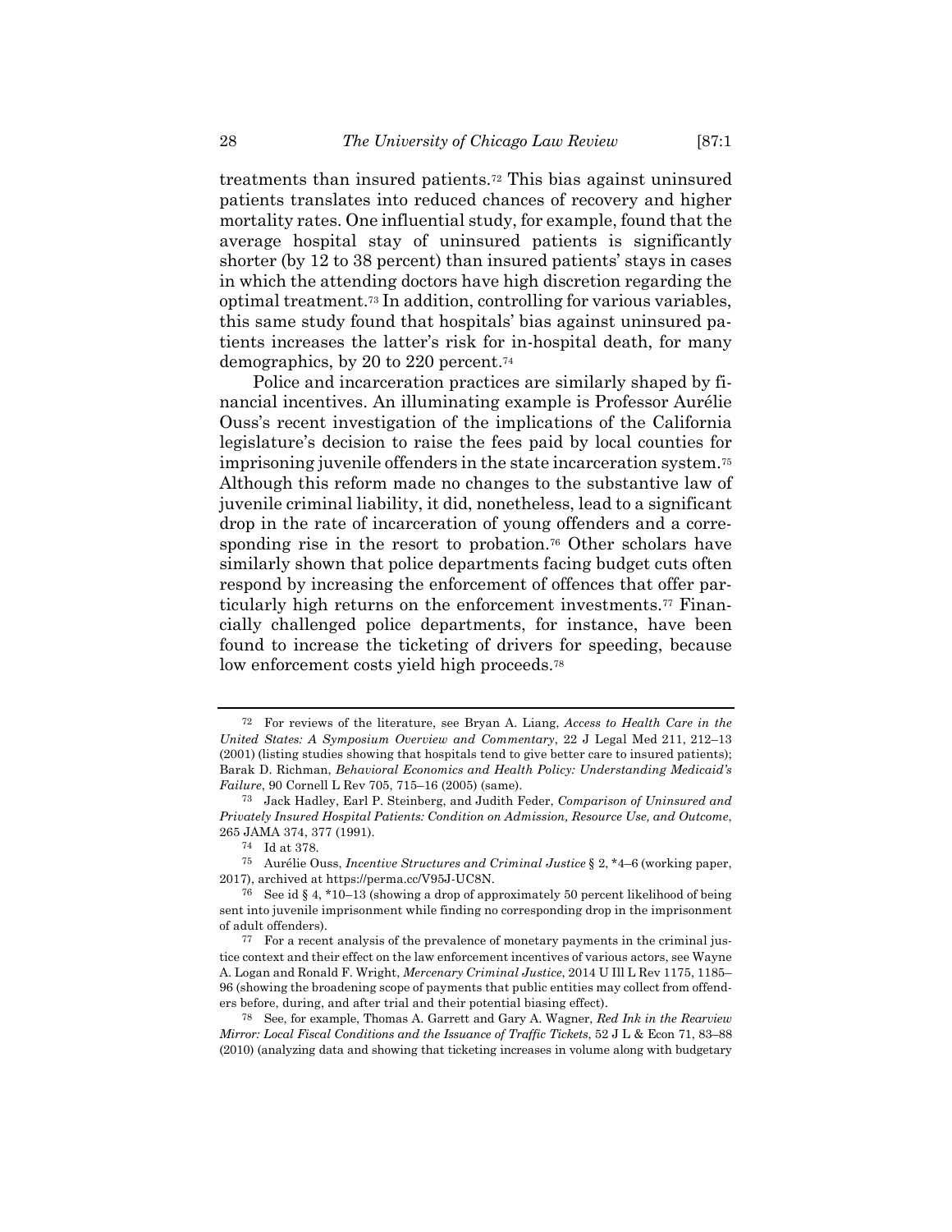treatments than insured patients.[72] This bias against uninsured patients translates into reduced chances of recovery and higher mortality rates. One influential study, for example, found that the average hospital stay of uninsured patients is significantly shorter (by 12 to 38 percent) than insured patients' stays in cases in which the attending doctors have high discretion regarding the optimal treatment.[73] In addition, controlling for various variables, this same study found that hospitals' bias against uninsured patients increases the latter's risk for in-hospital death, for many demographics, by 20 to 220 percent.[74]

Police and incarceration practices are similarly shaped by financial incentives. An illuminating example is Professor Aurélie Ouss's recent investigation of the implications of the California legislature's decision to raise the fees paid by local counties for imprisoning juvenile offenders in the state incarceration system.[75] Although this reform made no changes to the substantive law of juvenile criminal liability, it did, nonetheless, lead to a significant drop in the rate of incarceration of young offenders and a corresponding rise in the resort to probation.[76] Other scholars have similarly shown that police departments facing budget cuts often respond by increasing the enforcement of offences that offer particularly high returns on the enforcement investments.[77] Financially challenged police departments, for instance, have been found to increase the ticketing of drivers for speeding, because low enforcement costs yield high proceeds.[78]

---

[72] For reviews of the literature, see Bryan A. Liang, *Access to Health Care in the United States: A Symposium Overview and Commentary*, 22 J Legal Med 211, 212–13 (2001) (listing studies showing that hospitals tend to give better care to insured patients); Barak D. Richman, *Behavioral Economics and Health Policy: Understanding Medicaid's Failure*, 90 Cornell L Rev 705, 715–16 (2005) (same).

[73] Jack Hadley, Earl P. Steinberg, and Judith Feder, *Comparison of Uninsured and Privately Insured Hospital Patients: Condition on Admission, Resource Use, and Outcome*, 265 JAMA 374, 377 (1991).

[74] Id at 378.

[75] Aurélie Ouss, *Incentive Structures and Criminal Justice* § 2, *4–6 (working paper, 2017), archived at https://perma.cc/V95J-UC8N.

[76] See id § 4, *10–13 (showing a drop of approximately 50 percent likelihood of being sent into juvenile imprisonment while finding no corresponding drop in the imprisonment of adult offenders).

[77] For a recent analysis of the prevalence of monetary payments in the criminal justice context and their effect on the law enforcement incentives of various actors, see Wayne A. Logan and Ronald F. Wright, *Mercenary Criminal Justice*, 2014 U Ill L Rev 1175, 1185–96 (showing the broadening scope of payments that public entities may collect from offenders before, during, and after trial and their potential biasing effect).

[78] See, for example, Thomas A. Garrett and Gary A. Wagner, *Red Ink in the Rearview Mirror: Local Fiscal Conditions and the Issuance of Traffic Tickets*, 52 J L & Econ 71, 83–88 (2010) (analyzing data and showing that ticketing increases in volume along with budgetary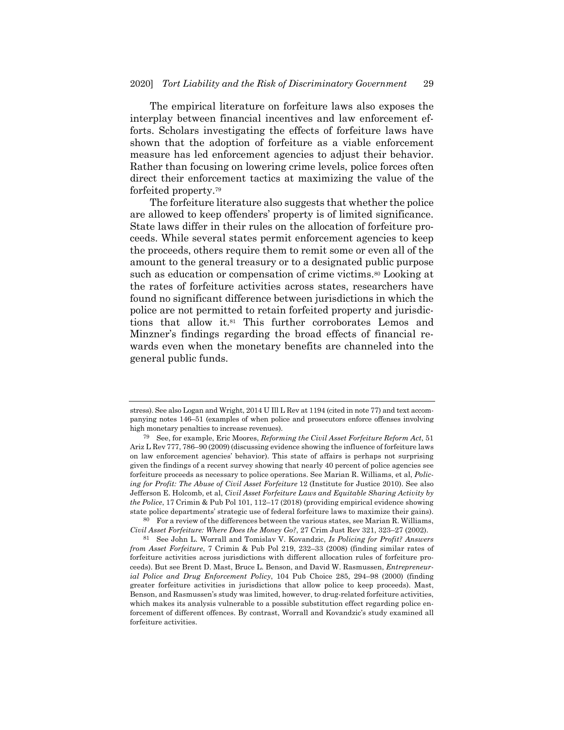The empirical literature on forfeiture laws also exposes the interplay between financial incentives and law enforcement efforts. Scholars investigating the effects of forfeiture laws have shown that the adoption of forfeiture as a viable enforcement measure has led enforcement agencies to adjust their behavior. Rather than focusing on lowering crime levels, police forces often direct their enforcement tactics at maximizing the value of the forfeited property.[79]

The forfeiture literature also suggests that whether the police are allowed to keep offenders' property is of limited significance. State laws differ in their rules on the allocation of forfeiture proceeds. While several states permit enforcement agencies to keep the proceeds, others require them to remit some or even all of the amount to the general treasury or to a designated public purpose such as education or compensation of crime victims.[80] Looking at the rates of forfeiture activities across states, researchers have found no significant difference between jurisdictions in which the police are not permitted to retain forfeited property and jurisdictions that allow it.[81] This further corroborates Lemos and Minzner's findings regarding the broad effects of financial rewards even when the monetary benefits are channeled into the general public funds.

---

stress). See also Logan and Wright, 2014 U Ill L Rev at 1194 (cited in note 77) and text accompanying notes 146–51 (examples of when police and prosecutors enforce offenses involving high monetary penalties to increase revenues).

[79] See, for example, Eric Moores, *Reforming the Civil Asset Forfeiture Reform Act*, 51 Ariz L Rev 777, 786–90 (2009) (discussing evidence showing the influence of forfeiture laws on law enforcement agencies' behavior). This state of affairs is perhaps not surprising given the findings of a recent survey showing that nearly 40 percent of police agencies see forfeiture proceeds as necessary to police operations. See Marian R. Williams, et al, *Policing for Profit: The Abuse of Civil Asset Forfeiture* 12 (Institute for Justice 2010). See also Jefferson E. Holcomb, et al, *Civil Asset Forfeiture Laws and Equitable Sharing Activity by the Police*, 17 Crimin & Pub Pol 101, 112–17 (2018) (providing empirical evidence showing state police departments' strategic use of federal forfeiture laws to maximize their gains).

[80] For a review of the differences between the various states, see Marian R. Williams, *Civil Asset Forfeiture: Where Does the Money Go?*, 27 Crim Just Rev 321, 323–27 (2002).

[81] See John L. Worrall and Tomislav V. Kovandzic, *Is Policing for Profit? Answers from Asset Forfeiture*, 7 Crimin & Pub Pol 219, 232–33 (2008) (finding similar rates of forfeiture activities across jurisdictions with different allocation rules of forfeiture proceeds). But see Brent D. Mast, Bruce L. Benson, and David W. Rasmussen, *Entrepreneurial Police and Drug Enforcement Policy*, 104 Pub Choice 285, 294–98 (2000) (finding greater forfeiture activities in jurisdictions that allow police to keep proceeds). Mast, Benson, and Rasmussen's study was limited, however, to drug-related forfeiture activities, which makes its analysis vulnerable to a possible substitution effect regarding police enforcement of different offences. By contrast, Worrall and Kovandzic's study examined all forfeiture activities.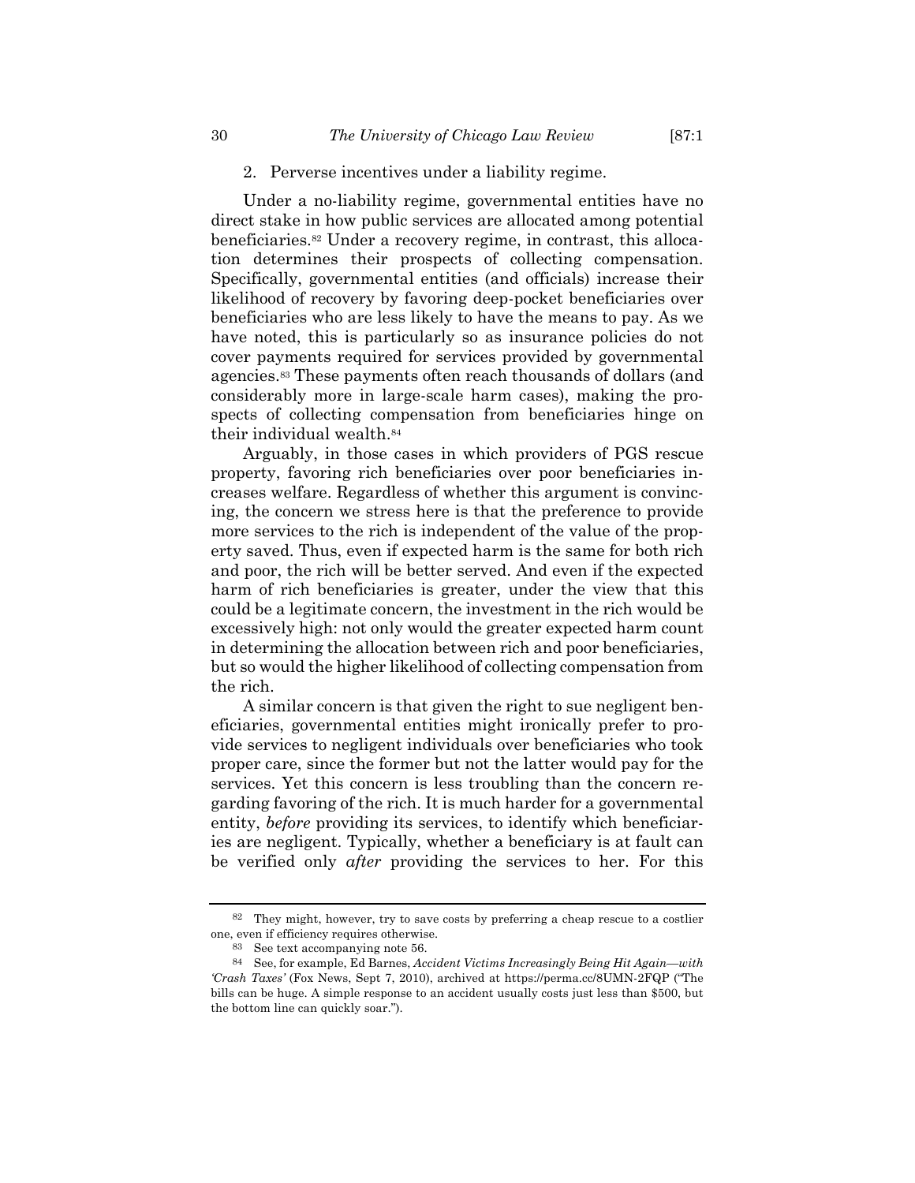### 2. Perverse incentives under a liability regime.

Under a no-liability regime, governmental entities have no direct stake in how public services are allocated among potential beneficiaries.[82] Under a recovery regime, in contrast, this allocation determines their prospects of collecting compensation. Specifically, governmental entities (and officials) increase their likelihood of recovery by favoring deep-pocket beneficiaries over beneficiaries who are less likely to have the means to pay. As we have noted, this is particularly so as insurance policies do not cover payments required for services provided by governmental agencies.[83] These payments often reach thousands of dollars (and considerably more in large-scale harm cases), making the prospects of collecting compensation from beneficiaries hinge on their individual wealth.[84]

Arguably, in those cases in which providers of PGS rescue property, favoring rich beneficiaries over poor beneficiaries increases welfare. Regardless of whether this argument is convincing, the concern we stress here is that the preference to provide more services to the rich is independent of the value of the property saved. Thus, even if expected harm is the same for both rich and poor, the rich will be better served. And even if the expected harm of rich beneficiaries is greater, under the view that this could be a legitimate concern, the investment in the rich would be excessively high: not only would the greater expected harm count in determining the allocation between rich and poor beneficiaries, but so would the higher likelihood of collecting compensation from the rich.

A similar concern is that given the right to sue negligent beneficiaries, governmental entities might ironically prefer to provide services to negligent individuals over beneficiaries who took proper care, since the former but not the latter would pay for the services. Yet this concern is less troubling than the concern regarding favoring of the rich. It is much harder for a governmental entity, *before* providing its services, to identify which beneficiaries are negligent. Typically, whether a beneficiary is at fault can be verified only *after* providing the services to her. For this

---

[82] They might, however, try to save costs by preferring a cheap rescue to a costlier one, even if efficiency requires otherwise.

[83] See text accompanying note 56.

[84] See, for example, Ed Barnes, *Accident Victims Increasingly Being Hit Again—with 'Crash Taxes'* (Fox News, Sept 7, 2010), archived at https://perma.cc/8UMN-2FQP ("The bills can be huge. A simple response to an accident usually costs just less than $500, but the bottom line can quickly soar.").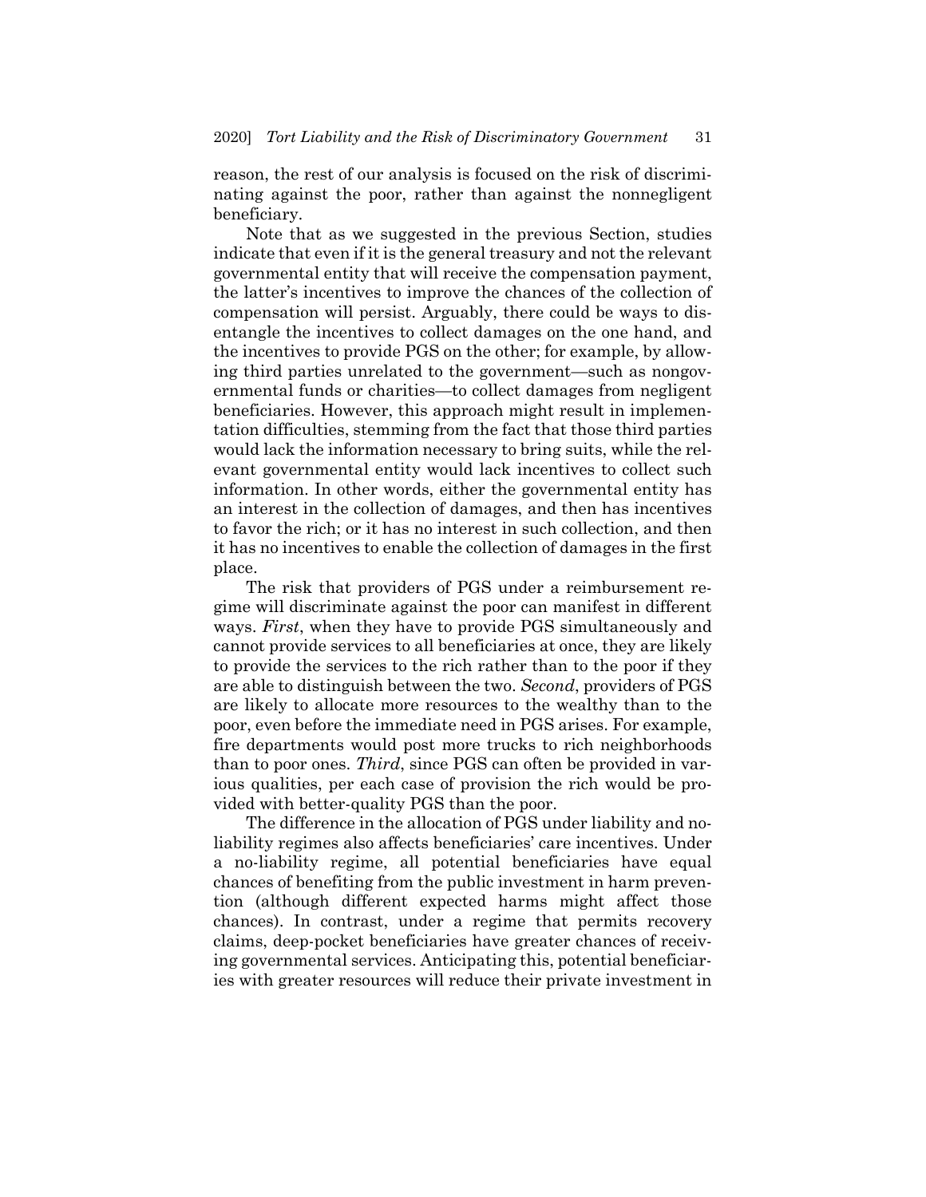reason, the rest of our analysis is focused on the risk of discriminating against the poor, rather than against the nonnegligent beneficiary.

Note that as we suggested in the previous Section, studies indicate that even if it is the general treasury and not the relevant governmental entity that will receive the compensation payment, the latter's incentives to improve the chances of the collection of compensation will persist. Arguably, there could be ways to disentangle the incentives to collect damages on the one hand, and the incentives to provide PGS on the other; for example, by allowing third parties unrelated to the government—such as nongovernmental funds or charities—to collect damages from negligent beneficiaries. However, this approach might result in implementation difficulties, stemming from the fact that those third parties would lack the information necessary to bring suits, while the relevant governmental entity would lack incentives to collect such information. In other words, either the governmental entity has an interest in the collection of damages, and then has incentives to favor the rich; or it has no interest in such collection, and then it has no incentives to enable the collection of damages in the first place.

The risk that providers of PGS under a reimbursement regime will discriminate against the poor can manifest in different ways. *First*, when they have to provide PGS simultaneously and cannot provide services to all beneficiaries at once, they are likely to provide the services to the rich rather than to the poor if they are able to distinguish between the two. *Second*, providers of PGS are likely to allocate more resources to the wealthy than to the poor, even before the immediate need in PGS arises. For example, fire departments would post more trucks to rich neighborhoods than to poor ones. *Third*, since PGS can often be provided in various qualities, per each case of provision the rich would be provided with better-quality PGS than the poor.

The difference in the allocation of PGS under liability and no-liability regimes also affects beneficiaries' care incentives. Under a no-liability regime, all potential beneficiaries have equal chances of benefiting from the public investment in harm prevention (although different expected harms might affect those chances). In contrast, under a regime that permits recovery claims, deep-pocket beneficiaries have greater chances of receiving governmental services. Anticipating this, potential beneficiaries with greater resources will reduce their private investment in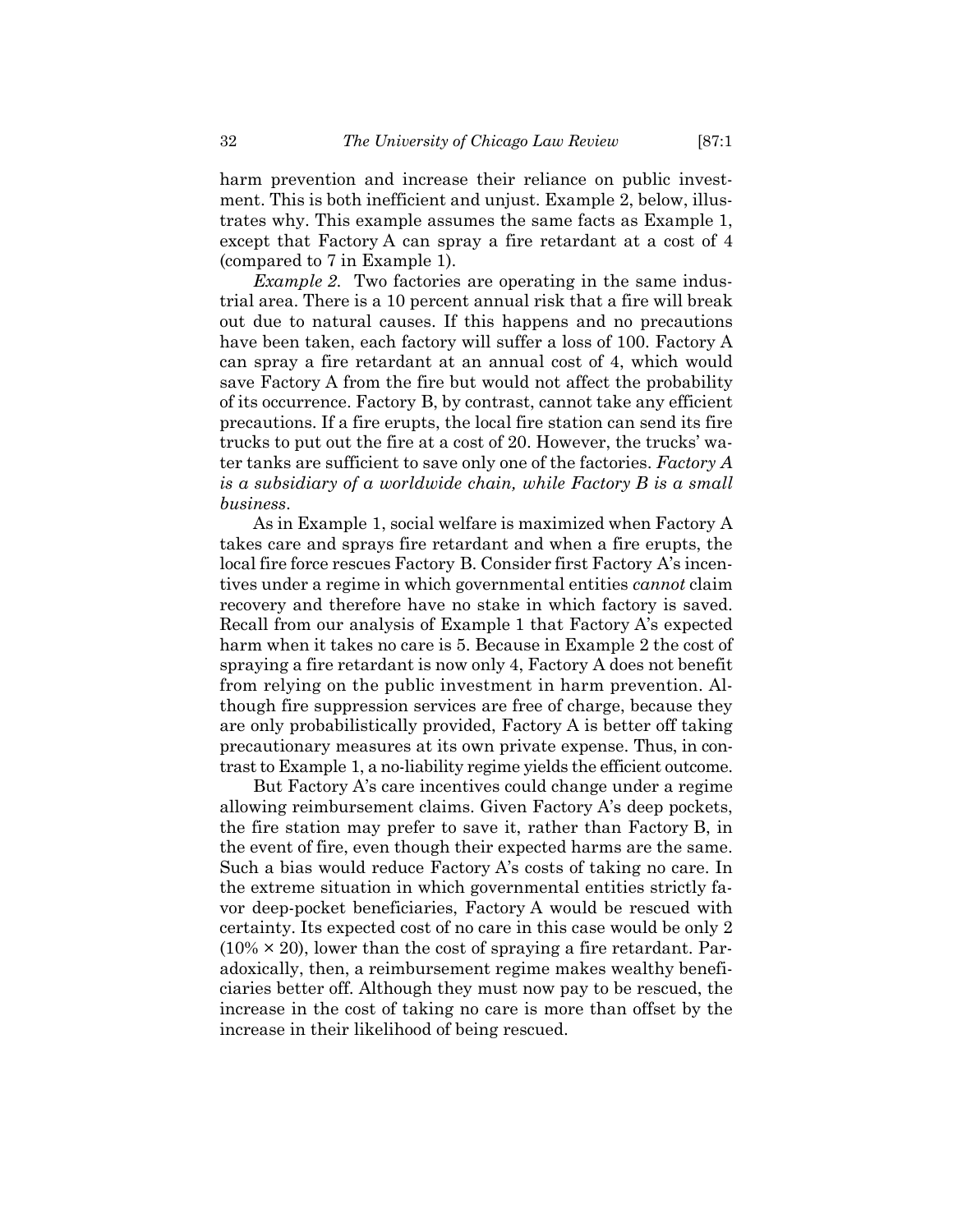harm prevention and increase their reliance on public investment. This is both inefficient and unjust. Example 2, below, illustrates why. This example assumes the same facts as Example 1, except that Factory A can spray a fire retardant at a cost of 4 (compared to 7 in Example 1).

*Example 2.* Two factories are operating in the same industrial area. There is a 10 percent annual risk that a fire will break out due to natural causes. If this happens and no precautions have been taken, each factory will suffer a loss of 100. Factory A can spray a fire retardant at an annual cost of 4, which would save Factory A from the fire but would not affect the probability of its occurrence. Factory B, by contrast, cannot take any efficient precautions. If a fire erupts, the local fire station can send its fire trucks to put out the fire at a cost of 20. However, the trucks' water tanks are sufficient to save only one of the factories. *Factory A is a subsidiary of a worldwide chain, while Factory B is a small business.*

As in Example 1, social welfare is maximized when Factory A takes care and sprays fire retardant and when a fire erupts, the local fire force rescues Factory B. Consider first Factory A's incentives under a regime in which governmental entities *cannot* claim recovery and therefore have no stake in which factory is saved. Recall from our analysis of Example 1 that Factory A's expected harm when it takes no care is 5. Because in Example 2 the cost of spraying a fire retardant is now only 4, Factory A does not benefit from relying on the public investment in harm prevention. Although fire suppression services are free of charge, because they are only probabilistically provided, Factory A is better off taking precautionary measures at its own private expense. Thus, in contrast to Example 1, a no-liability regime yields the efficient outcome.

But Factory A's care incentives could change under a regime allowing reimbursement claims. Given Factory A's deep pockets, the fire station may prefer to save it, rather than Factory B, in the event of fire, even though their expected harms are the same. Such a bias would reduce Factory A's costs of taking no care. In the extreme situation in which governmental entities strictly favor deep-pocket beneficiaries, Factory A would be rescued with certainty. Its expected cost of no care in this case would be only 2 ($10\% \times 20$), lower than the cost of spraying a fire retardant. Paradoxically, then, a reimbursement regime makes wealthy beneficiaries better off. Although they must now pay to be rescued, the increase in the cost of taking no care is more than offset by the increase in their likelihood of being rescued.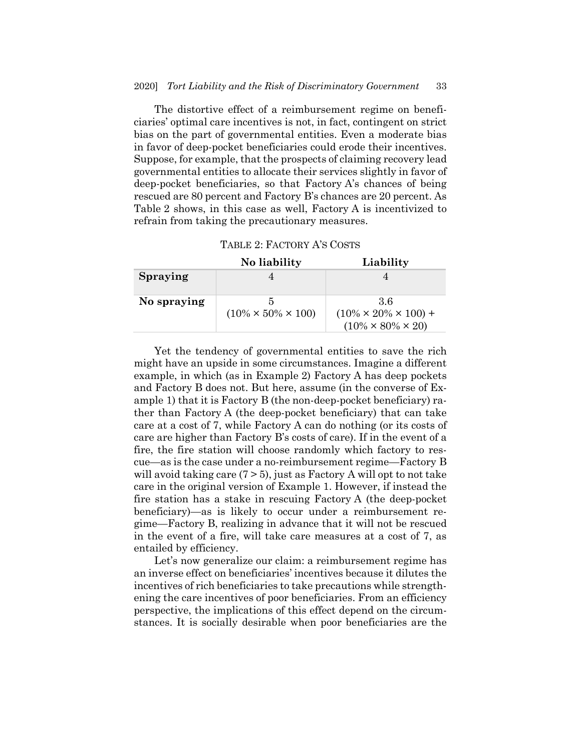The distortive effect of a reimbursement regime on beneficiaries' optimal care incentives is not, in fact, contingent on strict bias on the part of governmental entities. Even a moderate bias in favor of deep-pocket beneficiaries could erode their incentives. Suppose, for example, that the prospects of claiming recovery lead governmental entities to allocate their services slightly in favor of deep-pocket beneficiaries, so that Factory A's chances of being rescued are 80 percent and Factory B's chances are 20 percent. As Table 2 shows, in this case as well, Factory A is incentivized to refrain from taking the precautionary measures.

TABLE 2: FACTORY A'S COSTS

| | **No liability** | **Liability** |
|---|---|---|
| **Spraying** | 4 | 4 |
| **No spraying** | 5 ($10\% \times 50\% \times 100$) | 3.6 ($10\% \times 20\% \times 100$) + ($10\% \times 80\% \times 20$) |

Yet the tendency of governmental entities to save the rich might have an upside in some circumstances. Imagine a different example, in which (as in Example 2) Factory A has deep pockets and Factory B does not. But here, assume (in the converse of Example 1) that it is Factory B (the non-deep-pocket beneficiary) rather than Factory A (the deep-pocket beneficiary) that can take care at a cost of 7, while Factory A can do nothing (or its costs of care are higher than Factory B's costs of care). If in the event of a fire, the fire station will choose randomly which factory to rescue—as is the case under a no-reimbursement regime—Factory B will avoid taking care ($7 > 5$), just as Factory A will opt to not take care in the original version of Example 1. However, if instead the fire station has a stake in rescuing Factory A (the deep-pocket beneficiary)—as is likely to occur under a reimbursement regime—Factory B, realizing in advance that it will not be rescued in the event of a fire, will take care measures at a cost of 7, as entailed by efficiency.

Let's now generalize our claim: a reimbursement regime has an inverse effect on beneficiaries' incentives because it dilutes the incentives of rich beneficiaries to take precautions while strengthening the care incentives of poor beneficiaries. From an efficiency perspective, the implications of this effect depend on the circumstances. It is socially desirable when poor beneficiaries are the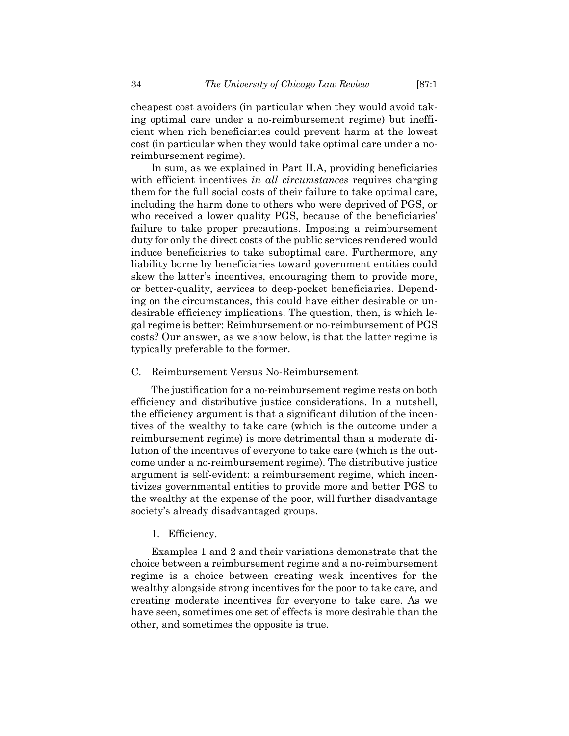cheapest cost avoiders (in particular when they would avoid taking optimal care under a no-reimbursement regime) but inefficient when rich beneficiaries could prevent harm at the lowest cost (in particular when they would take optimal care under a no-reimbursement regime).

In sum, as we explained in Part II.A, providing beneficiaries with efficient incentives *in all circumstances* requires charging them for the full social costs of their failure to take optimal care, including the harm done to others who were deprived of PGS, or who received a lower quality PGS, because of the beneficiaries' failure to take proper precautions. Imposing a reimbursement duty for only the direct costs of the public services rendered would induce beneficiaries to take suboptimal care. Furthermore, any liability borne by beneficiaries toward government entities could skew the latter's incentives, encouraging them to provide more, or better-quality, services to deep-pocket beneficiaries. Depending on the circumstances, this could have either desirable or undesirable efficiency implications. The question, then, is which legal regime is better: Reimbursement or no-reimbursement of PGS costs? Our answer, as we show below, is that the latter regime is typically preferable to the former.

## C. Reimbursement Versus No-Reimbursement

The justification for a no-reimbursement regime rests on both efficiency and distributive justice considerations. In a nutshell, the efficiency argument is that a significant dilution of the incentives of the wealthy to take care (which is the outcome under a reimbursement regime) is more detrimental than a moderate dilution of the incentives of everyone to take care (which is the outcome under a no-reimbursement regime). The distributive justice argument is self-evident: a reimbursement regime, which incentivizes governmental entities to provide more and better PGS to the wealthy at the expense of the poor, will further disadvantage society's already disadvantaged groups.

### 1. Efficiency.

Examples 1 and 2 and their variations demonstrate that the choice between a reimbursement regime and a no-reimbursement regime is a choice between creating weak incentives for the wealthy alongside strong incentives for the poor to take care, and creating moderate incentives for everyone to take care. As we have seen, sometimes one set of effects is more desirable than the other, and sometimes the opposite is true.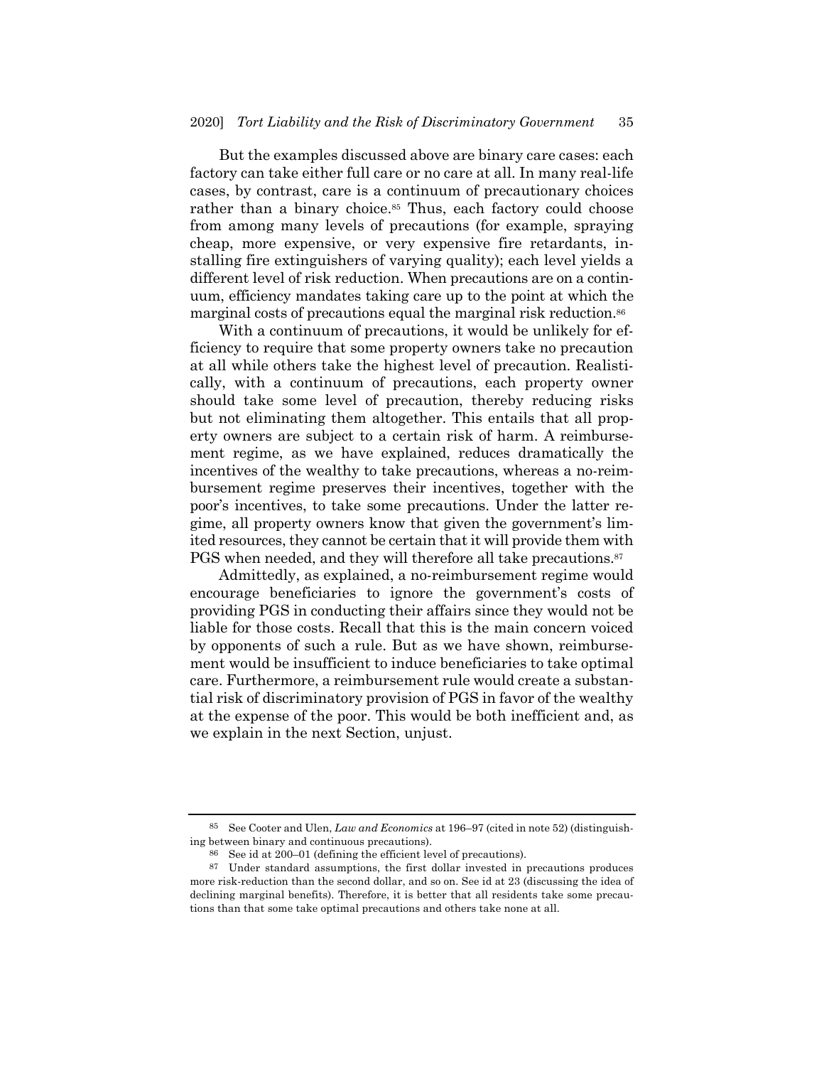But the examples discussed above are binary care cases: each factory can take either full care or no care at all. In many real-life cases, by contrast, care is a continuum of precautionary choices rather than a binary choice.[85] Thus, each factory could choose from among many levels of precautions (for example, spraying cheap, more expensive, or very expensive fire retardants, installing fire extinguishers of varying quality); each level yields a different level of risk reduction. When precautions are on a continuum, efficiency mandates taking care up to the point at which the marginal costs of precautions equal the marginal risk reduction.[86]

With a continuum of precautions, it would be unlikely for efficiency to require that some property owners take no precaution at all while others take the highest level of precaution. Realistically, with a continuum of precautions, each property owner should take some level of precaution, thereby reducing risks but not eliminating them altogether. This entails that all property owners are subject to a certain risk of harm. A reimbursement regime, as we have explained, reduces dramatically the incentives of the wealthy to take precautions, whereas a no-reimbursement regime preserves their incentives, together with the poor's incentives, to take some precautions. Under the latter regime, all property owners know that given the government's limited resources, they cannot be certain that it will provide them with PGS when needed, and they will therefore all take precautions.[87]

Admittedly, as explained, a no-reimbursement regime would encourage beneficiaries to ignore the government's costs of providing PGS in conducting their affairs since they would not be liable for those costs. Recall that this is the main concern voiced by opponents of such a rule. But as we have shown, reimbursement would be insufficient to induce beneficiaries to take optimal care. Furthermore, a reimbursement rule would create a substantial risk of discriminatory provision of PGS in favor of the wealthy at the expense of the poor. This would be both inefficient and, as we explain in the next Section, unjust.

---

[85] See Cooter and Ulen, *Law and Economics* at 196–97 (cited in note 52) (distinguishing between binary and continuous precautions).

[86] See id at 200–01 (defining the efficient level of precautions).

[87] Under standard assumptions, the first dollar invested in precautions produces more risk-reduction than the second dollar, and so on. See id at 23 (discussing the idea of declining marginal benefits). Therefore, it is better that all residents take some precautions than that some take optimal precautions and others take none at all.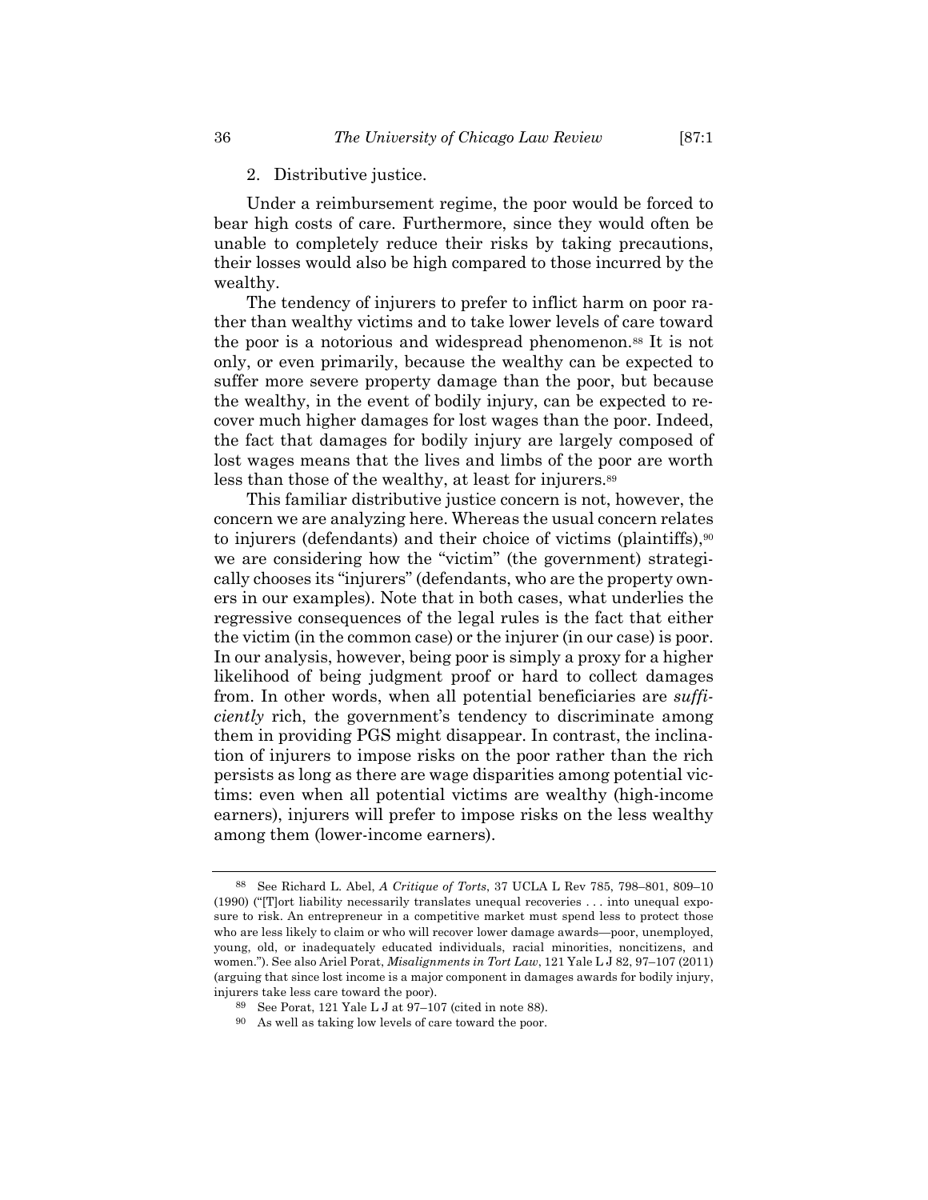2. Distributive justice.

Under a reimbursement regime, the poor would be forced to bear high costs of care. Furthermore, since they would often be unable to completely reduce their risks by taking precautions, their losses would also be high compared to those incurred by the wealthy.

The tendency of injurers to prefer to inflict harm on poor rather than wealthy victims and to take lower levels of care toward the poor is a notorious and widespread phenomenon.[88] It is not only, or even primarily, because the wealthy can be expected to suffer more severe property damage than the poor, but because the wealthy, in the event of bodily injury, can be expected to recover much higher damages for lost wages than the poor. Indeed, the fact that damages for bodily injury are largely composed of lost wages means that the lives and limbs of the poor are worth less than those of the wealthy, at least for injurers.[89]

This familiar distributive justice concern is not, however, the concern we are analyzing here. Whereas the usual concern relates to injurers (defendants) and their choice of victims (plaintiffs),[90] we are considering how the "victim" (the government) strategically chooses its "injurers" (defendants, who are the property owners in our examples). Note that in both cases, what underlies the regressive consequences of the legal rules is the fact that either the victim (in the common case) or the injurer (in our case) is poor. In our analysis, however, being poor is simply a proxy for a higher likelihood of being judgment proof or hard to collect damages from. In other words, when all potential beneficiaries are *sufficiently* rich, the government's tendency to discriminate among them in providing PGS might disappear. In contrast, the inclination of injurers to impose risks on the poor rather than the rich persists as long as there are wage disparities among potential victims: even when all potential victims are wealthy (high-income earners), injurers will prefer to impose risks on the less wealthy among them (lower-income earners).

---

[88] See Richard L. Abel, *A Critique of Torts*, 37 UCLA L Rev 785, 798–801, 809–10 (1990) ("[T]ort liability necessarily translates unequal recoveries . . . into unequal exposure to risk. An entrepreneur in a competitive market must spend less to protect those who are less likely to claim or who will recover lower damage awards—poor, unemployed, young, old, or inadequately educated individuals, racial minorities, noncitizens, and women."). See also Ariel Porat, *Misalignments in Tort Law*, 121 Yale L J 82, 97–107 (2011) (arguing that since lost income is a major component in damages awards for bodily injury, injurers take less care toward the poor).

[89] See Porat, 121 Yale L J at 97–107 (cited in note 88).

[90] As well as taking low levels of care toward the poor.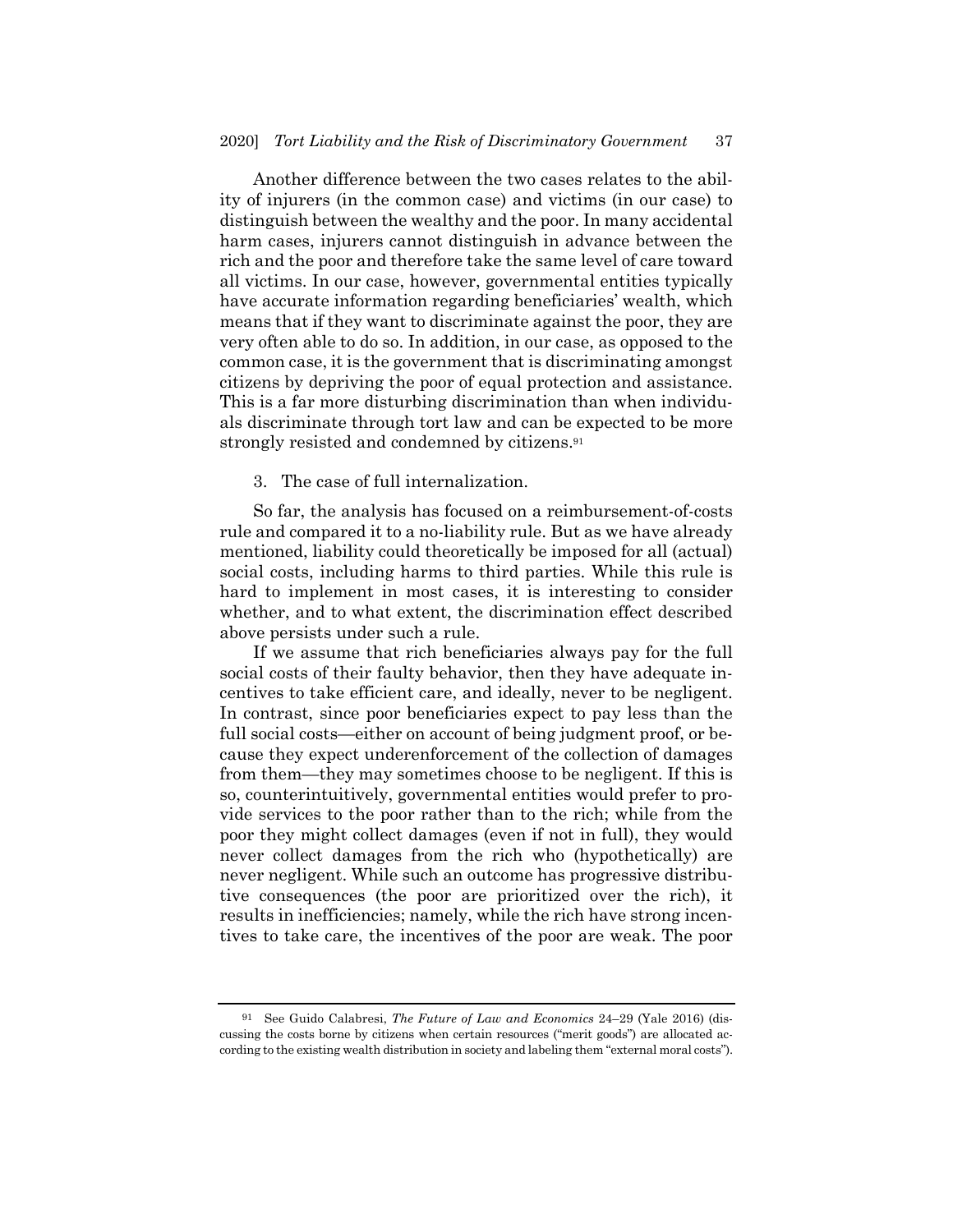Another difference between the two cases relates to the ability of injurers (in the common case) and victims (in our case) to distinguish between the wealthy and the poor. In many accidental harm cases, injurers cannot distinguish in advance between the rich and the poor and therefore take the same level of care toward all victims. In our case, however, governmental entities typically have accurate information regarding beneficiaries' wealth, which means that if they want to discriminate against the poor, they are very often able to do so. In addition, in our case, as opposed to the common case, it is the government that is discriminating amongst citizens by depriving the poor of equal protection and assistance. This is a far more disturbing discrimination than when individuals discriminate through tort law and can be expected to be more strongly resisted and condemned by citizens.[91]

3. The case of full internalization.

So far, the analysis has focused on a reimbursement-of-costs rule and compared it to a no-liability rule. But as we have already mentioned, liability could theoretically be imposed for all (actual) social costs, including harms to third parties. While this rule is hard to implement in most cases, it is interesting to consider whether, and to what extent, the discrimination effect described above persists under such a rule.

If we assume that rich beneficiaries always pay for the full social costs of their faulty behavior, then they have adequate incentives to take efficient care, and ideally, never to be negligent. In contrast, since poor beneficiaries expect to pay less than the full social costs—either on account of being judgment proof, or because they expect underenforcement of the collection of damages from them—they may sometimes choose to be negligent. If this is so, counterintuitively, governmental entities would prefer to provide services to the poor rather than to the rich; while from the poor they might collect damages (even if not in full), they would never collect damages from the rich who (hypothetically) are never negligent. While such an outcome has progressive distributive consequences (the poor are prioritized over the rich), it results in inefficiencies; namely, while the rich have strong incentives to take care, the incentives of the poor are weak. The poor

[91] See Guido Calabresi, *The Future of Law and Economics* 24–29 (Yale 2016) (discussing the costs borne by citizens when certain resources ("merit goods") are allocated according to the existing wealth distribution in society and labeling them "external moral costs").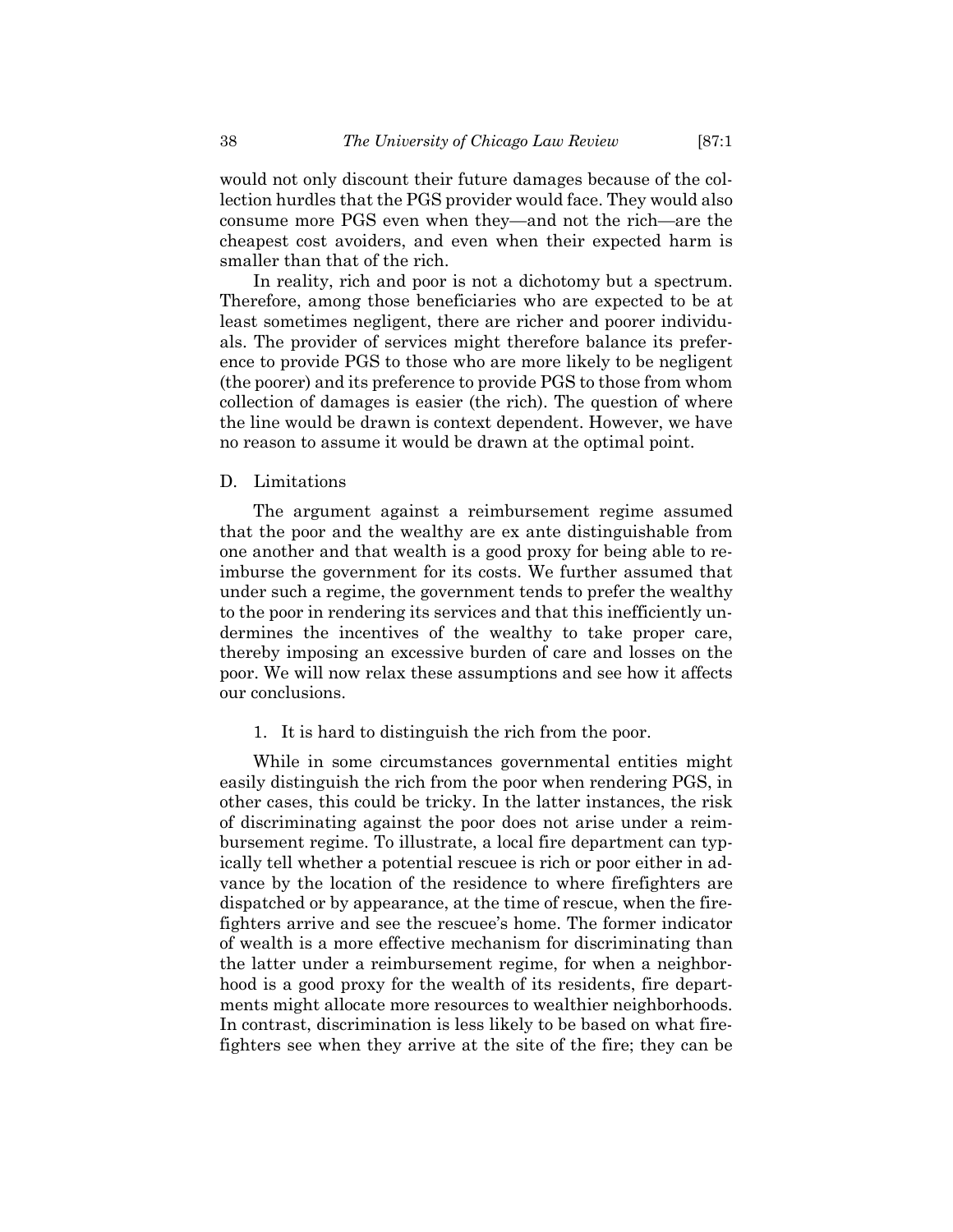would not only discount their future damages because of the collection hurdles that the PGS provider would face. They would also consume more PGS even when they—and not the rich—are the cheapest cost avoiders, and even when their expected harm is smaller than that of the rich.

In reality, rich and poor is not a dichotomy but a spectrum. Therefore, among those beneficiaries who are expected to be at least sometimes negligent, there are richer and poorer individuals. The provider of services might therefore balance its preference to provide PGS to those who are more likely to be negligent (the poorer) and its preference to provide PGS to those from whom collection of damages is easier (the rich). The question of where the line would be drawn is context dependent. However, we have no reason to assume it would be drawn at the optimal point.

## D. Limitations

The argument against a reimbursement regime assumed that the poor and the wealthy are ex ante distinguishable from one another and that wealth is a good proxy for being able to reimburse the government for its costs. We further assumed that under such a regime, the government tends to prefer the wealthy to the poor in rendering its services and that this inefficiently undermines the incentives of the wealthy to take proper care, thereby imposing an excessive burden of care and losses on the poor. We will now relax these assumptions and see how it affects our conclusions.

### 1. It is hard to distinguish the rich from the poor.

While in some circumstances governmental entities might easily distinguish the rich from the poor when rendering PGS, in other cases, this could be tricky. In the latter instances, the risk of discriminating against the poor does not arise under a reimbursement regime. To illustrate, a local fire department can typically tell whether a potential rescuee is rich or poor either in advance by the location of the residence to where firefighters are dispatched or by appearance, at the time of rescue, when the firefighters arrive and see the rescuee's home. The former indicator of wealth is a more effective mechanism for discriminating than the latter under a reimbursement regime, for when a neighborhood is a good proxy for the wealth of its residents, fire departments might allocate more resources to wealthier neighborhoods. In contrast, discrimination is less likely to be based on what firefighters see when they arrive at the site of the fire; they can be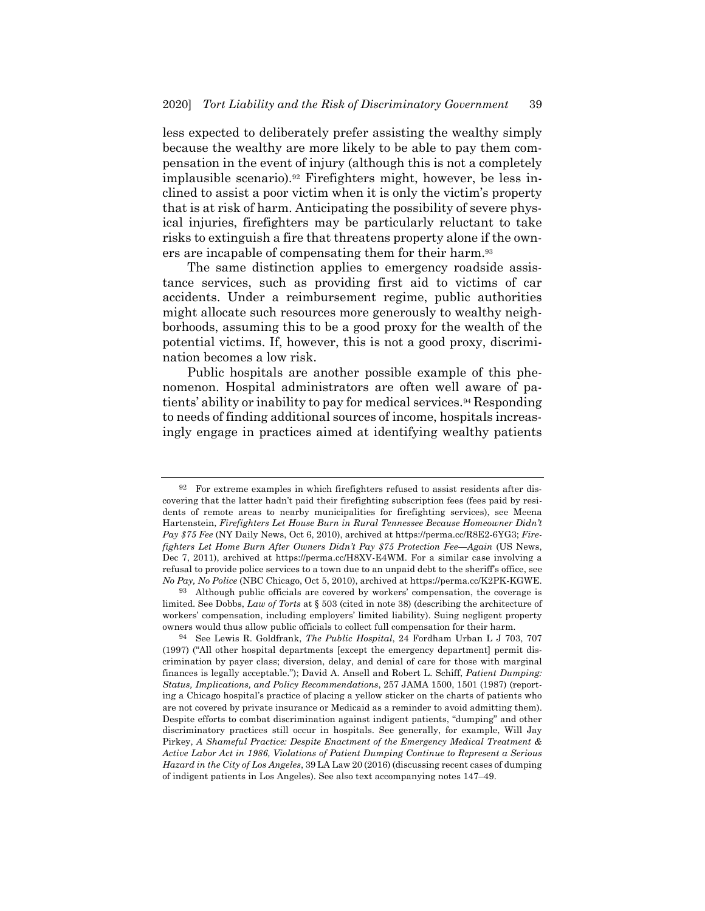less expected to deliberately prefer assisting the wealthy simply because the wealthy are more likely to be able to pay them compensation in the event of injury (although this is not a completely implausible scenario).[92] Firefighters might, however, be less inclined to assist a poor victim when it is only the victim's property that is at risk of harm. Anticipating the possibility of severe physical injuries, firefighters may be particularly reluctant to take risks to extinguish a fire that threatens property alone if the owners are incapable of compensating them for their harm.[93]

The same distinction applies to emergency roadside assistance services, such as providing first aid to victims of car accidents. Under a reimbursement regime, public authorities might allocate such resources more generously to wealthy neighborhoods, assuming this to be a good proxy for the wealth of the potential victims. If, however, this is not a good proxy, discrimination becomes a low risk.

Public hospitals are another possible example of this phenomenon. Hospital administrators are often well aware of patients' ability or inability to pay for medical services.[94] Responding to needs of finding additional sources of income, hospitals increasingly engage in practices aimed at identifying wealthy patients

---

[92] For extreme examples in which firefighters refused to assist residents after discovering that the latter hadn't paid their firefighting subscription fees (fees paid by residents of remote areas to nearby municipalities for firefighting services), see Meena Hartenstein, *Firefighters Let House Burn in Rural Tennessee Because Homeowner Didn't Pay $75 Fee* (NY Daily News, Oct 6, 2010), archived at https://perma.cc/R8E2-6YG3; *Firefighters Let Home Burn After Owners Didn't Pay $75 Protection Fee—Again* (US News, Dec 7, 2011), archived at https://perma.cc/H8XV-E4WM. For a similar case involving a refusal to provide police services to a town due to an unpaid debt to the sheriff's office, see *No Pay, No Police* (NBC Chicago, Oct 5, 2010), archived at https://perma.cc/K2PK-KGWE.

[93] Although public officials are covered by workers' compensation, the coverage is limited. See Dobbs, *Law of Torts* at § 503 (cited in note 38) (describing the architecture of workers' compensation, including employers' limited liability). Suing negligent property owners would thus allow public officials to collect full compensation for their harm.

[94] See Lewis R. Goldfrank, *The Public Hospital*, 24 Fordham Urban L J 703, 707 (1997) ("All other hospital departments [except the emergency department] permit discrimination by payer class; diversion, delay, and denial of care for those with marginal finances is legally acceptable."); David A. Ansell and Robert L. Schiff, *Patient Dumping: Status, Implications, and Policy Recommendations*, 257 JAMA 1500, 1501 (1987) (reporting a Chicago hospital's practice of placing a yellow sticker on the charts of patients who are not covered by private insurance or Medicaid as a reminder to avoid admitting them). Despite efforts to combat discrimination against indigent patients, "dumping" and other discriminatory practices still occur in hospitals. See generally, for example, Will Jay Pirkey, *A Shameful Practice: Despite Enactment of the Emergency Medical Treatment & Active Labor Act in 1986, Violations of Patient Dumping Continue to Represent a Serious Hazard in the City of Los Angeles*, 39 LA Law 20 (2016) (discussing recent cases of dumping of indigent patients in Los Angeles). See also text accompanying notes 147–49.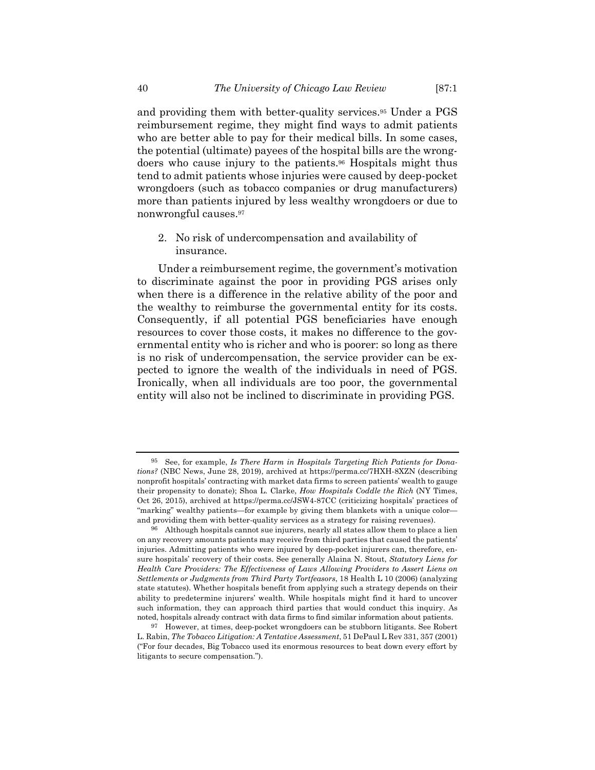and providing them with better-quality services.[95] Under a PGS reimbursement regime, they might find ways to admit patients who are better able to pay for their medical bills. In some cases, the potential (ultimate) payees of the hospital bills are the wrongdoers who cause injury to the patients.[96] Hospitals might thus tend to admit patients whose injuries were caused by deep-pocket wrongdoers (such as tobacco companies or drug manufacturers) more than patients injured by less wealthy wrongdoers or due to nonwrongful causes.[97]

2. No risk of undercompensation and availability of insurance.

Under a reimbursement regime, the government's motivation to discriminate against the poor in providing PGS arises only when there is a difference in the relative ability of the poor and the wealthy to reimburse the governmental entity for its costs. Consequently, if all potential PGS beneficiaries have enough resources to cover those costs, it makes no difference to the governmental entity who is richer and who is poorer: so long as there is no risk of undercompensation, the service provider can be expected to ignore the wealth of the individuals in need of PGS. Ironically, when all individuals are too poor, the governmental entity will also not be inclined to discriminate in providing PGS.

---

95 See, for example, *Is There Harm in Hospitals Targeting Rich Patients for Donations?* (NBC News, June 28, 2019), archived at https://perma.cc/7HXH-8XZN (describing nonprofit hospitals' contracting with market data firms to screen patients' wealth to gauge their propensity to donate); Shoa L. Clarke, *How Hospitals Coddle the Rich* (NY Times, Oct 26, 2015), archived at https://perma.cc/JSW4-87CC (criticizing hospitals' practices of "marking" wealthy patients—for example by giving them blankets with a unique color—and providing them with better-quality services as a strategy for raising revenues).

96 Although hospitals cannot sue injurers, nearly all states allow them to place a lien on any recovery amounts patients may receive from third parties that caused the patients' injuries. Admitting patients who were injured by deep-pocket injurers can, therefore, ensure hospitals' recovery of their costs. See generally Alaina N. Stout, *Statutory Liens for Health Care Providers: The Effectiveness of Laws Allowing Providers to Assert Liens on Settlements or Judgments from Third Party Tortfeasors*, 18 Health L 10 (2006) (analyzing state statutes). Whether hospitals benefit from applying such a strategy depends on their ability to predetermine injurers' wealth. While hospitals might find it hard to uncover such information, they can approach third parties that would conduct this inquiry. As noted, hospitals already contract with data firms to find similar information about patients.

97 However, at times, deep-pocket wrongdoers can be stubborn litigants. See Robert L. Rabin, *The Tobacco Litigation: A Tentative Assessment*, 51 DePaul L Rev 331, 357 (2001) ("For four decades, Big Tobacco used its enormous resources to beat down every effort by litigants to secure compensation.").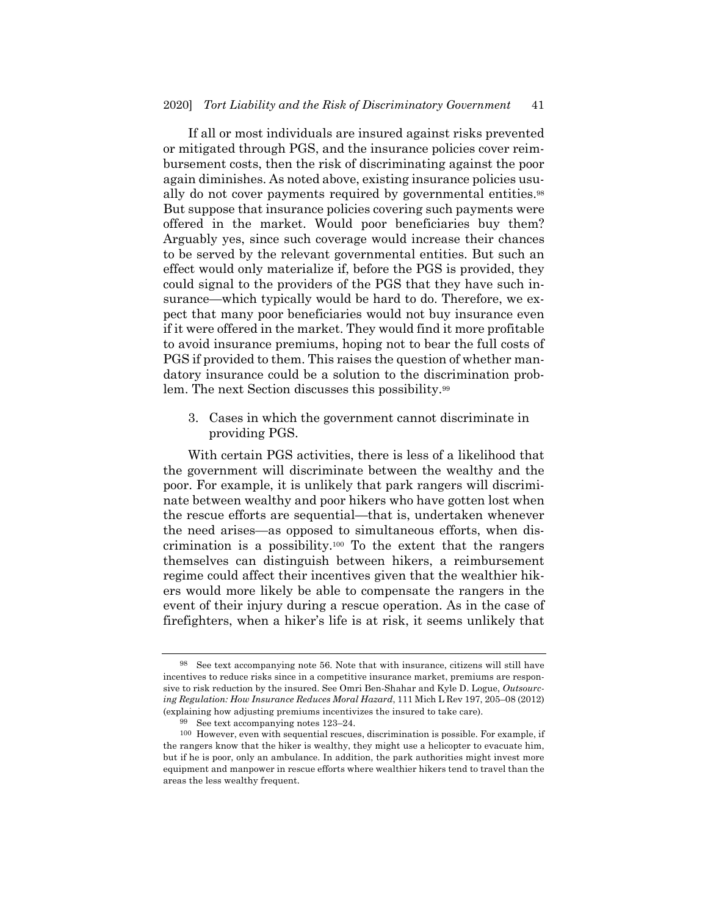If all or most individuals are insured against risks prevented or mitigated through PGS, and the insurance policies cover reimbursement costs, then the risk of discriminating against the poor again diminishes. As noted above, existing insurance policies usually do not cover payments required by governmental entities.[98] But suppose that insurance policies covering such payments were offered in the market. Would poor beneficiaries buy them? Arguably yes, since such coverage would increase their chances to be served by the relevant governmental entities. But such an effect would only materialize if, before the PGS is provided, they could signal to the providers of the PGS that they have such insurance—which typically would be hard to do. Therefore, we expect that many poor beneficiaries would not buy insurance even if it were offered in the market. They would find it more profitable to avoid insurance premiums, hoping not to bear the full costs of PGS if provided to them. This raises the question of whether mandatory insurance could be a solution to the discrimination problem. The next Section discusses this possibility.[99]

### 3. Cases in which the government cannot discriminate in providing PGS.

With certain PGS activities, there is less of a likelihood that the government will discriminate between the wealthy and the poor. For example, it is unlikely that park rangers will discriminate between wealthy and poor hikers who have gotten lost when the rescue efforts are sequential—that is, undertaken whenever the need arises—as opposed to simultaneous efforts, when discrimination is a possibility.[100] To the extent that the rangers themselves can distinguish between hikers, a reimbursement regime could affect their incentives given that the wealthier hikers would more likely be able to compensate the rangers in the event of their injury during a rescue operation. As in the case of firefighters, when a hiker's life is at risk, it seems unlikely that

---

[98] See text accompanying note 56. Note that with insurance, citizens will still have incentives to reduce risks since in a competitive insurance market, premiums are responsive to risk reduction by the insured. See Omri Ben-Shahar and Kyle D. Logue, *Outsourcing Regulation: How Insurance Reduces Moral Hazard*, 111 Mich L Rev 197, 205–08 (2012) (explaining how adjusting premiums incentivizes the insured to take care).

[99] See text accompanying notes 123–24.

[100] However, even with sequential rescues, discrimination is possible. For example, if the rangers know that the hiker is wealthy, they might use a helicopter to evacuate him, but if he is poor, only an ambulance. In addition, the park authorities might invest more equipment and manpower in rescue efforts where wealthier hikers tend to travel than the areas the less wealthy frequent.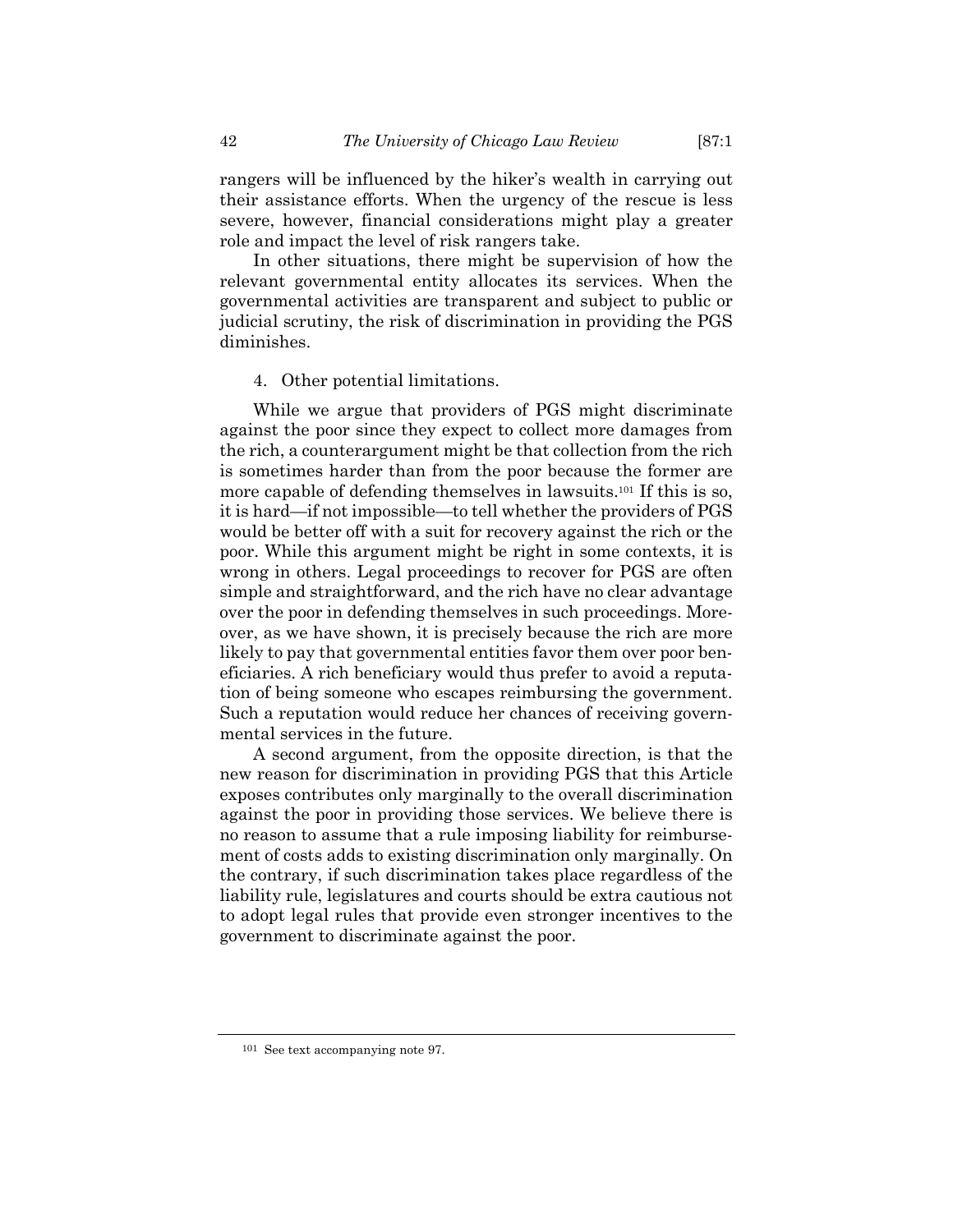rangers will be influenced by the hiker's wealth in carrying out their assistance efforts. When the urgency of the rescue is less severe, however, financial considerations might play a greater role and impact the level of risk rangers take.

In other situations, there might be supervision of how the relevant governmental entity allocates its services. When the governmental activities are transparent and subject to public or judicial scrutiny, the risk of discrimination in providing the PGS diminishes.

#### 4. Other potential limitations.

While we argue that providers of PGS might discriminate against the poor since they expect to collect more damages from the rich, a counterargument might be that collection from the rich is sometimes harder than from the poor because the former are more capable of defending themselves in lawsuits.[101] If this is so, it is hard—if not impossible—to tell whether the providers of PGS would be better off with a suit for recovery against the rich or the poor. While this argument might be right in some contexts, it is wrong in others. Legal proceedings to recover for PGS are often simple and straightforward, and the rich have no clear advantage over the poor in defending themselves in such proceedings. Moreover, as we have shown, it is precisely because the rich are more likely to pay that governmental entities favor them over poor beneficiaries. A rich beneficiary would thus prefer to avoid a reputation of being someone who escapes reimbursing the government. Such a reputation would reduce her chances of receiving governmental services in the future.

A second argument, from the opposite direction, is that the new reason for discrimination in providing PGS that this Article exposes contributes only marginally to the overall discrimination against the poor in providing those services. We believe there is no reason to assume that a rule imposing liability for reimbursement of costs adds to existing discrimination only marginally. On the contrary, if such discrimination takes place regardless of the liability rule, legislatures and courts should be extra cautious not to adopt legal rules that provide even stronger incentives to the government to discriminate against the poor.

---

[101] See text accompanying note 97.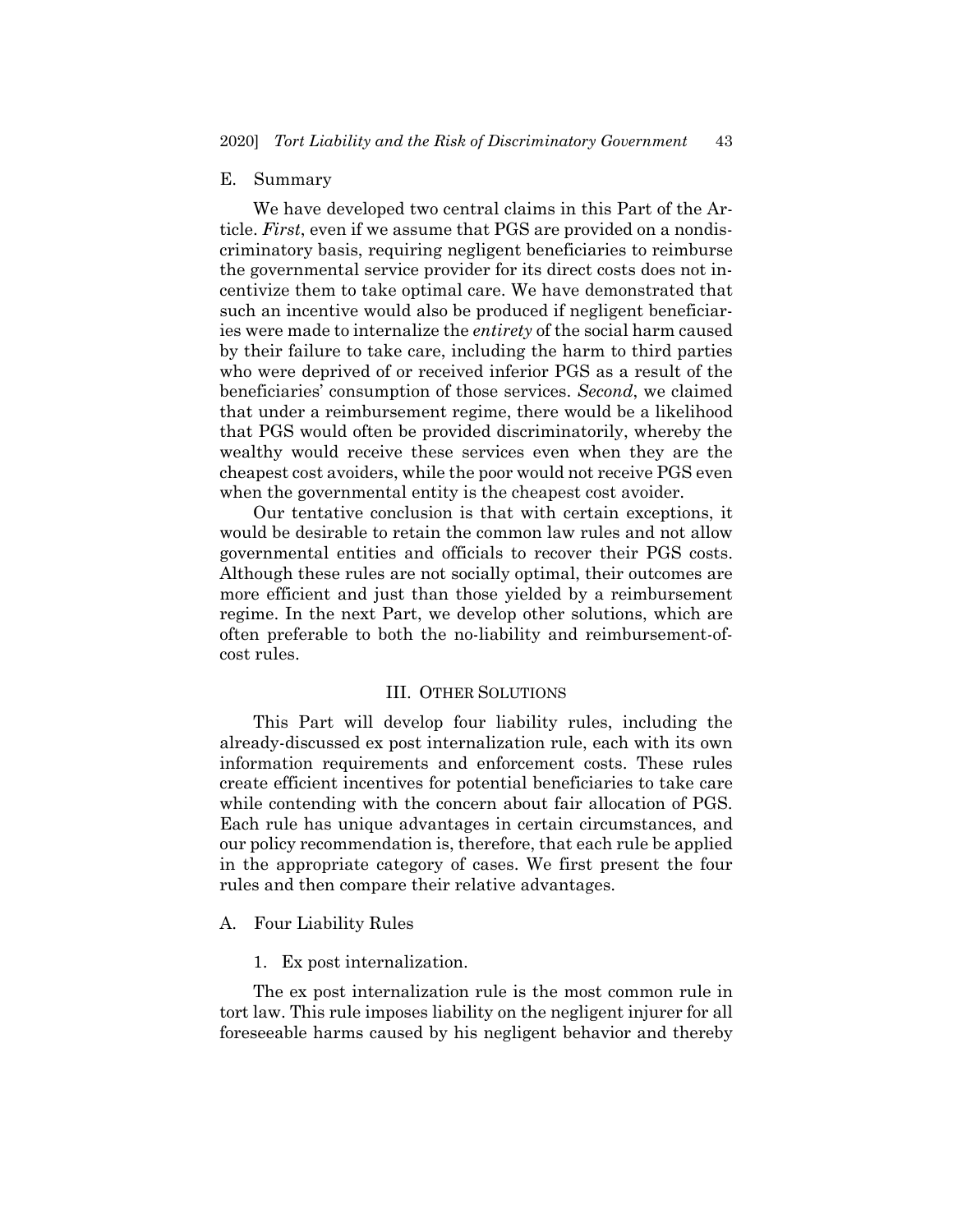### E. Summary

We have developed two central claims in this Part of the Article. *First*, even if we assume that PGS are provided on a nondiscriminatory basis, requiring negligent beneficiaries to reimburse the governmental service provider for its direct costs does not incentivize them to take optimal care. We have demonstrated that such an incentive would also be produced if negligent beneficiaries were made to internalize the *entirety* of the social harm caused by their failure to take care, including the harm to third parties who were deprived of or received inferior PGS as a result of the beneficiaries' consumption of those services. *Second*, we claimed that under a reimbursement regime, there would be a likelihood that PGS would often be provided discriminatorily, whereby the wealthy would receive these services even when they are the cheapest cost avoiders, while the poor would not receive PGS even when the governmental entity is the cheapest cost avoider.

Our tentative conclusion is that with certain exceptions, it would be desirable to retain the common law rules and not allow governmental entities and officials to recover their PGS costs. Although these rules are not socially optimal, their outcomes are more efficient and just than those yielded by a reimbursement regime. In the next Part, we develop other solutions, which are often preferable to both the no-liability and reimbursement-of-cost rules.

## III. Other Solutions

This Part will develop four liability rules, including the already-discussed ex post internalization rule, each with its own information requirements and enforcement costs. These rules create efficient incentives for potential beneficiaries to take care while contending with the concern about fair allocation of PGS. Each rule has unique advantages in certain circumstances, and our policy recommendation is, therefore, that each rule be applied in the appropriate category of cases. We first present the four rules and then compare their relative advantages.

### A. Four Liability Rules

#### 1. Ex post internalization.

The ex post internalization rule is the most common rule in tort law. This rule imposes liability on the negligent injurer for all foreseeable harms caused by his negligent behavior and thereby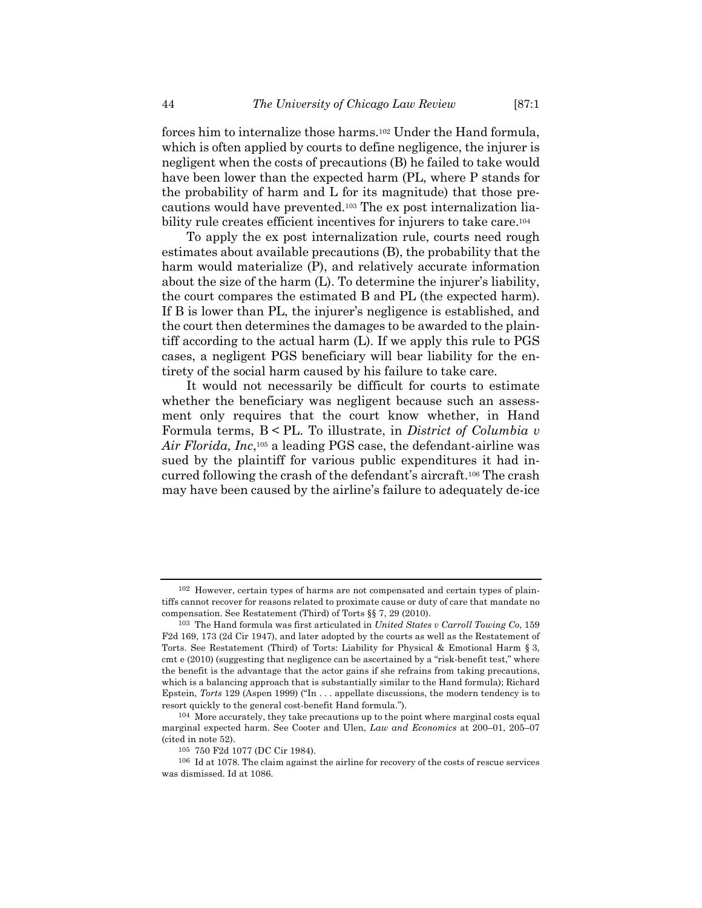forces him to internalize those harms.[102] Under the Hand formula, which is often applied by courts to define negligence, the injurer is negligent when the costs of precautions (B) he failed to take would have been lower than the expected harm (PL, where P stands for the probability of harm and L for its magnitude) that those precautions would have prevented.[103] The ex post internalization liability rule creates efficient incentives for injurers to take care.[104]

To apply the ex post internalization rule, courts need rough estimates about available precautions (B), the probability that the harm would materialize (P), and relatively accurate information about the size of the harm (L). To determine the injurer's liability, the court compares the estimated B and PL (the expected harm). If B is lower than PL, the injurer's negligence is established, and the court then determines the damages to be awarded to the plaintiff according to the actual harm (L). If we apply this rule to PGS cases, a negligent PGS beneficiary will bear liability for the entirety of the social harm caused by his failure to take care.

It would not necessarily be difficult for courts to estimate whether the beneficiary was negligent because such an assessment only requires that the court know whether, in Hand Formula terms, B < PL. To illustrate, in *District of Columbia v Air Florida, Inc*,[105] a leading PGS case, the defendant-airline was sued by the plaintiff for various public expenditures it had incurred following the crash of the defendant's aircraft.[106] The crash may have been caused by the airline's failure to adequately de-ice

---

[102] However, certain types of harms are not compensated and certain types of plaintiffs cannot recover for reasons related to proximate cause or duty of care that mandate no compensation. See Restatement (Third) of Torts §§ 7, 29 (2010).

[103] The Hand formula was first articulated in *United States v Carroll Towing Co*, 159 F2d 169, 173 (2d Cir 1947), and later adopted by the courts as well as the Restatement of Torts. See Restatement (Third) of Torts: Liability for Physical & Emotional Harm § 3, cmt e (2010) (suggesting that negligence can be ascertained by a "risk-benefit test," where the benefit is the advantage that the actor gains if she refrains from taking precautions, which is a balancing approach that is substantially similar to the Hand formula); Richard Epstein, *Torts* 129 (Aspen 1999) ("In . . . appellate discussions, the modern tendency is to resort quickly to the general cost-benefit Hand formula.").

[104] More accurately, they take precautions up to the point where marginal costs equal marginal expected harm. See Cooter and Ulen, *Law and Economics* at 200–01, 205–07 (cited in note 52).

[105] 750 F2d 1077 (DC Cir 1984).

[106] Id at 1078. The claim against the airline for recovery of the costs of rescue services was dismissed. Id at 1086.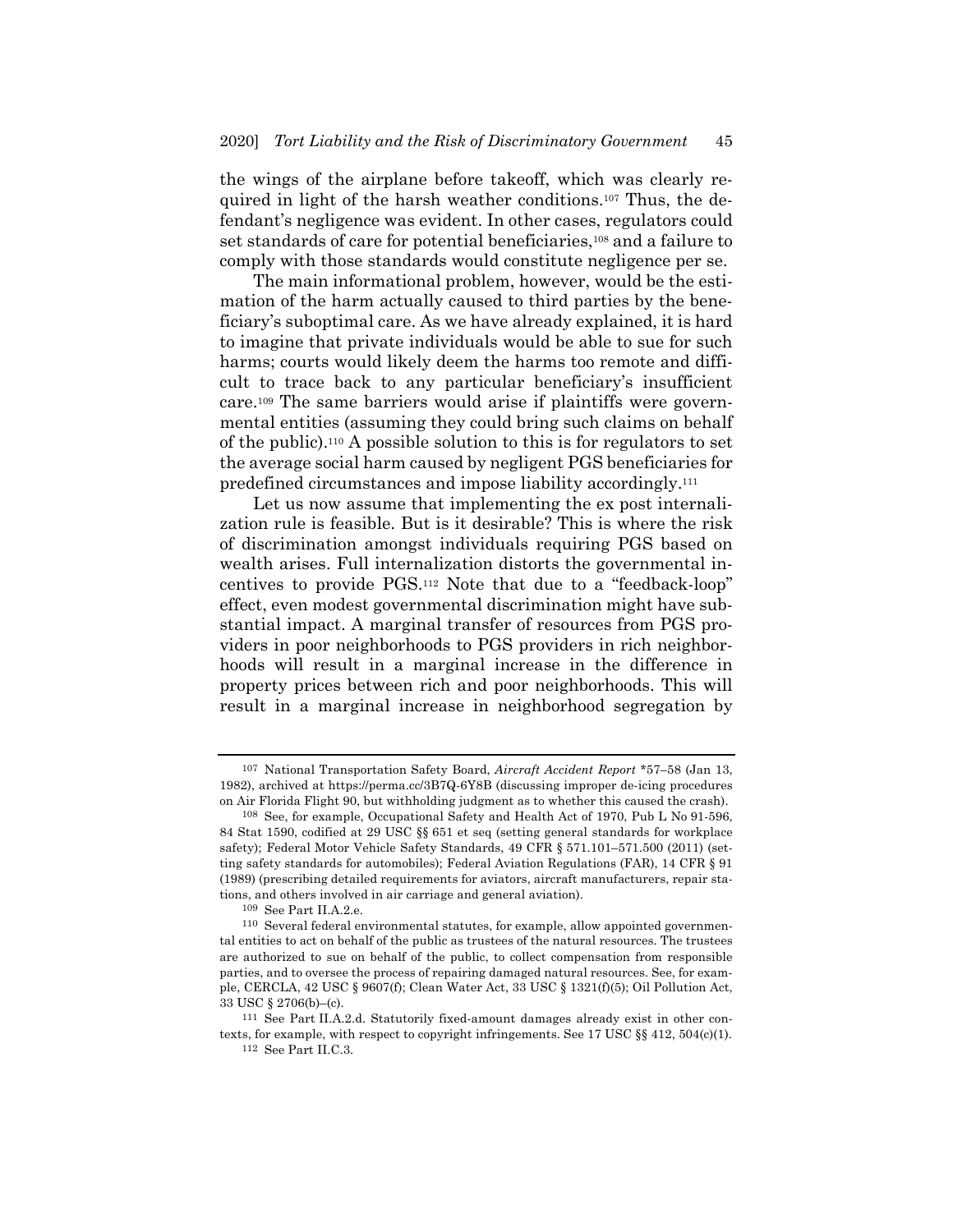the wings of the airplane before takeoff, which was clearly required in light of the harsh weather conditions.[107] Thus, the defendant's negligence was evident. In other cases, regulators could set standards of care for potential beneficiaries,[108] and a failure to comply with those standards would constitute negligence per se.

The main informational problem, however, would be the estimation of the harm actually caused to third parties by the beneficiary's suboptimal care. As we have already explained, it is hard to imagine that private individuals would be able to sue for such harms; courts would likely deem the harms too remote and difficult to trace back to any particular beneficiary's insufficient care.[109] The same barriers would arise if plaintiffs were governmental entities (assuming they could bring such claims on behalf of the public).[110] A possible solution to this is for regulators to set the average social harm caused by negligent PGS beneficiaries for predefined circumstances and impose liability accordingly.[111]

Let us now assume that implementing the ex post internalization rule is feasible. But is it desirable? This is where the risk of discrimination amongst individuals requiring PGS based on wealth arises. Full internalization distorts the governmental incentives to provide PGS.[112] Note that due to a "feedback-loop" effect, even modest governmental discrimination might have substantial impact. A marginal transfer of resources from PGS providers in poor neighborhoods to PGS providers in rich neighborhoods will result in a marginal increase in the difference in property prices between rich and poor neighborhoods. This will result in a marginal increase in neighborhood segregation by

---

[107] National Transportation Safety Board, *Aircraft Accident Report* *57–58 (Jan 13, 1982), archived at https://perma.cc/3B7Q-6Y8B (discussing improper de-icing procedures on Air Florida Flight 90, but withholding judgment as to whether this caused the crash).

[108] See, for example, Occupational Safety and Health Act of 1970, Pub L No 91-596, 84 Stat 1590, codified at 29 USC §§ 651 et seq (setting general standards for workplace safety); Federal Motor Vehicle Safety Standards, 49 CFR § 571.101–571.500 (2011) (setting safety standards for automobiles); Federal Aviation Regulations (FAR), 14 CFR § 91 (1989) (prescribing detailed requirements for aviators, aircraft manufacturers, repair stations, and others involved in air carriage and general aviation).

[109] See Part II.A.2.e.

[110] Several federal environmental statutes, for example, allow appointed governmental entities to act on behalf of the public as trustees of the natural resources. The trustees are authorized to sue on behalf of the public, to collect compensation from responsible parties, and to oversee the process of repairing damaged natural resources. See, for example, CERCLA, 42 USC § 9607(f); Clean Water Act, 33 USC § 1321(f)(5); Oil Pollution Act, 33 USC § 2706(b)–(c).

[111] See Part II.A.2.d. Statutorily fixed-amount damages already exist in other contexts, for example, with respect to copyright infringements. See 17 USC §§ 412, 504(c)(1).

[112] See Part II.C.3.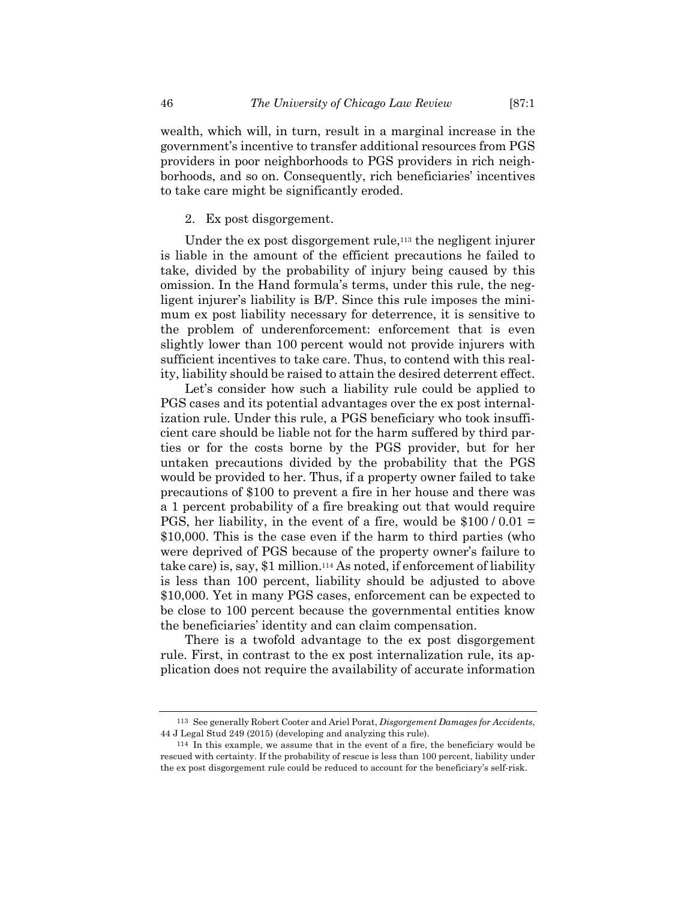wealth, which will, in turn, result in a marginal increase in the government's incentive to transfer additional resources from PGS providers in poor neighborhoods to PGS providers in rich neighborhoods, and so on. Consequently, rich beneficiaries' incentives to take care might be significantly eroded.

### 2. Ex post disgorgement.

Under the ex post disgorgement rule,[113] the negligent injurer is liable in the amount of the efficient precautions he failed to take, divided by the probability of injury being caused by this omission. In the Hand formula's terms, under this rule, the negligent injurer's liability is B/P. Since this rule imposes the minimum ex post liability necessary for deterrence, it is sensitive to the problem of underenforcement: enforcement that is even slightly lower than 100 percent would not provide injurers with sufficient incentives to take care. Thus, to contend with this reality, liability should be raised to attain the desired deterrent effect.

Let's consider how such a liability rule could be applied to PGS cases and its potential advantages over the ex post internalization rule. Under this rule, a PGS beneficiary who took insufficient care should be liable not for the harm suffered by third parties or for the costs borne by the PGS provider, but for her untaken precautions divided by the probability that the PGS would be provided to her. Thus, if a property owner failed to take precautions of \$100 to prevent a fire in her house and there was a 1 percent probability of a fire breaking out that would require PGS, her liability, in the event of a fire, would be \$100 / 0.01 = \$10,000. This is the case even if the harm to third parties (who were deprived of PGS because of the property owner's failure to take care) is, say, \$1 million.[114] As noted, if enforcement of liability is less than 100 percent, liability should be adjusted to above \$10,000. Yet in many PGS cases, enforcement can be expected to be close to 100 percent because the governmental entities know the beneficiaries' identity and can claim compensation.

There is a twofold advantage to the ex post disgorgement rule. First, in contrast to the ex post internalization rule, its application does not require the availability of accurate information

---

[113] See generally Robert Cooter and Ariel Porat, *Disgorgement Damages for Accidents*, 44 J Legal Stud 249 (2015) (developing and analyzing this rule).

[114] In this example, we assume that in the event of a fire, the beneficiary would be rescued with certainty. If the probability of rescue is less than 100 percent, liability under the ex post disgorgement rule could be reduced to account for the beneficiary's self-risk.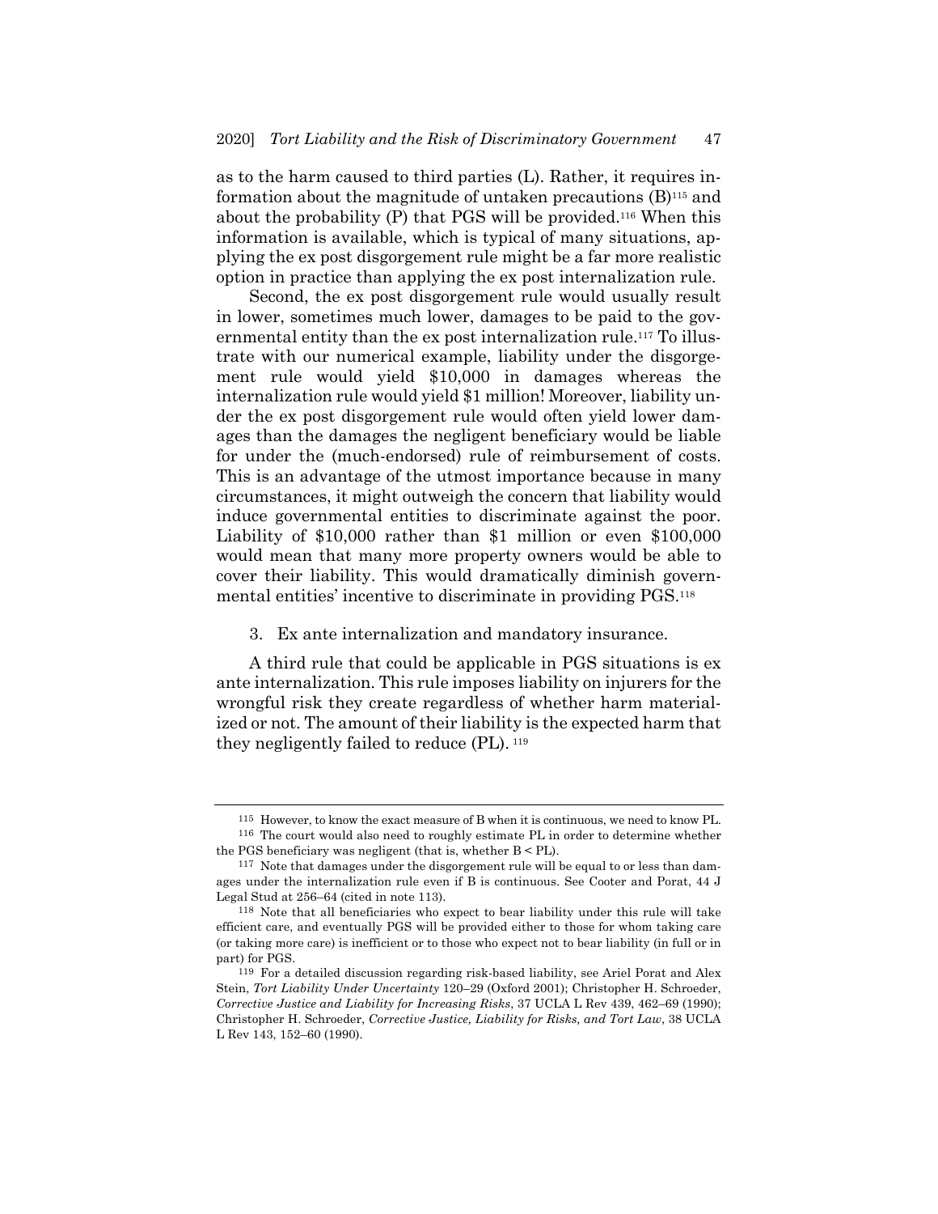as to the harm caused to third parties (L). Rather, it requires information about the magnitude of untaken precautions (B)[115] and about the probability (P) that PGS will be provided.[116] When this information is available, which is typical of many situations, applying the ex post disgorgement rule might be a far more realistic option in practice than applying the ex post internalization rule.

Second, the ex post disgorgement rule would usually result in lower, sometimes much lower, damages to be paid to the governmental entity than the ex post internalization rule.[117] To illustrate with our numerical example, liability under the disgorgement rule would yield $10,000 in damages whereas the internalization rule would yield $1 million! Moreover, liability under the ex post disgorgement rule would often yield lower damages than the damages the negligent beneficiary would be liable for under the (much-endorsed) rule of reimbursement of costs. This is an advantage of the utmost importance because in many circumstances, it might outweigh the concern that liability would induce governmental entities to discriminate against the poor. Liability of $10,000 rather than $1 million or even $100,000 would mean that many more property owners would be able to cover their liability. This would dramatically diminish governmental entities' incentive to discriminate in providing PGS.[118]

3. Ex ante internalization and mandatory insurance.

A third rule that could be applicable in PGS situations is ex ante internalization. This rule imposes liability on injurers for the wrongful risk they create regardless of whether harm materialized or not. The amount of their liability is the expected harm that they negligently failed to reduce (PL).[119]

---

[115] However, to know the exact measure of B when it is continuous, we need to know PL.

[116] The court would also need to roughly estimate PL in order to determine whether the PGS beneficiary was negligent (that is, whether $B < PL$).

[117] Note that damages under the disgorgement rule will be equal to or less than damages under the internalization rule even if B is continuous. See Cooter and Porat, 44 J Legal Stud at 256–64 (cited in note 113).

[118] Note that all beneficiaries who expect to bear liability under this rule will take efficient care, and eventually PGS will be provided either to those for whom taking care (or taking more care) is inefficient or to those who expect not to bear liability (in full or in part) for PGS.

[119] For a detailed discussion regarding risk-based liability, see Ariel Porat and Alex Stein, *Tort Liability Under Uncertainty* 120–29 (Oxford 2001); Christopher H. Schroeder, *Corrective Justice and Liability for Increasing Risks*, 37 UCLA L Rev 439, 462–69 (1990); Christopher H. Schroeder, *Corrective Justice, Liability for Risks, and Tort Law*, 38 UCLA L Rev 143, 152–60 (1990).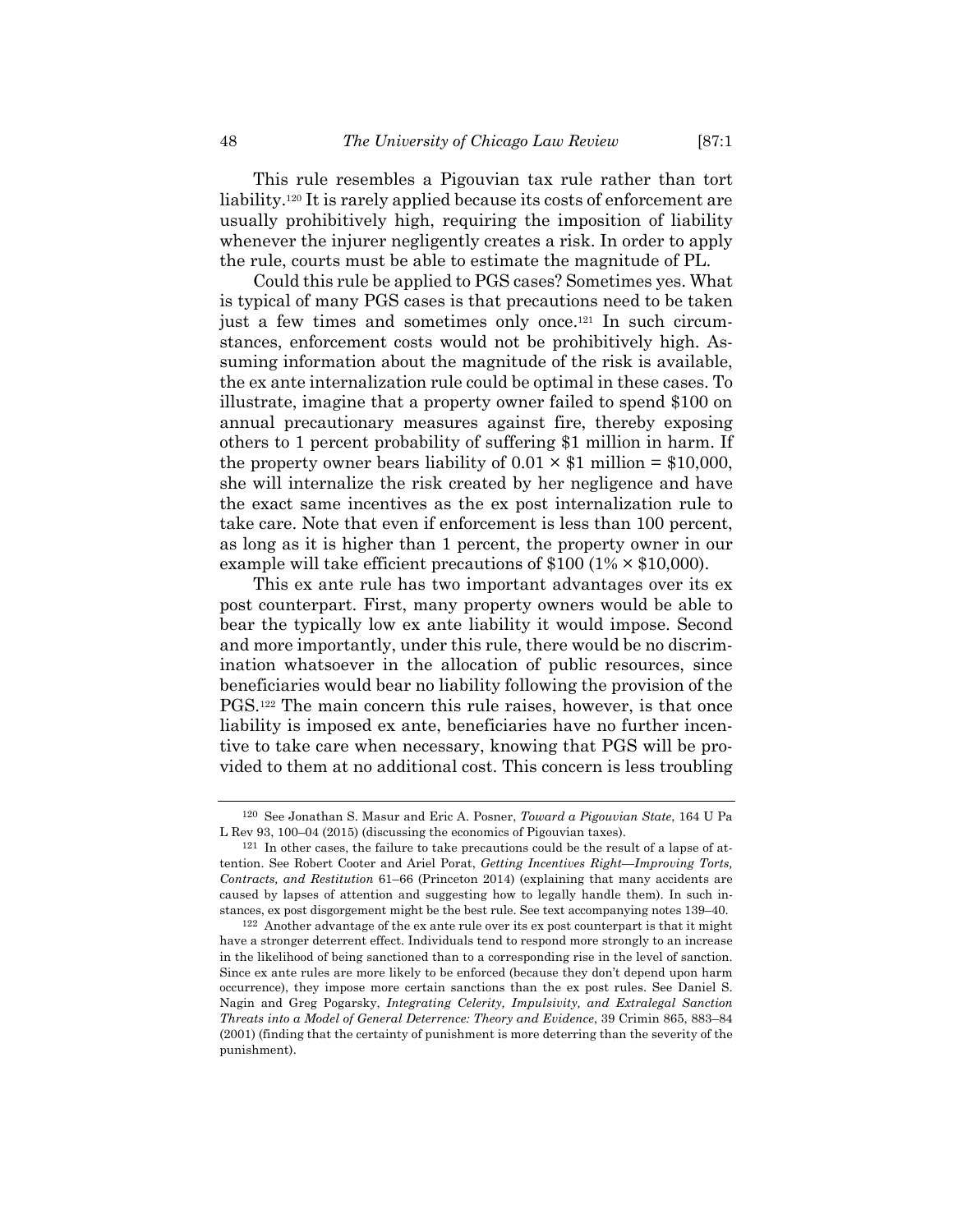This rule resembles a Pigouvian tax rule rather than tort liability.[120] It is rarely applied because its costs of enforcement are usually prohibitively high, requiring the imposition of liability whenever the injurer negligently creates a risk. In order to apply the rule, courts must be able to estimate the magnitude of PL.

Could this rule be applied to PGS cases? Sometimes yes. What is typical of many PGS cases is that precautions need to be taken just a few times and sometimes only once.[121] In such circumstances, enforcement costs would not be prohibitively high. Assuming information about the magnitude of the risk is available, the ex ante internalization rule could be optimal in these cases. To illustrate, imagine that a property owner failed to spend \$100 on annual precautionary measures against fire, thereby exposing others to 1 percent probability of suffering \$1 million in harm. If the property owner bears liability of $0.01 \times \$1$ million = \$10,000, she will internalize the risk created by her negligence and have the exact same incentives as the ex post internalization rule to take care. Note that even if enforcement is less than 100 percent, as long as it is higher than 1 percent, the property owner in our example will take efficient precautions of \$100 ($1\% \times \$10{,}000$).

This ex ante rule has two important advantages over its ex post counterpart. First, many property owners would be able to bear the typically low ex ante liability it would impose. Second and more importantly, under this rule, there would be no discrimination whatsoever in the allocation of public resources, since beneficiaries would bear no liability following the provision of the PGS.[122] The main concern this rule raises, however, is that once liability is imposed ex ante, beneficiaries have no further incentive to take care when necessary, knowing that PGS will be provided to them at no additional cost. This concern is less troubling

---

[120] See Jonathan S. Masur and Eric A. Posner, *Toward a Pigouvian State*, 164 U Pa L Rev 93, 100–04 (2015) (discussing the economics of Pigouvian taxes).

[121] In other cases, the failure to take precautions could be the result of a lapse of attention. See Robert Cooter and Ariel Porat, *Getting Incentives Right—Improving Torts, Contracts, and Restitution* 61–66 (Princeton 2014) (explaining that many accidents are caused by lapses of attention and suggesting how to legally handle them). In such instances, ex post disgorgement might be the best rule. See text accompanying notes 139–40.

[122] Another advantage of the ex ante rule over its ex post counterpart is that it might have a stronger deterrent effect. Individuals tend to respond more strongly to an increase in the likelihood of being sanctioned than to a corresponding rise in the level of sanction. Since ex ante rules are more likely to be enforced (because they don't depend upon harm occurrence), they impose more certain sanctions than the ex post rules. See Daniel S. Nagin and Greg Pogarsky, *Integrating Celerity, Impulsivity, and Extralegal Sanction Threats into a Model of General Deterrence: Theory and Evidence*, 39 Crimin 865, 883–84 (2001) (finding that the certainty of punishment is more deterring than the severity of the punishment).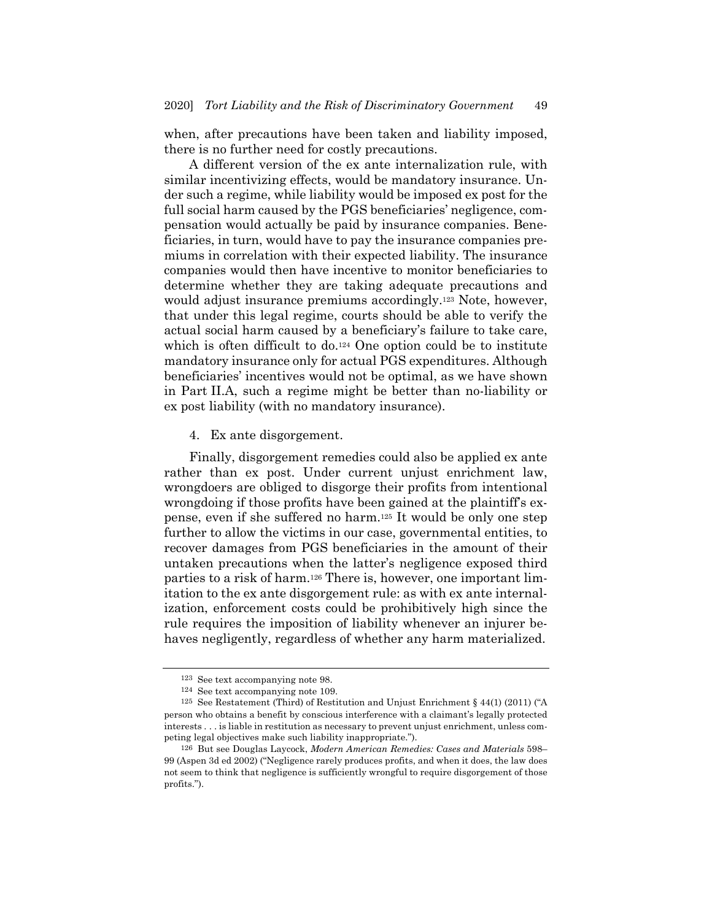when, after precautions have been taken and liability imposed, there is no further need for costly precautions.

A different version of the ex ante internalization rule, with similar incentivizing effects, would be mandatory insurance. Under such a regime, while liability would be imposed ex post for the full social harm caused by the PGS beneficiaries' negligence, compensation would actually be paid by insurance companies. Beneficiaries, in turn, would have to pay the insurance companies premiums in correlation with their expected liability. The insurance companies would then have incentive to monitor beneficiaries to determine whether they are taking adequate precautions and would adjust insurance premiums accordingly.[123] Note, however, that under this legal regime, courts should be able to verify the actual social harm caused by a beneficiary's failure to take care, which is often difficult to do.[124] One option could be to institute mandatory insurance only for actual PGS expenditures. Although beneficiaries' incentives would not be optimal, as we have shown in Part II.A, such a regime might be better than no-liability or ex post liability (with no mandatory insurance).

4. Ex ante disgorgement.

Finally, disgorgement remedies could also be applied ex ante rather than ex post. Under current unjust enrichment law, wrongdoers are obliged to disgorge their profits from intentional wrongdoing if those profits have been gained at the plaintiff's expense, even if she suffered no harm.[125] It would be only one step further to allow the victims in our case, governmental entities, to recover damages from PGS beneficiaries in the amount of their untaken precautions when the latter's negligence exposed third parties to a risk of harm.[126] There is, however, one important limitation to the ex ante disgorgement rule: as with ex ante internalization, enforcement costs could be prohibitively high since the rule requires the imposition of liability whenever an injurer behaves negligently, regardless of whether any harm materialized.

---

[123] See text accompanying note 98.

[124] See text accompanying note 109.

[125] See Restatement (Third) of Restitution and Unjust Enrichment § 44(1) (2011) ("A person who obtains a benefit by conscious interference with a claimant's legally protected interests . . . is liable in restitution as necessary to prevent unjust enrichment, unless competing legal objectives make such liability inappropriate.").

[126] But see Douglas Laycock, *Modern American Remedies: Cases and Materials* 598–99 (Aspen 3d ed 2002) ("Negligence rarely produces profits, and when it does, the law does not seem to think that negligence is sufficiently wrongful to require disgorgement of those profits.").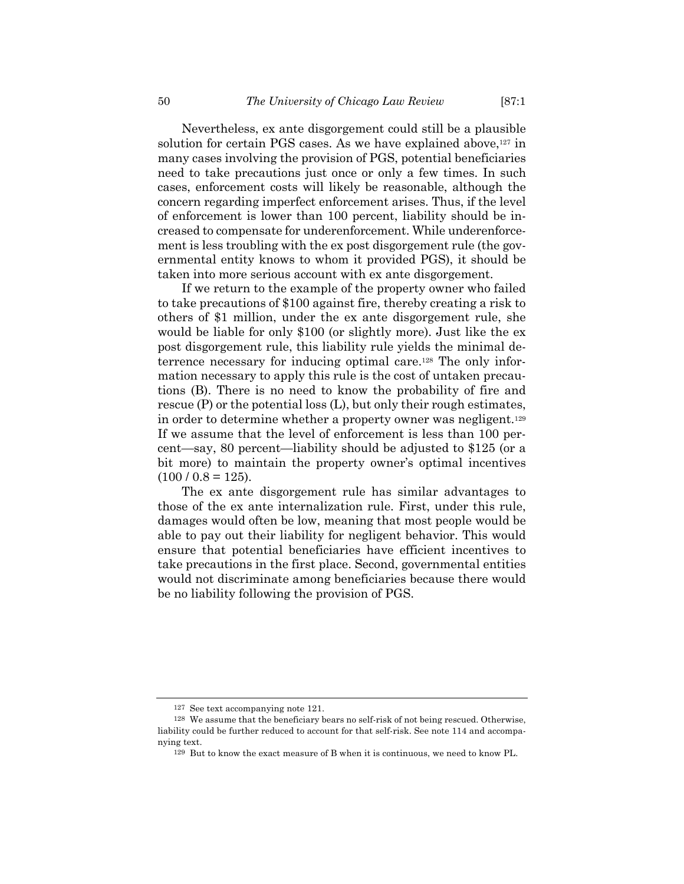Nevertheless, ex ante disgorgement could still be a plausible solution for certain PGS cases. As we have explained above,[127] in many cases involving the provision of PGS, potential beneficiaries need to take precautions just once or only a few times. In such cases, enforcement costs will likely be reasonable, although the concern regarding imperfect enforcement arises. Thus, if the level of enforcement is lower than 100 percent, liability should be increased to compensate for underenforcement. While underenforcement is less troubling with the ex post disgorgement rule (the governmental entity knows to whom it provided PGS), it should be taken into more serious account with ex ante disgorgement.

If we return to the example of the property owner who failed to take precautions of $100 against fire, thereby creating a risk to others of $1 million, under the ex ante disgorgement rule, she would be liable for only $100 (or slightly more). Just like the ex post disgorgement rule, this liability rule yields the minimal deterrence necessary for inducing optimal care.[128] The only information necessary to apply this rule is the cost of untaken precautions (B). There is no need to know the probability of fire and rescue (P) or the potential loss (L), but only their rough estimates, in order to determine whether a property owner was negligent.[129] If we assume that the level of enforcement is less than 100 percent—say, 80 percent—liability should be adjusted to $125 (or a bit more) to maintain the property owner's optimal incentives (100 / 0.8 = 125).

The ex ante disgorgement rule has similar advantages to those of the ex ante internalization rule. First, under this rule, damages would often be low, meaning that most people would be able to pay out their liability for negligent behavior. This would ensure that potential beneficiaries have efficient incentives to take precautions in the first place. Second, governmental entities would not discriminate among beneficiaries because there would be no liability following the provision of PGS.

---

[127] See text accompanying note 121.

[128] We assume that the beneficiary bears no self-risk of not being rescued. Otherwise, liability could be further reduced to account for that self-risk. See note 114 and accompanying text.

[129] But to know the exact measure of B when it is continuous, we need to know PL.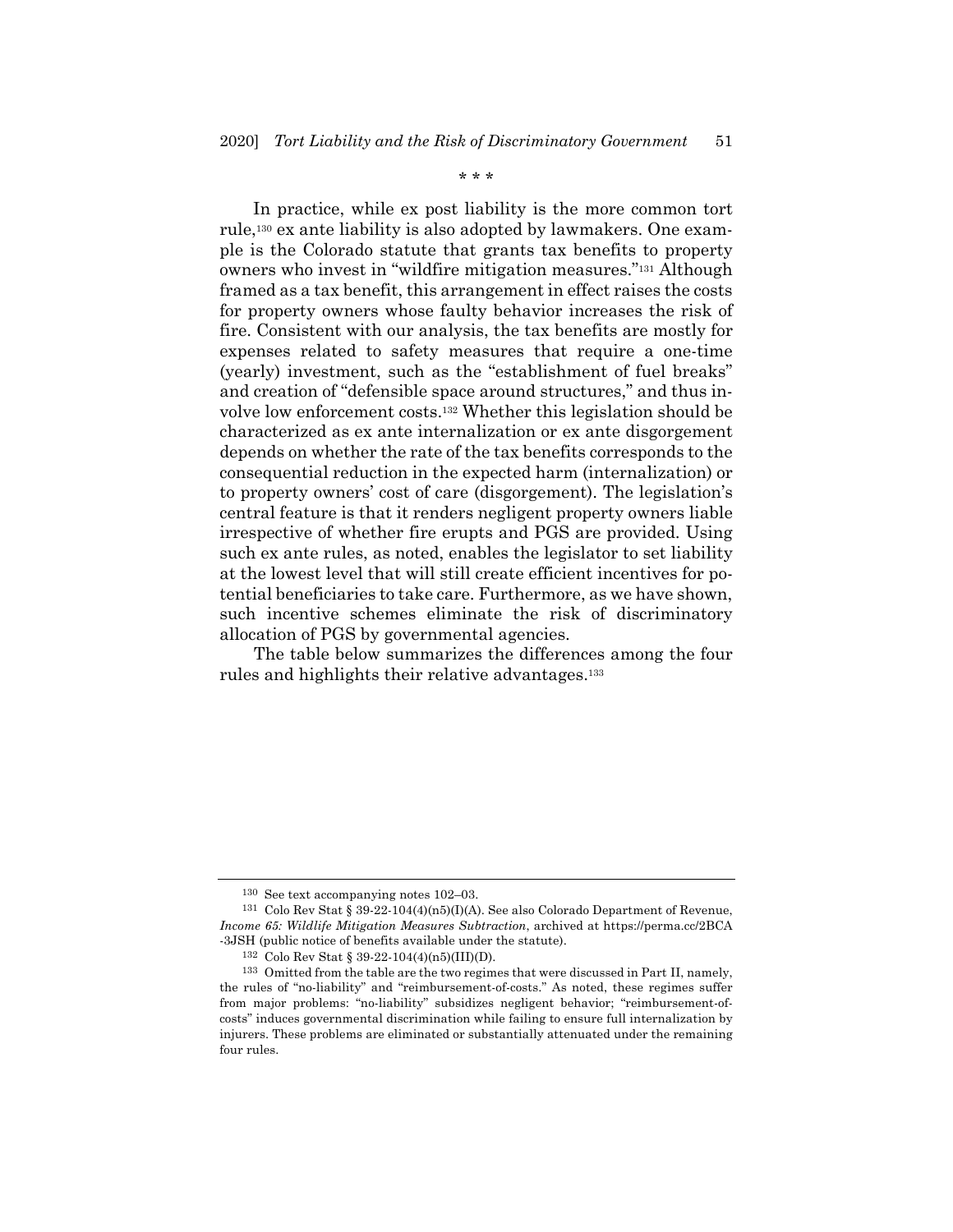\* \* \*

In practice, while ex post liability is the more common tort rule,[130] ex ante liability is also adopted by lawmakers. One example is the Colorado statute that grants tax benefits to property owners who invest in "wildfire mitigation measures."[131] Although framed as a tax benefit, this arrangement in effect raises the costs for property owners whose faulty behavior increases the risk of fire. Consistent with our analysis, the tax benefits are mostly for expenses related to safety measures that require a one-time (yearly) investment, such as the "establishment of fuel breaks" and creation of "defensible space around structures," and thus involve low enforcement costs.[132] Whether this legislation should be characterized as ex ante internalization or ex ante disgorgement depends on whether the rate of the tax benefits corresponds to the consequential reduction in the expected harm (internalization) or to property owners' cost of care (disgorgement). The legislation's central feature is that it renders negligent property owners liable irrespective of whether fire erupts and PGS are provided. Using such ex ante rules, as noted, enables the legislator to set liability at the lowest level that will still create efficient incentives for potential beneficiaries to take care. Furthermore, as we have shown, such incentive schemes eliminate the risk of discriminatory allocation of PGS by governmental agencies.

The table below summarizes the differences among the four rules and highlights their relative advantages.[133]

---

[130] See text accompanying notes 102–03.

[131] Colo Rev Stat § 39-22-104(4)(n5)(I)(A). See also Colorado Department of Revenue, *Income 65: Wildlife Mitigation Measures Subtraction*, archived at https://perma.cc/2BCA-3JSH (public notice of benefits available under the statute).

[132] Colo Rev Stat § 39-22-104(4)(n5)(III)(D).

[133] Omitted from the table are the two regimes that were discussed in Part II, namely, the rules of "no-liability" and "reimbursement-of-costs." As noted, these regimes suffer from major problems: "no-liability" subsidizes negligent behavior; "reimbursement-of-costs" induces governmental discrimination while failing to ensure full internalization by injurers. These problems are eliminated or substantially attenuated under the remaining four rules.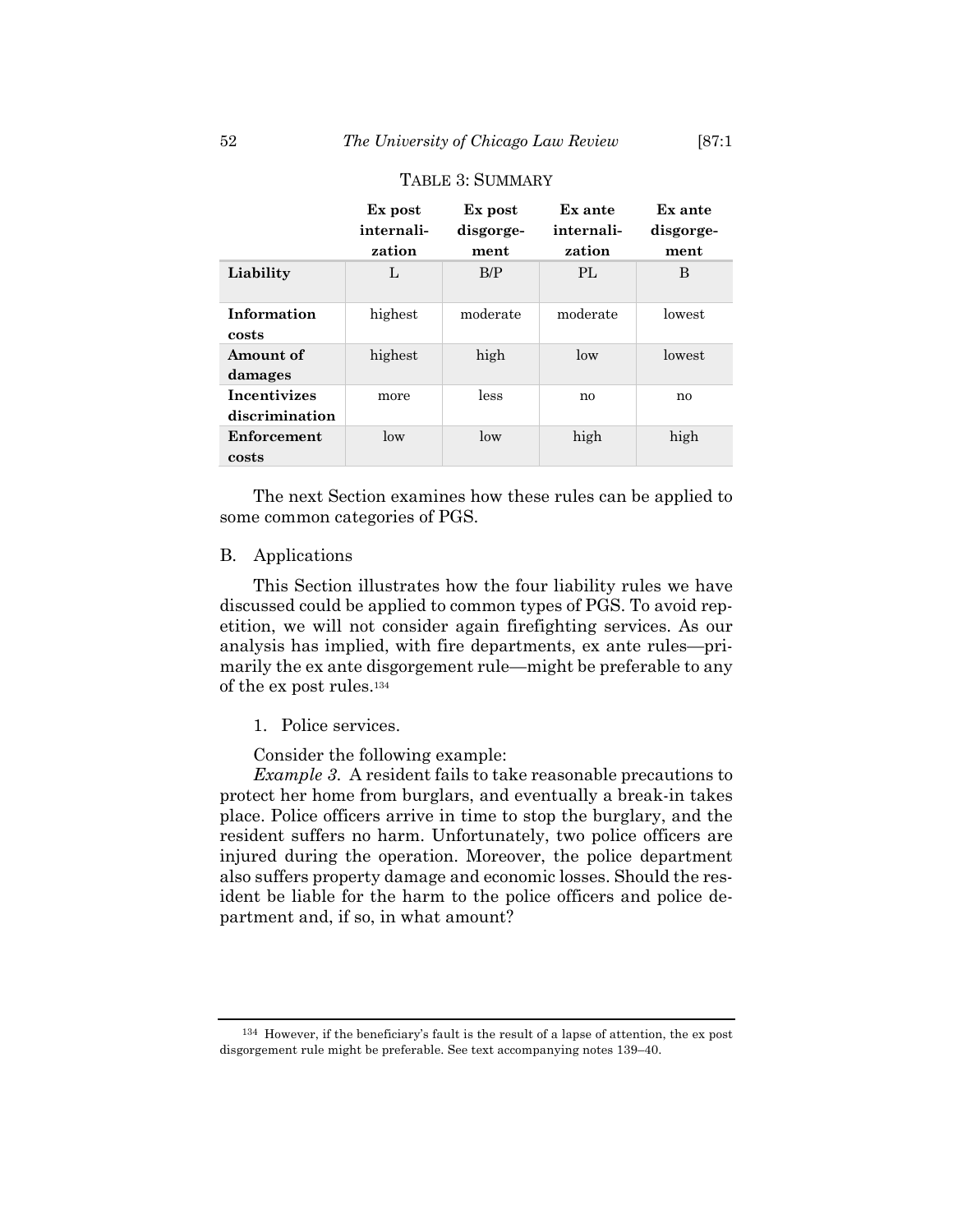TABLE 3: SUMMARY

| | Ex post internalization | Ex post disgorgement | Ex ante internalization | Ex ante disgorgement |
|---|---|---|---|---|
| **Liability** | L | B/P | PL | B |
| **Information costs** | highest | moderate | moderate | lowest |
| **Amount of damages** | highest | high | low | lowest |
| **Incentivizes discrimination** | more | less | no | no |
| **Enforcement costs** | low | low | high | high |

The next Section examines how these rules can be applied to some common categories of PGS.

## B. Applications

This Section illustrates how the four liability rules we have discussed could be applied to common types of PGS. To avoid repetition, we will not consider again firefighting services. As our analysis has implied, with fire departments, ex ante rules—primarily the ex ante disgorgement rule—might be preferable to any of the ex post rules.[134]

### 1. Police services.

Consider the following example:

*Example 3.* A resident fails to take reasonable precautions to protect her home from burglars, and eventually a break-in takes place. Police officers arrive in time to stop the burglary, and the resident suffers no harm. Unfortunately, two police officers are injured during the operation. Moreover, the police department also suffers property damage and economic losses. Should the resident be liable for the harm to the police officers and police department and, if so, in what amount?

[134] However, if the beneficiary's fault is the result of a lapse of attention, the ex post disgorgement rule might be preferable. See text accompanying notes 139–40.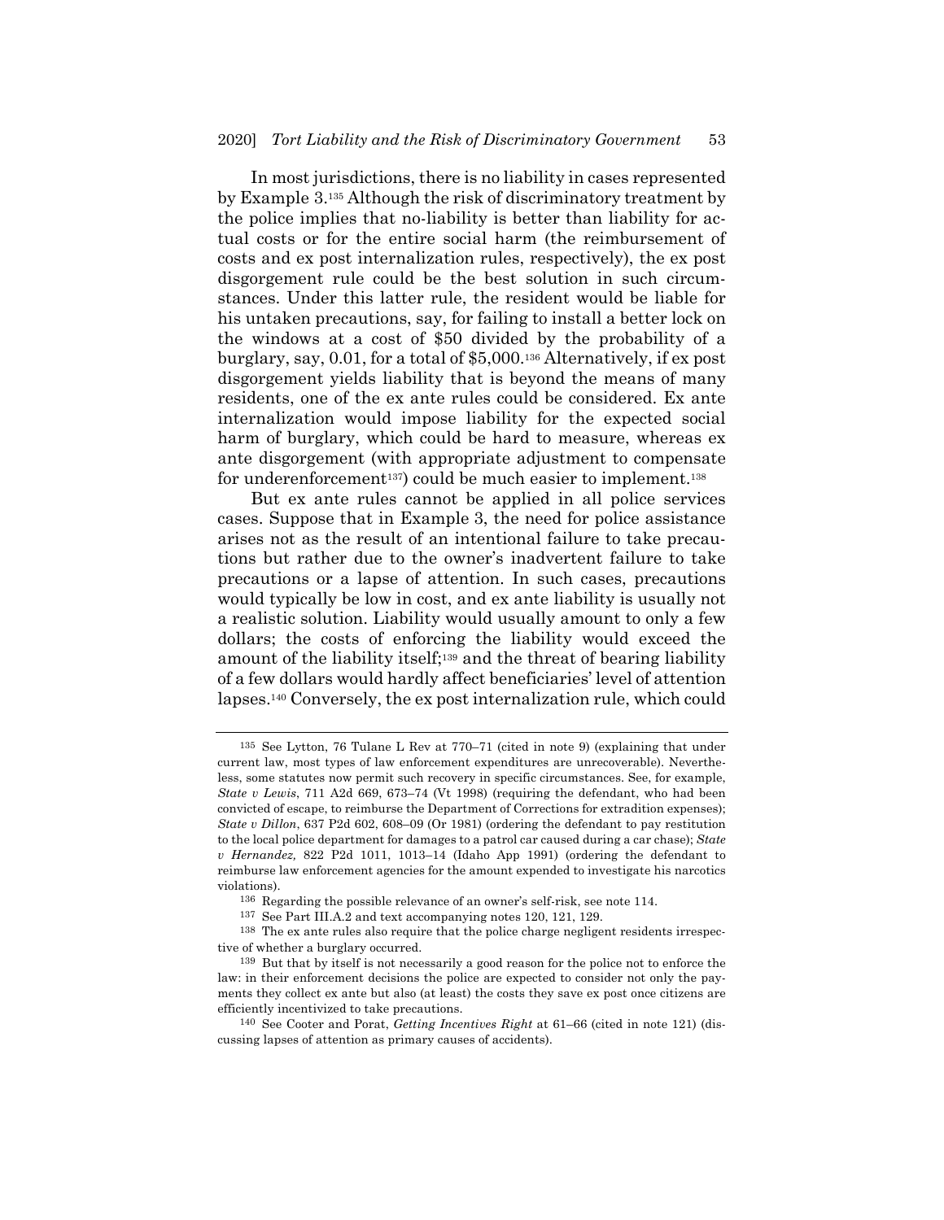In most jurisdictions, there is no liability in cases represented by Example 3.[135] Although the risk of discriminatory treatment by the police implies that no-liability is better than liability for actual costs or for the entire social harm (the reimbursement of costs and ex post internalization rules, respectively), the ex post disgorgement rule could be the best solution in such circumstances. Under this latter rule, the resident would be liable for his untaken precautions, say, for failing to install a better lock on the windows at a cost of $50 divided by the probability of a burglary, say, 0.01, for a total of $5,000.[136] Alternatively, if ex post disgorgement yields liability that is beyond the means of many residents, one of the ex ante rules could be considered. Ex ante internalization would impose liability for the expected social harm of burglary, which could be hard to measure, whereas ex ante disgorgement (with appropriate adjustment to compensate for underenforcement[137]) could be much easier to implement.[138]

But ex ante rules cannot be applied in all police services cases. Suppose that in Example 3, the need for police assistance arises not as the result of an intentional failure to take precautions but rather due to the owner's inadvertent failure to take precautions or a lapse of attention. In such cases, precautions would typically be low in cost, and ex ante liability is usually not a realistic solution. Liability would usually amount to only a few dollars; the costs of enforcing the liability would exceed the amount of the liability itself;[139] and the threat of bearing liability of a few dollars would hardly affect beneficiaries' level of attention lapses.[140] Conversely, the ex post internalization rule, which could

---

[135] See Lytton, 76 Tulane L Rev at 770–71 (cited in note 9) (explaining that under current law, most types of law enforcement expenditures are unrecoverable). Nevertheless, some statutes now permit such recovery in specific circumstances. See, for example, *State v Lewis*, 711 A2d 669, 673–74 (Vt 1998) (requiring the defendant, who had been convicted of escape, to reimburse the Department of Corrections for extradition expenses); *State v Dillon*, 637 P2d 602, 608–09 (Or 1981) (ordering the defendant to pay restitution to the local police department for damages to a patrol car caused during a car chase); *State v Hernandez*, 822 P2d 1011, 1013–14 (Idaho App 1991) (ordering the defendant to reimburse law enforcement agencies for the amount expended to investigate his narcotics violations).

[136] Regarding the possible relevance of an owner's self-risk, see note 114.

[137] See Part III.A.2 and text accompanying notes 120, 121, 129.

[138] The ex ante rules also require that the police charge negligent residents irrespective of whether a burglary occurred.

[139] But that by itself is not necessarily a good reason for the police not to enforce the law: in their enforcement decisions the police are expected to consider not only the payments they collect ex ante but also (at least) the costs they save ex post once citizens are efficiently incentivized to take precautions.

[140] See Cooter and Porat, *Getting Incentives Right* at 61–66 (cited in note 121) (discussing lapses of attention as primary causes of accidents).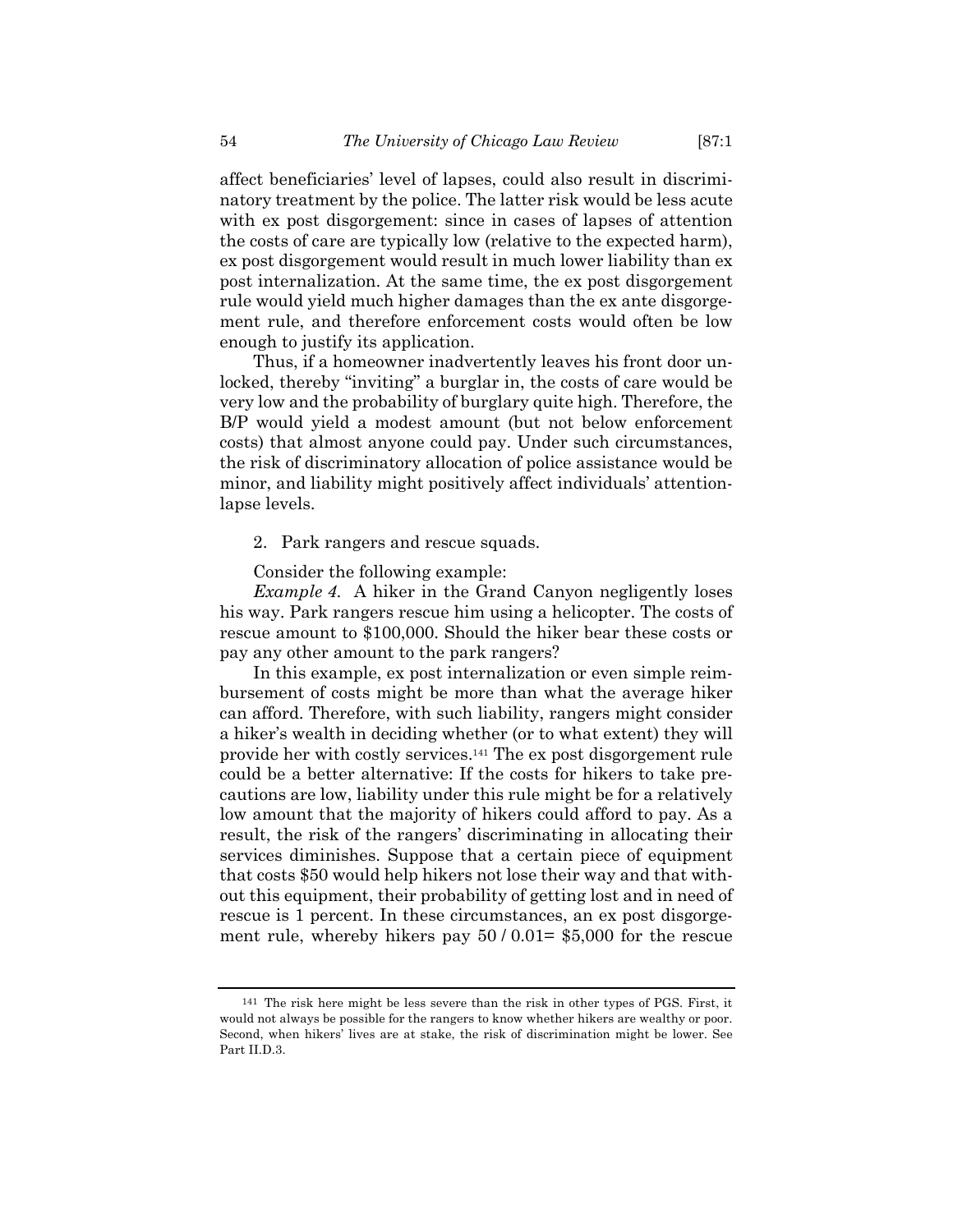affect beneficiaries' level of lapses, could also result in discriminatory treatment by the police. The latter risk would be less acute with ex post disgorgement: since in cases of lapses of attention the costs of care are typically low (relative to the expected harm), ex post disgorgement would result in much lower liability than ex post internalization. At the same time, the ex post disgorgement rule would yield much higher damages than the ex ante disgorgement rule, and therefore enforcement costs would often be low enough to justify its application.

Thus, if a homeowner inadvertently leaves his front door unlocked, thereby "inviting" a burglar in, the costs of care would be very low and the probability of burglary quite high. Therefore, the B/P would yield a modest amount (but not below enforcement costs) that almost anyone could pay. Under such circumstances, the risk of discriminatory allocation of police assistance would be minor, and liability might positively affect individuals' attention-lapse levels.

2. Park rangers and rescue squads.

Consider the following example:

*Example 4.* A hiker in the Grand Canyon negligently loses his way. Park rangers rescue him using a helicopter. The costs of rescue amount to $100,000. Should the hiker bear these costs or pay any other amount to the park rangers?

In this example, ex post internalization or even simple reimbursement of costs might be more than what the average hiker can afford. Therefore, with such liability, rangers might consider a hiker's wealth in deciding whether (or to what extent) they will provide her with costly services.[141] The ex post disgorgement rule could be a better alternative: If the costs for hikers to take precautions are low, liability under this rule might be for a relatively low amount that the majority of hikers could afford to pay. As a result, the risk of the rangers' discriminating in allocating their services diminishes. Suppose that a certain piece of equipment that costs $50 would help hikers not lose their way and that without this equipment, their probability of getting lost and in need of rescue is 1 percent. In these circumstances, an ex post disgorgement rule, whereby hikers pay 50 / 0.01= $5,000 for the rescue

---

[141] The risk here might be less severe than the risk in other types of PGS. First, it would not always be possible for the rangers to know whether hikers are wealthy or poor. Second, when hikers' lives are at stake, the risk of discrimination might be lower. See Part II.D.3.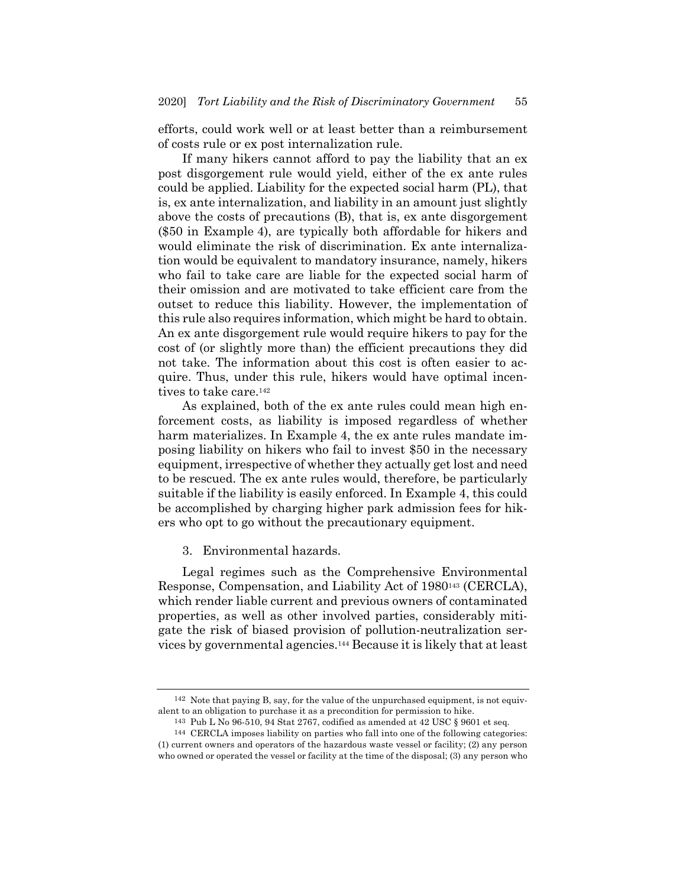efforts, could work well or at least better than a reimbursement of costs rule or ex post internalization rule.

If many hikers cannot afford to pay the liability that an ex post disgorgement rule would yield, either of the ex ante rules could be applied. Liability for the expected social harm (PL), that is, ex ante internalization, and liability in an amount just slightly above the costs of precautions (B), that is, ex ante disgorgement ($50 in Example 4), are typically both affordable for hikers and would eliminate the risk of discrimination. Ex ante internalization would be equivalent to mandatory insurance, namely, hikers who fail to take care are liable for the expected social harm of their omission and are motivated to take efficient care from the outset to reduce this liability. However, the implementation of this rule also requires information, which might be hard to obtain. An ex ante disgorgement rule would require hikers to pay for the cost of (or slightly more than) the efficient precautions they did not take. The information about this cost is often easier to acquire. Thus, under this rule, hikers would have optimal incentives to take care.[142]

As explained, both of the ex ante rules could mean high enforcement costs, as liability is imposed regardless of whether harm materializes. In Example 4, the ex ante rules mandate imposing liability on hikers who fail to invest $50 in the necessary equipment, irrespective of whether they actually get lost and need to be rescued. The ex ante rules would, therefore, be particularly suitable if the liability is easily enforced. In Example 4, this could be accomplished by charging higher park admission fees for hikers who opt to go without the precautionary equipment.

3. Environmental hazards.

Legal regimes such as the Comprehensive Environmental Response, Compensation, and Liability Act of 1980[143] (CERCLA), which render liable current and previous owners of contaminated properties, as well as other involved parties, considerably mitigate the risk of biased provision of pollution-neutralization services by governmental agencies.[144] Because it is likely that at least

---

[142] Note that paying B, say, for the value of the unpurchased equipment, is not equivalent to an obligation to purchase it as a precondition for permission to hike.

[143] Pub L No 96-510, 94 Stat 2767, codified as amended at 42 USC § 9601 et seq.

[144] CERCLA imposes liability on parties who fall into one of the following categories: (1) current owners and operators of the hazardous waste vessel or facility; (2) any person who owned or operated the vessel or facility at the time of the disposal; (3) any person who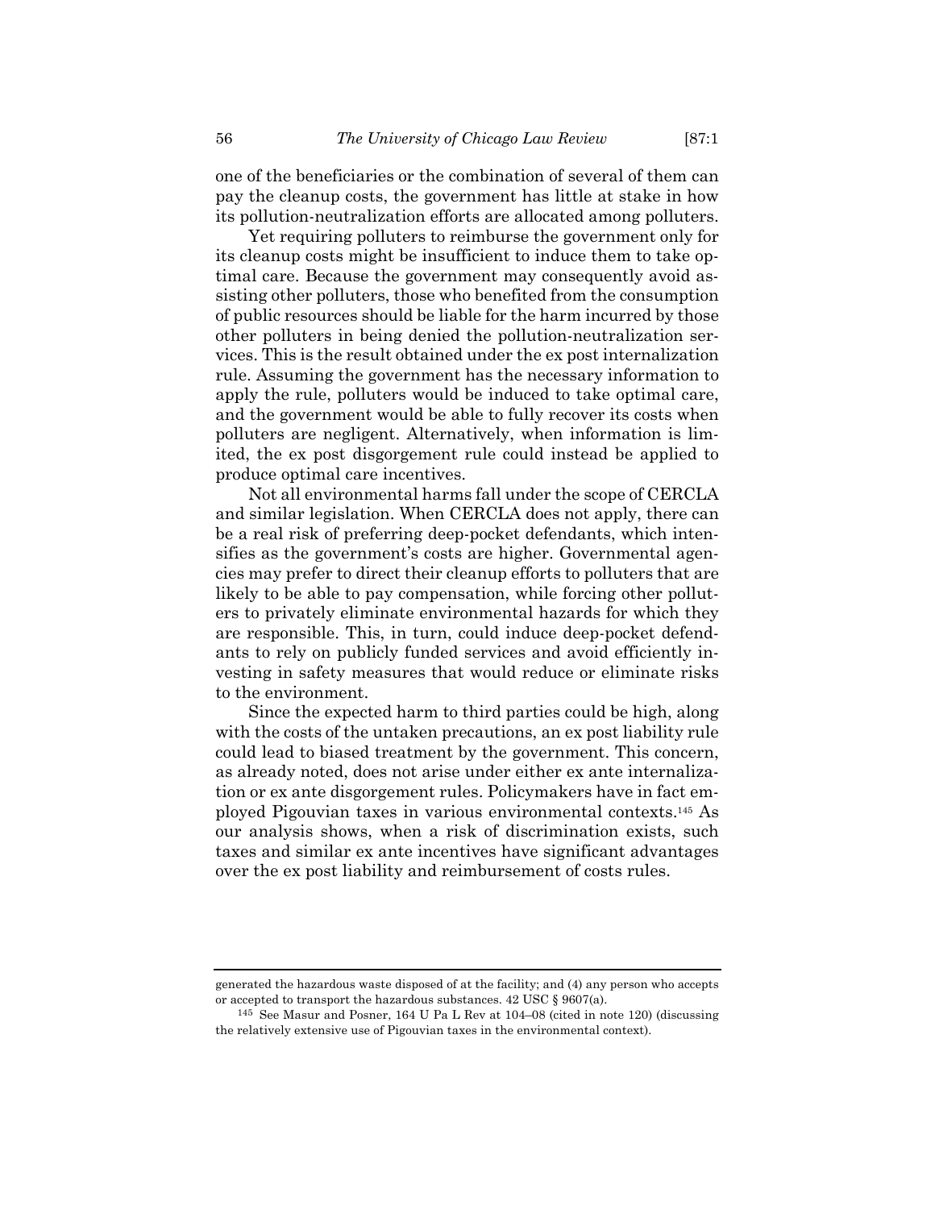one of the beneficiaries or the combination of several of them can pay the cleanup costs, the government has little at stake in how its pollution-neutralization efforts are allocated among polluters.

Yet requiring polluters to reimburse the government only for its cleanup costs might be insufficient to induce them to take optimal care. Because the government may consequently avoid assisting other polluters, those who benefited from the consumption of public resources should be liable for the harm incurred by those other polluters in being denied the pollution-neutralization services. This is the result obtained under the ex post internalization rule. Assuming the government has the necessary information to apply the rule, polluters would be induced to take optimal care, and the government would be able to fully recover its costs when polluters are negligent. Alternatively, when information is limited, the ex post disgorgement rule could instead be applied to produce optimal care incentives.

Not all environmental harms fall under the scope of CERCLA and similar legislation. When CERCLA does not apply, there can be a real risk of preferring deep-pocket defendants, which intensifies as the government's costs are higher. Governmental agencies may prefer to direct their cleanup efforts to polluters that are likely to be able to pay compensation, while forcing other polluters to privately eliminate environmental hazards for which they are responsible. This, in turn, could induce deep-pocket defendants to rely on publicly funded services and avoid efficiently investing in safety measures that would reduce or eliminate risks to the environment.

Since the expected harm to third parties could be high, along with the costs of the untaken precautions, an ex post liability rule could lead to biased treatment by the government. This concern, as already noted, does not arise under either ex ante internalization or ex ante disgorgement rules. Policymakers have in fact employed Pigouvian taxes in various environmental contexts.[145] As our analysis shows, when a risk of discrimination exists, such taxes and similar ex ante incentives have significant advantages over the ex post liability and reimbursement of costs rules.

---

generated the hazardous waste disposed of at the facility; and (4) any person who accepts or accepted to transport the hazardous substances. 42 USC § 9607(a).

[145] See Masur and Posner, 164 U Pa L Rev at 104–08 (cited in note 120) (discussing the relatively extensive use of Pigouvian taxes in the environmental context).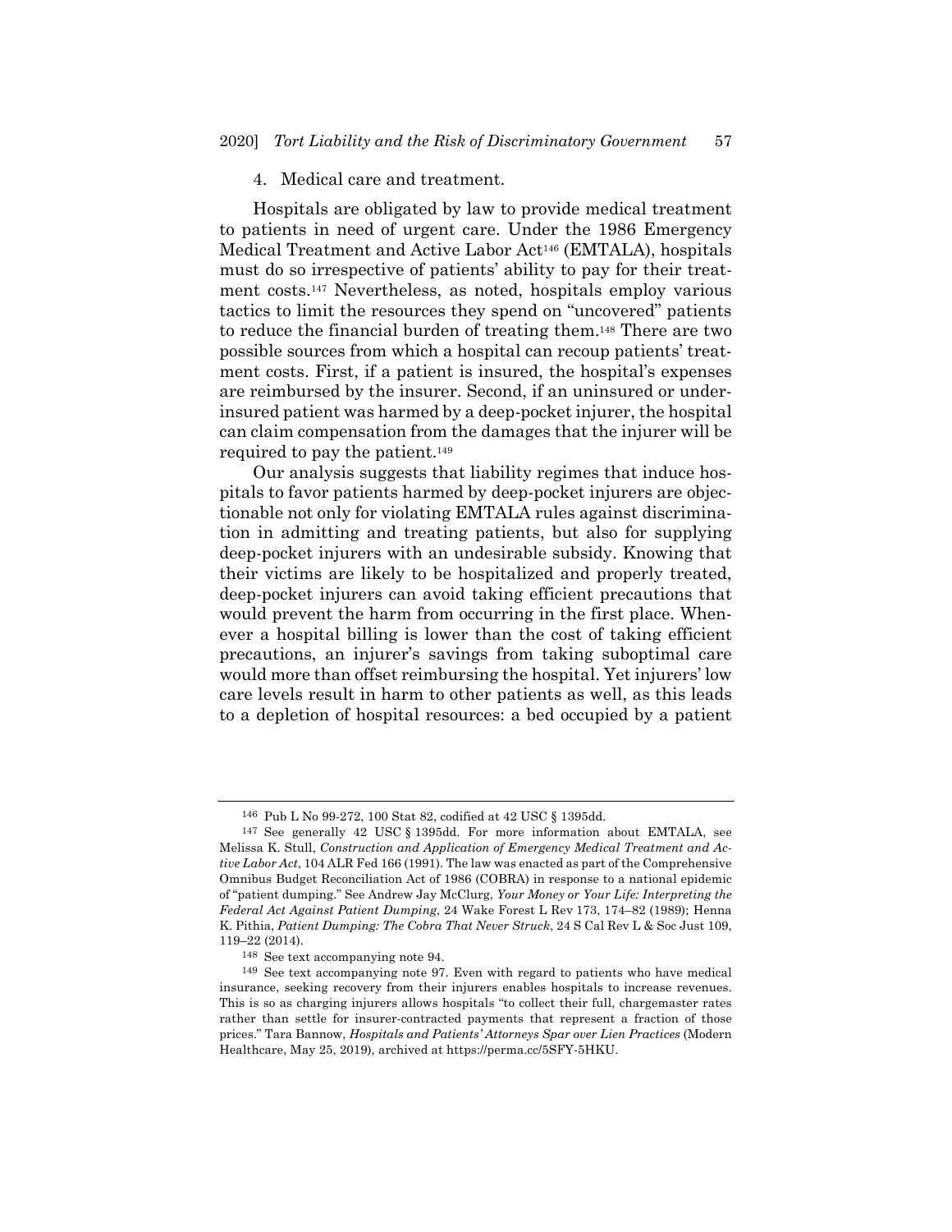4. Medical care and treatment.

Hospitals are obligated by law to provide medical treatment to patients in need of urgent care. Under the 1986 Emergency Medical Treatment and Active Labor Act[146] (EMTALA), hospitals must do so irrespective of patients' ability to pay for their treatment costs.[147] Nevertheless, as noted, hospitals employ various tactics to limit the resources they spend on "uncovered" patients to reduce the financial burden of treating them.[148] There are two possible sources from which a hospital can recoup patients' treatment costs. First, if a patient is insured, the hospital's expenses are reimbursed by the insurer. Second, if an uninsured or underinsured patient was harmed by a deep-pocket injurer, the hospital can claim compensation from the damages that the injurer will be required to pay the patient.[149]

Our analysis suggests that liability regimes that induce hospitals to favor patients harmed by deep-pocket injurers are objectionable not only for violating EMTALA rules against discrimination in admitting and treating patients, but also for supplying deep-pocket injurers with an undesirable subsidy. Knowing that their victims are likely to be hospitalized and properly treated, deep-pocket injurers can avoid taking efficient precautions that would prevent the harm from occurring in the first place. Whenever a hospital billing is lower than the cost of taking efficient precautions, an injurer's savings from taking suboptimal care would more than offset reimbursing the hospital. Yet injurers' low care levels result in harm to other patients as well, as this leads to a depletion of hospital resources: a bed occupied by a patient

---

[146] Pub L No 99-272, 100 Stat 82, codified at 42 USC § 1395dd.

[147] See generally 42 USC § 1395dd. For more information about EMTALA, see Melissa K. Stull, *Construction and Application of Emergency Medical Treatment and Active Labor Act*, 104 ALR Fed 166 (1991). The law was enacted as part of the Comprehensive Omnibus Budget Reconciliation Act of 1986 (COBRA) in response to a national epidemic of "patient dumping." See Andrew Jay McClurg, *Your Money or Your Life: Interpreting the Federal Act Against Patient Dumping*, 24 Wake Forest L Rev 173, 174–82 (1989); Henna K. Pithia, *Patient Dumping: The Cobra That Never Struck*, 24 S Cal Rev L & Soc Just 109, 119–22 (2014).

[148] See text accompanying note 94.

[149] See text accompanying note 97. Even with regard to patients who have medical insurance, seeking recovery from their injurers enables hospitals to increase revenues. This is so as charging injurers allows hospitals "to collect their full, chargemaster rates rather than settle for insurer-contracted payments that represent a fraction of those prices." Tara Bannow, *Hospitals and Patients' Attorneys Spar over Lien Practices* (Modern Healthcare, May 25, 2019), archived at https://perma.cc/5SFY-5HKU.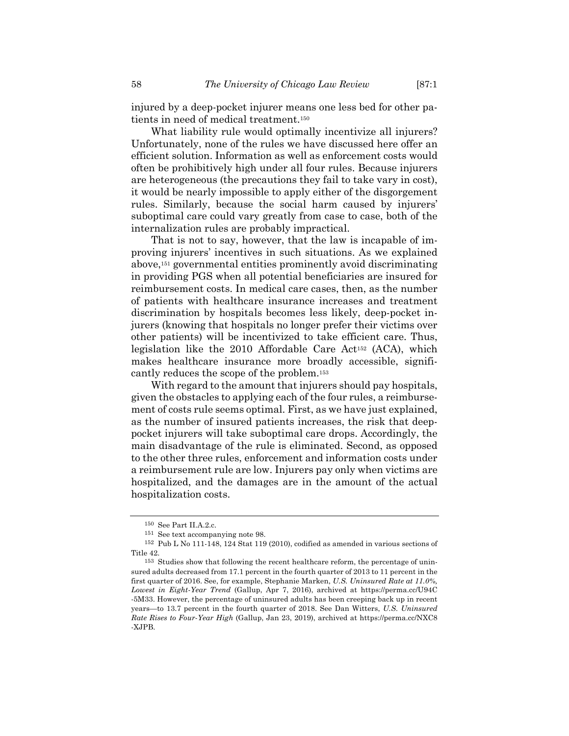injured by a deep-pocket injurer means one less bed for other patients in need of medical treatment.[150]

What liability rule would optimally incentivize all injurers? Unfortunately, none of the rules we have discussed here offer an efficient solution. Information as well as enforcement costs would often be prohibitively high under all four rules. Because injurers are heterogeneous (the precautions they fail to take vary in cost), it would be nearly impossible to apply either of the disgorgement rules. Similarly, because the social harm caused by injurers' suboptimal care could vary greatly from case to case, both of the internalization rules are probably impractical.

That is not to say, however, that the law is incapable of improving injurers' incentives in such situations. As we explained above,[151] governmental entities prominently avoid discriminating in providing PGS when all potential beneficiaries are insured for reimbursement costs. In medical care cases, then, as the number of patients with healthcare insurance increases and treatment discrimination by hospitals becomes less likely, deep-pocket injurers (knowing that hospitals no longer prefer their victims over other patients) will be incentivized to take efficient care. Thus, legislation like the 2010 Affordable Care Act[152] (ACA), which makes healthcare insurance more broadly accessible, significantly reduces the scope of the problem.[153]

With regard to the amount that injurers should pay hospitals, given the obstacles to applying each of the four rules, a reimbursement of costs rule seems optimal. First, as we have just explained, as the number of insured patients increases, the risk that deep-pocket injurers will take suboptimal care drops. Accordingly, the main disadvantage of the rule is eliminated. Second, as opposed to the other three rules, enforcement and information costs under a reimbursement rule are low. Injurers pay only when victims are hospitalized, and the damages are in the amount of the actual hospitalization costs.

---

[150] See Part II.A.2.c.

[151] See text accompanying note 98.

[152] Pub L No 111-148, 124 Stat 119 (2010), codified as amended in various sections of Title 42.

[153] Studies show that following the recent healthcare reform, the percentage of uninsured adults decreased from 17.1 percent in the fourth quarter of 2013 to 11 percent in the first quarter of 2016. See, for example, Stephanie Marken, *U.S. Uninsured Rate at 11.0%, Lowest in Eight-Year Trend* (Gallup, Apr 7, 2016), archived at https://perma.cc/U94C-5M33. However, the percentage of uninsured adults has been creeping back up in recent years—to 13.7 percent in the fourth quarter of 2018. See Dan Witters, *U.S. Uninsured Rate Rises to Four-Year High* (Gallup, Jan 23, 2019), archived at https://perma.cc/NXC8-XJPB.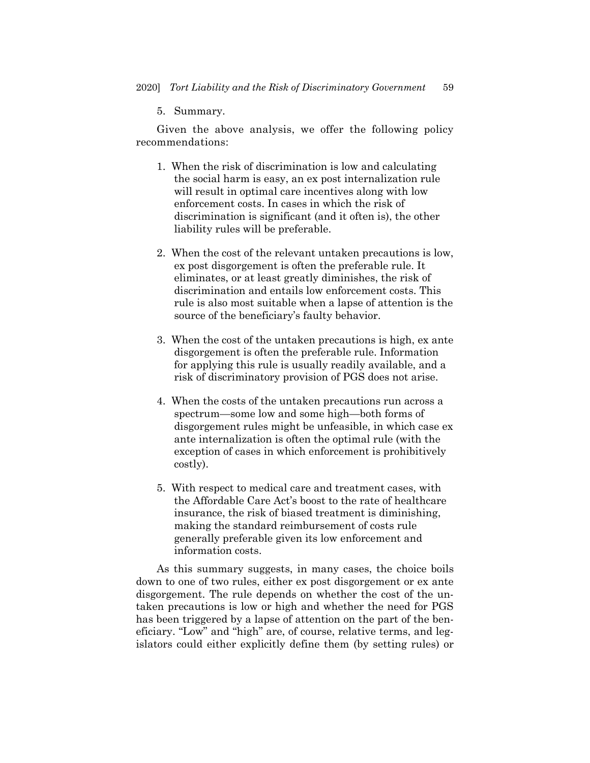5. Summary.

Given the above analysis, we offer the following policy recommendations:

1. When the risk of discrimination is low and calculating the social harm is easy, an ex post internalization rule will result in optimal care incentives along with low enforcement costs. In cases in which the risk of discrimination is significant (and it often is), the other liability rules will be preferable.

2. When the cost of the relevant untaken precautions is low, ex post disgorgement is often the preferable rule. It eliminates, or at least greatly diminishes, the risk of discrimination and entails low enforcement costs. This rule is also most suitable when a lapse of attention is the source of the beneficiary's faulty behavior.

3. When the cost of the untaken precautions is high, ex ante disgorgement is often the preferable rule. Information for applying this rule is usually readily available, and a risk of discriminatory provision of PGS does not arise.

4. When the costs of the untaken precautions run across a spectrum—some low and some high—both forms of disgorgement rules might be unfeasible, in which case ex ante internalization is often the optimal rule (with the exception of cases in which enforcement is prohibitively costly).

5. With respect to medical care and treatment cases, with the Affordable Care Act's boost to the rate of healthcare insurance, the risk of biased treatment is diminishing, making the standard reimbursement of costs rule generally preferable given its low enforcement and information costs.

As this summary suggests, in many cases, the choice boils down to one of two rules, either ex post disgorgement or ex ante disgorgement. The rule depends on whether the cost of the untaken precautions is low or high and whether the need for PGS has been triggered by a lapse of attention on the part of the beneficiary. "Low" and "high" are, of course, relative terms, and legislators could either explicitly define them (by setting rules) or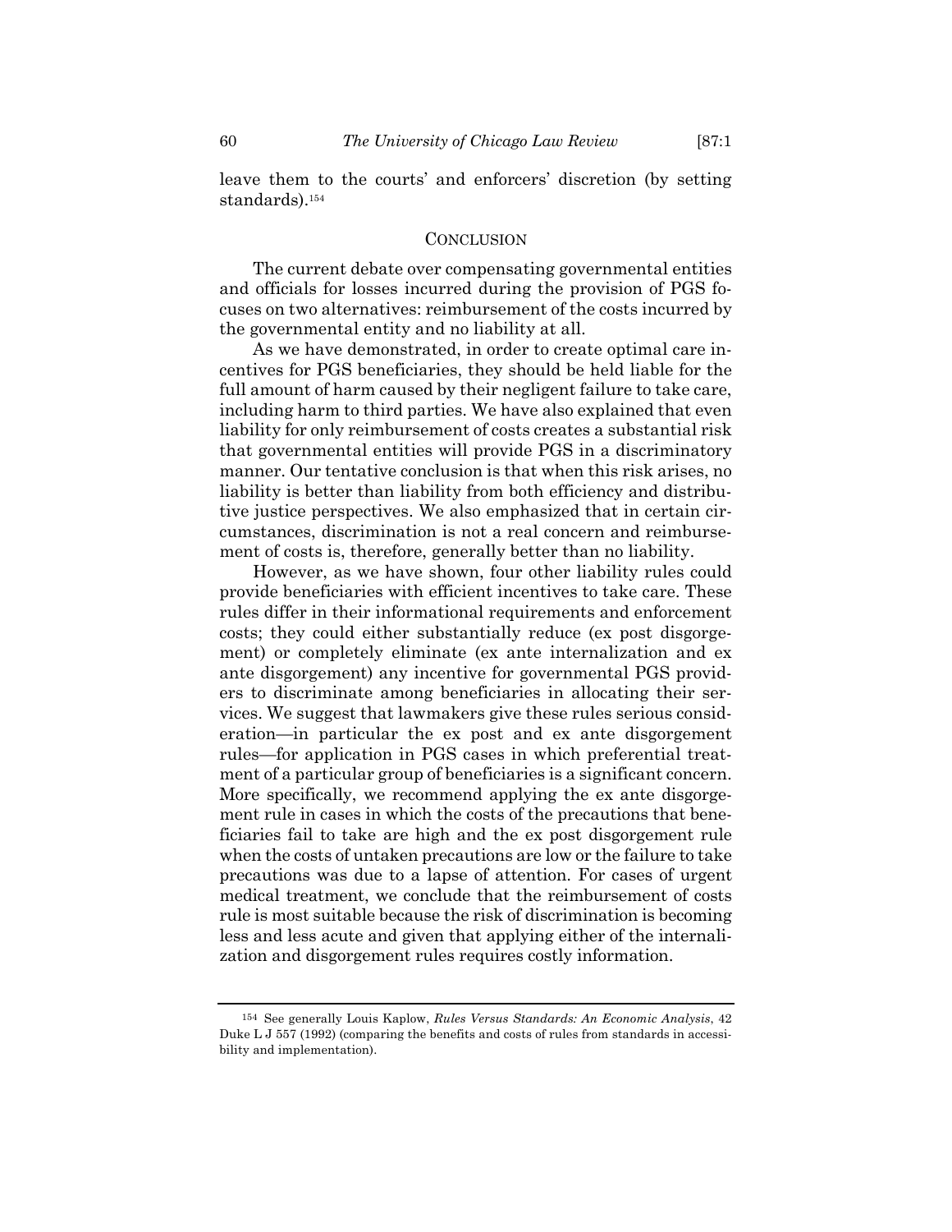leave them to the courts' and enforcers' discretion (by setting standards).[154]

## CONCLUSION

The current debate over compensating governmental entities and officials for losses incurred during the provision of PGS focuses on two alternatives: reimbursement of the costs incurred by the governmental entity and no liability at all.

As we have demonstrated, in order to create optimal care incentives for PGS beneficiaries, they should be held liable for the full amount of harm caused by their negligent failure to take care, including harm to third parties. We have also explained that even liability for only reimbursement of costs creates a substantial risk that governmental entities will provide PGS in a discriminatory manner. Our tentative conclusion is that when this risk arises, no liability is better than liability from both efficiency and distributive justice perspectives. We also emphasized that in certain circumstances, discrimination is not a real concern and reimbursement of costs is, therefore, generally better than no liability.

However, as we have shown, four other liability rules could provide beneficiaries with efficient incentives to take care. These rules differ in their informational requirements and enforcement costs; they could either substantially reduce (ex post disgorgement) or completely eliminate (ex ante internalization and ex ante disgorgement) any incentive for governmental PGS providers to discriminate among beneficiaries in allocating their services. We suggest that lawmakers give these rules serious consideration—in particular the ex post and ex ante disgorgement rules—for application in PGS cases in which preferential treatment of a particular group of beneficiaries is a significant concern. More specifically, we recommend applying the ex ante disgorgement rule in cases in which the costs of the precautions that beneficiaries fail to take are high and the ex post disgorgement rule when the costs of untaken precautions are low or the failure to take precautions was due to a lapse of attention. For cases of urgent medical treatment, we conclude that the reimbursement of costs rule is most suitable because the risk of discrimination is becoming less and less acute and given that applying either of the internalization and disgorgement rules requires costly information.

---

[154] See generally Louis Kaplow, *Rules Versus Standards: An Economic Analysis*, 42 Duke L J 557 (1992) (comparing the benefits and costs of rules from standards in accessibility and implementation).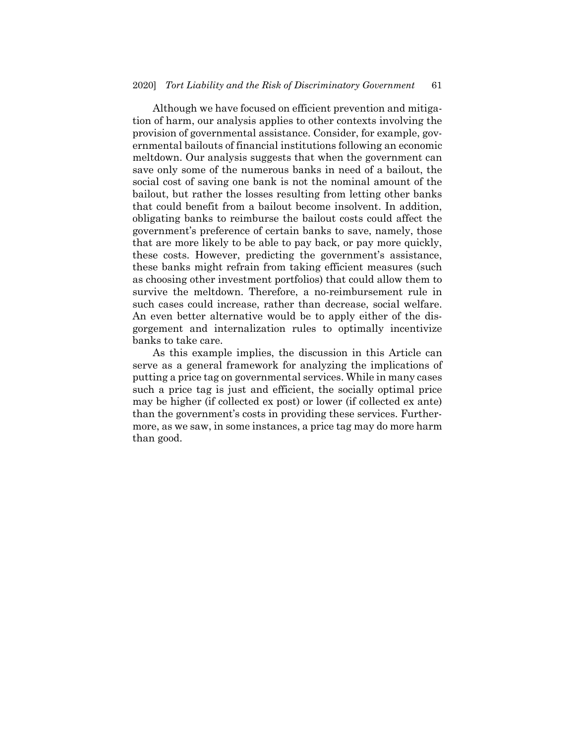Although we have focused on efficient prevention and mitigation of harm, our analysis applies to other contexts involving the provision of governmental assistance. Consider, for example, governmental bailouts of financial institutions following an economic meltdown. Our analysis suggests that when the government can save only some of the numerous banks in need of a bailout, the social cost of saving one bank is not the nominal amount of the bailout, but rather the losses resulting from letting other banks that could benefit from a bailout become insolvent. In addition, obligating banks to reimburse the bailout costs could affect the government's preference of certain banks to save, namely, those that are more likely to be able to pay back, or pay more quickly, these costs. However, predicting the government's assistance, these banks might refrain from taking efficient measures (such as choosing other investment portfolios) that could allow them to survive the meltdown. Therefore, a no-reimbursement rule in such cases could increase, rather than decrease, social welfare. An even better alternative would be to apply either of the disgorgement and internalization rules to optimally incentivize banks to take care.

As this example implies, the discussion in this Article can serve as a general framework for analyzing the implications of putting a price tag on governmental services. While in many cases such a price tag is just and efficient, the socially optimal price may be higher (if collected ex post) or lower (if collected ex ante) than the government's costs in providing these services. Furthermore, as we saw, in some instances, a price tag may do more harm than good.